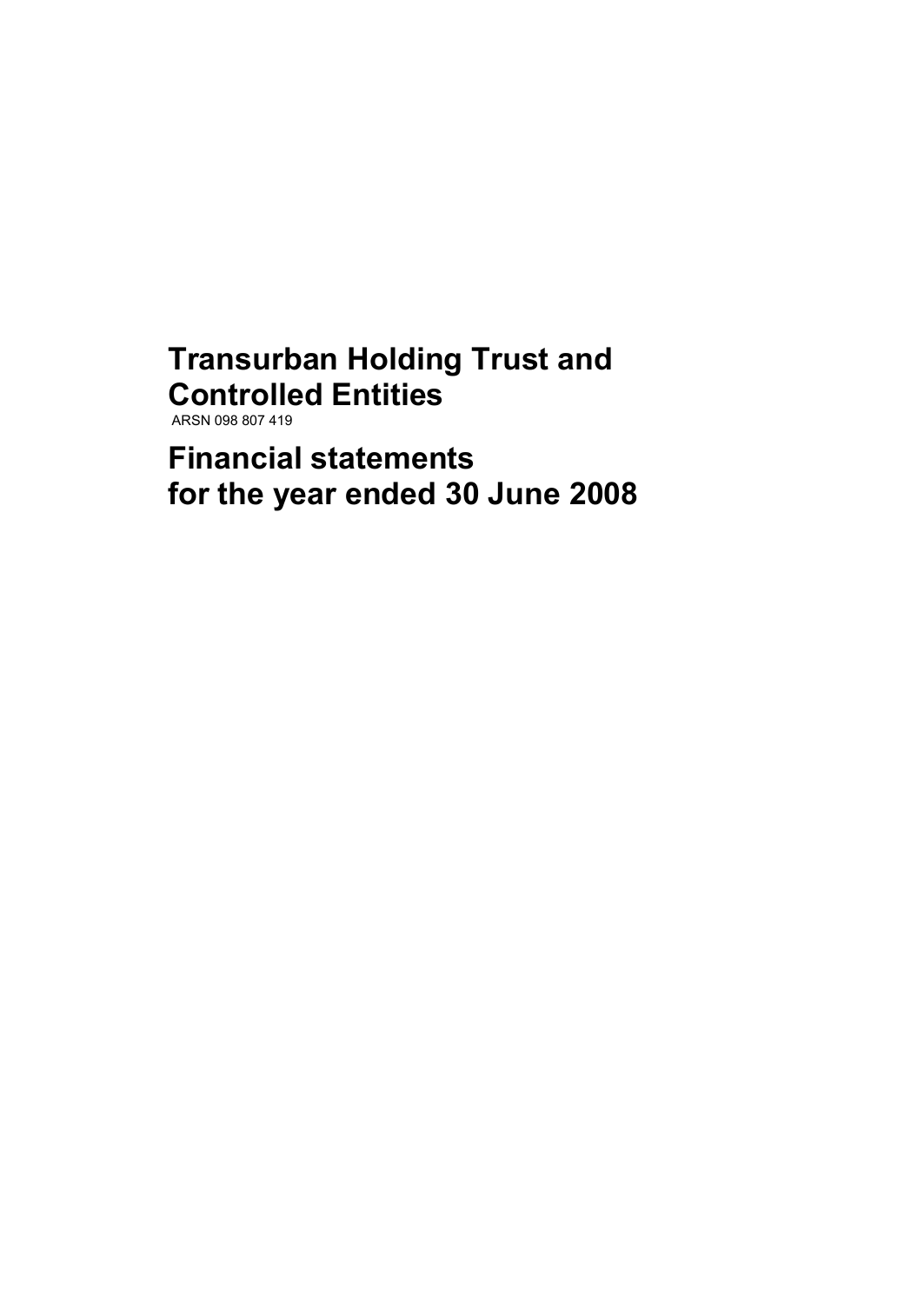# Transurban Holding Trust and Controlled Entities

ARSN 098 807 419

# Financial statements for the year ended 30 June 2008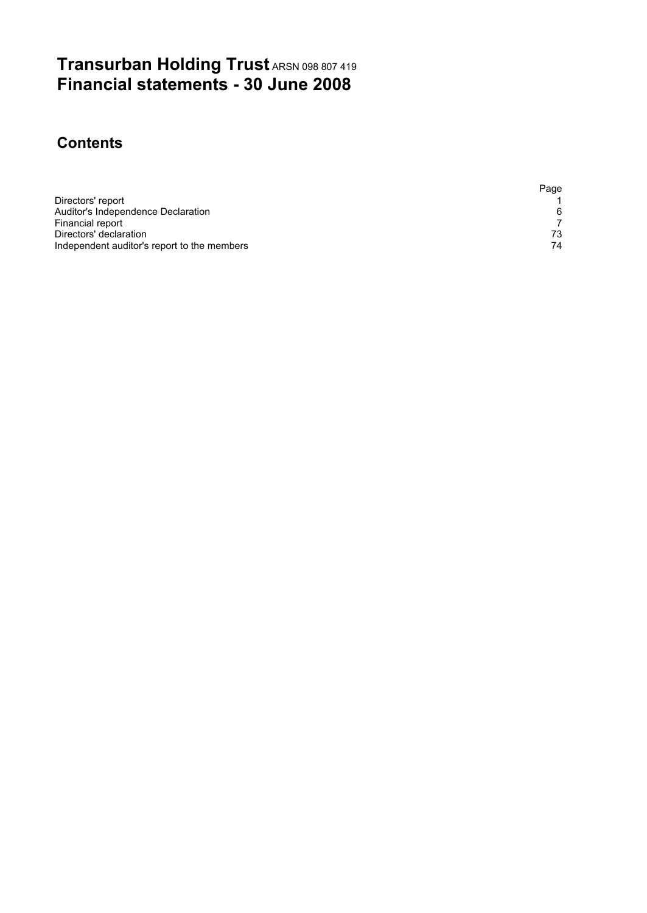# Transurban Holding Trust ARSN 098 807 419
# Financial statements - 30 June 2008

## Contents

| | Page |
|---|---|
| Directors' report | 1 |
| Auditor's Independence Declaration | 6 |
| Financial report | 7 |
| Directors' declaration | 73 |
| Independent auditor's report to the members | 74 |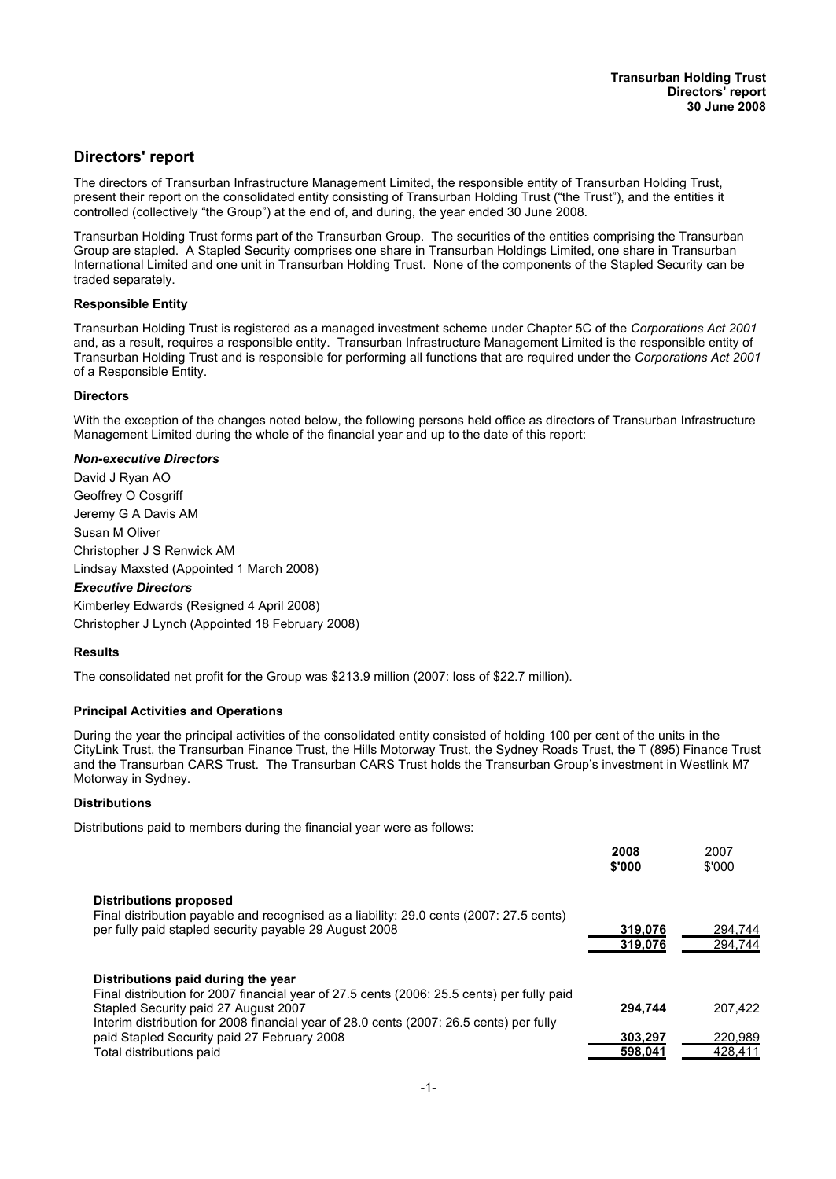# Directors' report

The directors of Transurban Infrastructure Management Limited, the responsible entity of Transurban Holding Trust, present their report on the consolidated entity consisting of Transurban Holding Trust ("the Trust"), and the entities it controlled (collectively "the Group") at the end of, and during, the year ended 30 June 2008.

Transurban Holding Trust forms part of the Transurban Group. The securities of the entities comprising the Transurban Group are stapled. A Stapled Security comprises one share in Transurban Holdings Limited, one share in Transurban International Limited and one unit in Transurban Holding Trust. None of the components of the Stapled Security can be traded separately.

### Responsible Entity

Transurban Holding Trust is registered as a managed investment scheme under Chapter 5C of the *Corporations Act 2001* and, as a result, requires a responsible entity. Transurban Infrastructure Management Limited is the responsible entity of Transurban Holding Trust and is responsible for performing all functions that are required under the *Corporations Act 2001* of a Responsible Entity.

### Directors

With the exception of the changes noted below, the following persons held office as directors of Transurban Infrastructure Management Limited during the whole of the financial year and up to the date of this report:

***Non-executive Directors***

David J Ryan AO
Geoffrey O Cosgriff
Jeremy G A Davis AM
Susan M Oliver
Christopher J S Renwick AM
Lindsay Maxsted (Appointed 1 March 2008)

***Executive Directors***

Kimberley Edwards (Resigned 4 April 2008)
Christopher J Lynch (Appointed 18 February 2008)

### Results

The consolidated net profit for the Group was $213.9 million (2007: loss of $22.7 million).

### Principal Activities and Operations

During the year the principal activities of the consolidated entity consisted of holding 100 per cent of the units in the CityLink Trust, the Transurban Finance Trust, the Hills Motorway Trust, the Sydney Roads Trust, the T (895) Finance Trust and the Transurban CARS Trust. The Transurban CARS Trust holds the Transurban Group's investment in Westlink M7 Motorway in Sydney.

### Distributions

Distributions paid to members during the financial year were as follows:

| | 2008 $'000 | 2007 $'000 |
|---|---|---|
| **Distributions proposed** | | |
| Final distribution payable and recognised as a liability: 29.0 cents (2007: 27.5 cents) per fully paid stapled security payable 29 August 2008 | **319,076** | 294,744 |
| | **319,076** | 294,744 |
| **Distributions paid during the year** | | |
| Final distribution for 2007 financial year of 27.5 cents (2006: 25.5 cents) per fully paid Stapled Security paid 27 August 2007 | **294,744** | 207,422 |
| Interim distribution for 2008 financial year of 28.0 cents (2007: 26.5 cents) per fully paid Stapled Security paid 27 February 2008 | **303,297** | 220,989 |
| Total distributions paid | **598,041** | 428,411 |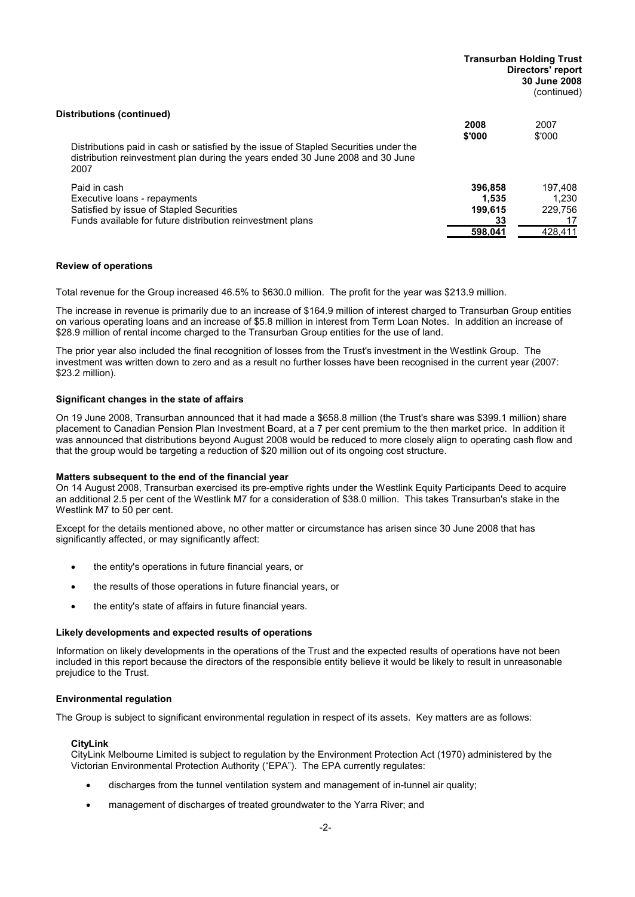### Distributions (continued)

| | 2008 $'000 | 2007 $'000 |
|---|---|---|
| Distributions paid in cash or satisfied by the issue of Stapled Securities under the distribution reinvestment plan during the years ended 30 June 2008 and 30 June 2007 | | |
| Paid in cash | 396,858 | 197,408 |
| Executive loans - repayments | 1,535 | 1,230 |
| Satisfied by issue of Stapled Securities | 199,615 | 229,756 |
| Funds available for future distribution reinvestment plans | 33 | 17 |
| | 598,041 | 428,411 |

### Review of operations

Total revenue for the Group increased 46.5% to $630.0 million. The profit for the year was $213.9 million.

The increase in revenue is primarily due to an increase of $164.9 million of interest charged to Transurban Group entities on various operating loans and an increase of $5.8 million in interest from Term Loan Notes. In addition an increase of $28.9 million of rental income charged to the Transurban Group entities for the use of land.

The prior year also included the final recognition of losses from the Trust's investment in the Westlink Group. The investment was written down to zero and as a result no further losses have been recognised in the current year (2007: $23.2 million).

### Significant changes in the state of affairs

On 19 June 2008, Transurban announced that it had made a $658.8 million (the Trust's share was $399.1 million) share placement to Canadian Pension Plan Investment Board, at a 7 per cent premium to the then market price. In addition it was announced that distributions beyond August 2008 would be reduced to more closely align to operating cash flow and that the group would be targeting a reduction of $20 million out of its ongoing cost structure.

### Matters subsequent to the end of the financial year

On 14 August 2008, Transurban exercised its pre-emptive rights under the Westlink Equity Participants Deed to acquire an additional 2.5 per cent of the Westlink M7 for a consideration of $38.0 million. This takes Transurban's stake in the Westlink M7 to 50 per cent.

Except for the details mentioned above, no other matter or circumstance has arisen since 30 June 2008 that has significantly affected, or may significantly affect:

- the entity's operations in future financial years, or
- the results of those operations in future financial years, or
- the entity's state of affairs in future financial years.

### Likely developments and expected results of operations

Information on likely developments in the operations of the Trust and the expected results of operations have not been included in this report because the directors of the responsible entity believe it would be likely to result in unreasonable prejudice to the Trust.

### Environmental regulation

The Group is subject to significant environmental regulation in respect of its assets. Key matters are as follows:

#### CityLink

CityLink Melbourne Limited is subject to regulation by the Environment Protection Act (1970) administered by the Victorian Environmental Protection Authority ("EPA"). The EPA currently regulates:

- discharges from the tunnel ventilation system and management of in-tunnel air quality;
- management of discharges of treated groundwater to the Yarra River; and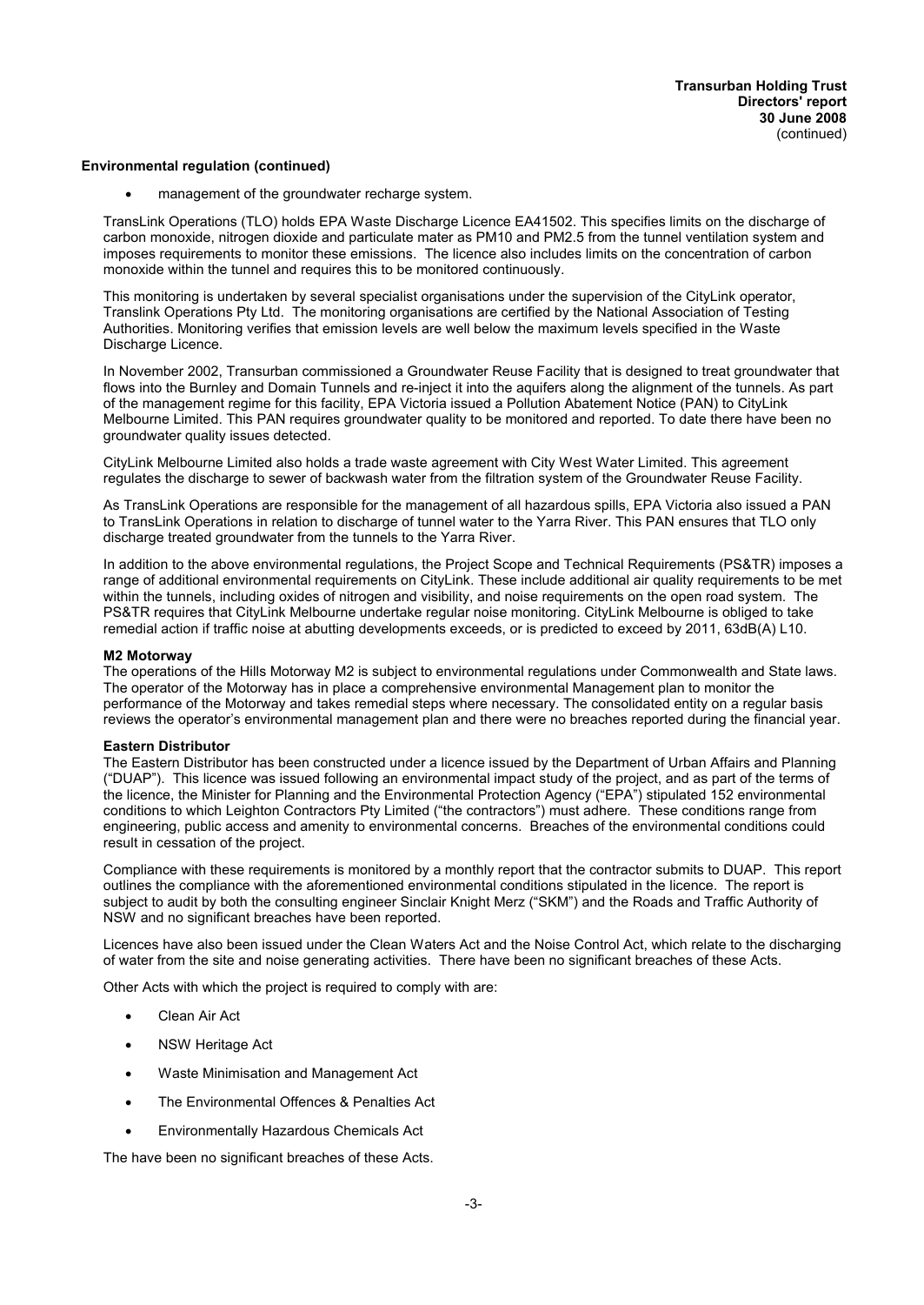**Environmental regulation (continued)**

- management of the groundwater recharge system.

TransLink Operations (TLO) holds EPA Waste Discharge Licence EA41502. This specifies limits on the discharge of carbon monoxide, nitrogen dioxide and particulate mater as PM10 and PM2.5 from the tunnel ventilation system and imposes requirements to monitor these emissions. The licence also includes limits on the concentration of carbon monoxide within the tunnel and requires this to be monitored continuously.

This monitoring is undertaken by several specialist organisations under the supervision of the CityLink operator, Translink Operations Pty Ltd. The monitoring organisations are certified by the National Association of Testing Authorities. Monitoring verifies that emission levels are well below the maximum levels specified in the Waste Discharge Licence.

In November 2002, Transurban commissioned a Groundwater Reuse Facility that is designed to treat groundwater that flows into the Burnley and Domain Tunnels and re-inject it into the aquifers along the alignment of the tunnels. As part of the management regime for this facility, EPA Victoria issued a Pollution Abatement Notice (PAN) to CityLink Melbourne Limited. This PAN requires groundwater quality to be monitored and reported. To date there have been no groundwater quality issues detected.

CityLink Melbourne Limited also holds a trade waste agreement with City West Water Limited. This agreement regulates the discharge to sewer of backwash water from the filtration system of the Groundwater Reuse Facility.

As TransLink Operations are responsible for the management of all hazardous spills, EPA Victoria also issued a PAN to TransLink Operations in relation to discharge of tunnel water to the Yarra River. This PAN ensures that TLO only discharge treated groundwater from the tunnels to the Yarra River.

In addition to the above environmental regulations, the Project Scope and Technical Requirements (PS&TR) imposes a range of additional environmental requirements on CityLink. These include additional air quality requirements to be met within the tunnels, including oxides of nitrogen and visibility, and noise requirements on the open road system. The PS&TR requires that CityLink Melbourne undertake regular noise monitoring. CityLink Melbourne is obliged to take remedial action if traffic noise at abutting developments exceeds, or is predicted to exceed by 2011, 63dB(A) L10.

**M2 Motorway**

The operations of the Hills Motorway M2 is subject to environmental regulations under Commonwealth and State laws. The operator of the Motorway has in place a comprehensive environmental Management plan to monitor the performance of the Motorway and takes remedial steps where necessary. The consolidated entity on a regular basis reviews the operator's environmental management plan and there were no breaches reported during the financial year.

**Eastern Distributor**

The Eastern Distributor has been constructed under a licence issued by the Department of Urban Affairs and Planning ("DUAP"). This licence was issued following an environmental impact study of the project, and as part of the terms of the licence, the Minister for Planning and the Environmental Protection Agency ("EPA") stipulated 152 environmental conditions to which Leighton Contractors Pty Limited ("the contractors") must adhere. These conditions range from engineering, public access and amenity to environmental concerns. Breaches of the environmental conditions could result in cessation of the project.

Compliance with these requirements is monitored by a monthly report that the contractor submits to DUAP. This report outlines the compliance with the aforementioned environmental conditions stipulated in the licence. The report is subject to audit by both the consulting engineer Sinclair Knight Merz ("SKM") and the Roads and Traffic Authority of NSW and no significant breaches have been reported.

Licences have also been issued under the Clean Waters Act and the Noise Control Act, which relate to the discharging of water from the site and noise generating activities. There have been no significant breaches of these Acts.

Other Acts with which the project is required to comply with are:

- Clean Air Act
- NSW Heritage Act
- Waste Minimisation and Management Act
- The Environmental Offences & Penalties Act
- Environmentally Hazardous Chemicals Act

The have been no significant breaches of these Acts.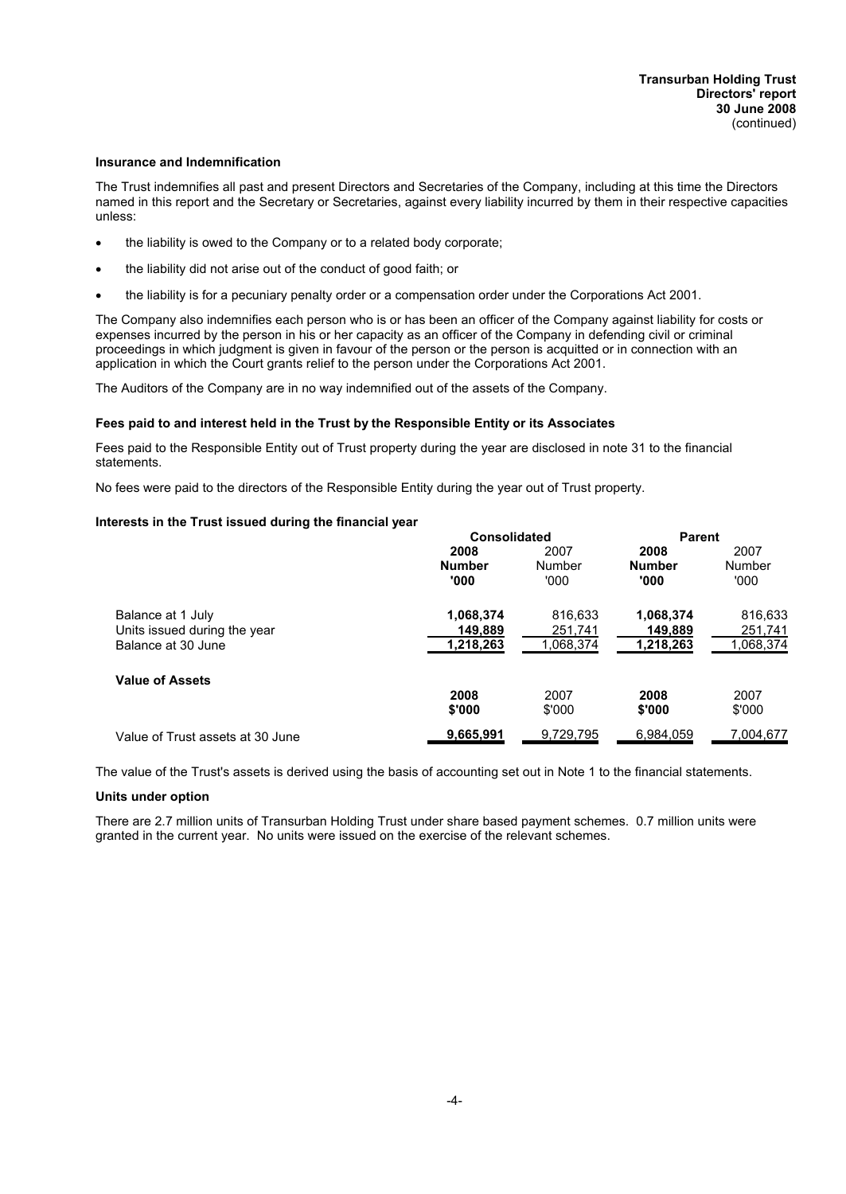### Insurance and Indemnification

The Trust indemnifies all past and present Directors and Secretaries of the Company, including at this time the Directors named in this report and the Secretary or Secretaries, against every liability incurred by them in their respective capacities unless:

- the liability is owed to the Company or to a related body corporate;
- the liability did not arise out of the conduct of good faith; or
- the liability is for a pecuniary penalty order or a compensation order under the Corporations Act 2001.

The Company also indemnifies each person who is or has been an officer of the Company against liability for costs or expenses incurred by the person in his or her capacity as an officer of the Company in defending civil or criminal proceedings in which judgment is given in favour of the person or the person is acquitted or in connection with an application in which the Court grants relief to the person under the Corporations Act 2001.

The Auditors of the Company are in no way indemnified out of the assets of the Company.

### Fees paid to and interest held in the Trust by the Responsible Entity or its Associates

Fees paid to the Responsible Entity out of Trust property during the year are disclosed in note 31 to the financial statements.

No fees were paid to the directors of the Responsible Entity during the year out of Trust property.

### Interests in the Trust issued during the financial year

| | Consolidated | | Parent | |
|---|---|---|---|---|
| | **2008 Number '000** | 2007 Number '000 | **2008 Number '000** | 2007 Number '000 |
| Balance at 1 July | **1,068,374** | 816,633 | **1,068,374** | 816,633 |
| Units issued during the year | **149,889** | 251,741 | **149,889** | 251,741 |
| Balance at 30 June | **1,218,263** | 1,068,374 | **1,218,263** | 1,068,374 |
| **Value of Assets** | | | | |
| | **2008 $'000** | 2007 $'000 | **2008 $'000** | 2007 $'000 |
| Value of Trust assets at 30 June | **9,665,991** | 9,729,795 | 6,984,059 | 7,004,677 |

The value of the Trust's assets is derived using the basis of accounting set out in Note 1 to the financial statements.

### Units under option

There are 2.7 million units of Transurban Holding Trust under share based payment schemes. 0.7 million units were granted in the current year. No units were issued on the exercise of the relevant schemes.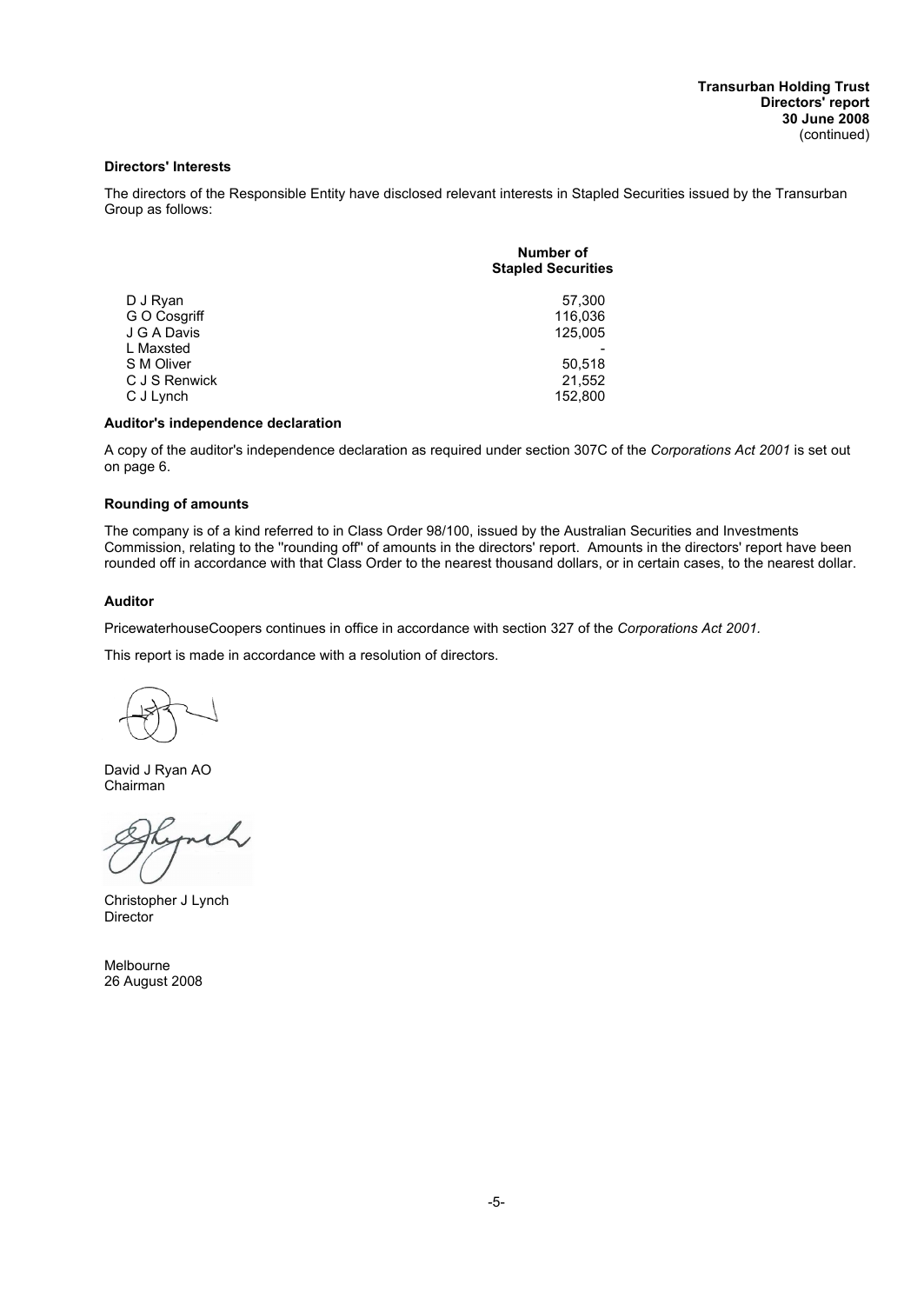## Directors' Interests

The directors of the Responsible Entity have disclosed relevant interests in Stapled Securities issued by the Transurban Group as follows:

| | Number of Stapled Securities |
|---|---|
| D J Ryan | 57,300 |
| G O Cosgriff | 116,036 |
| J G A Davis | 125,005 |
| L Maxsted | - |
| S M Oliver | 50,518 |
| C J S Renwick | 21,552 |
| C J Lynch | 152,800 |

## Auditor's independence declaration

A copy of the auditor's independence declaration as required under section 307C of the *Corporations Act 2001* is set out on page 6.

## Rounding of amounts

The company is of a kind referred to in Class Order 98/100, issued by the Australian Securities and Investments Commission, relating to the ''rounding off'' of amounts in the directors' report. Amounts in the directors' report have been rounded off in accordance with that Class Order to the nearest thousand dollars, or in certain cases, to the nearest dollar.

## Auditor

PricewaterhouseCoopers continues in office in accordance with section 327 of the *Corporations Act 2001*.

This report is made in accordance with a resolution of directors.

David J Ryan AO
Chairman

Christopher J Lynch
Director

Melbourne
26 August 2008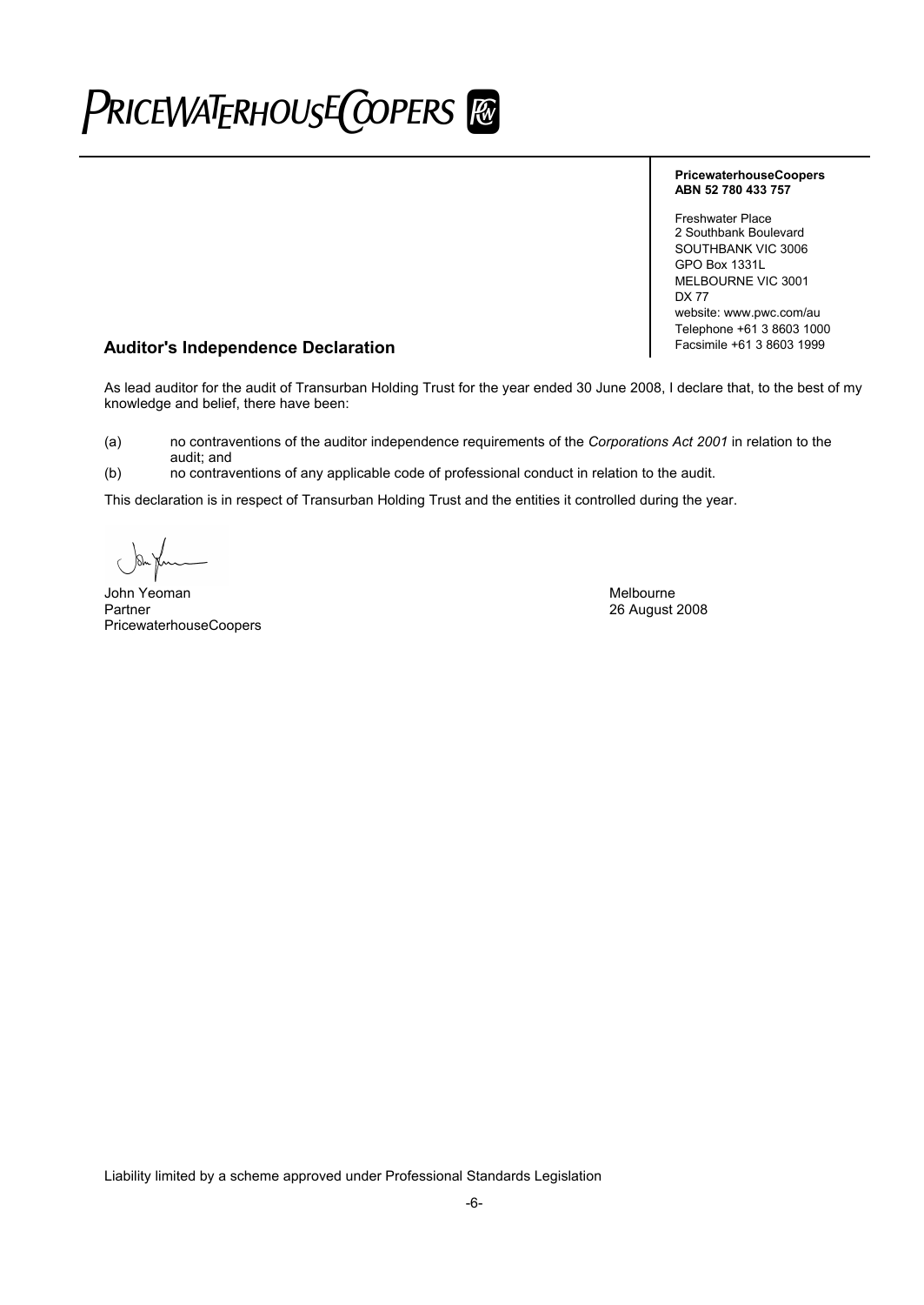# PRICEWATERHOUSECOOPERS

**PricewaterhouseCoopers**
**ABN 52 780 433 757**

Freshwater Place
2 Southbank Boulevard
SOUTHBANK VIC 3006
GPO Box 1331L
MELBOURNE VIC 3001
DX 77
website: www.pwc.com/au
Telephone +61 3 8603 1000
Facsimile +61 3 8603 1999

## Auditor's Independence Declaration

As lead auditor for the audit of Transurban Holding Trust for the year ended 30 June 2008, I declare that, to the best of my knowledge and belief, there have been:

(a) no contraventions of the auditor independence requirements of the *Corporations Act 2001* in relation to the audit; and

(b) no contraventions of any applicable code of professional conduct in relation to the audit.

This declaration is in respect of Transurban Holding Trust and the entities it controlled during the year.

John Yeoman
Partner
PricewaterhouseCoopers

Melbourne
26 August 2008

Liability limited by a scheme approved under Professional Standards Legislation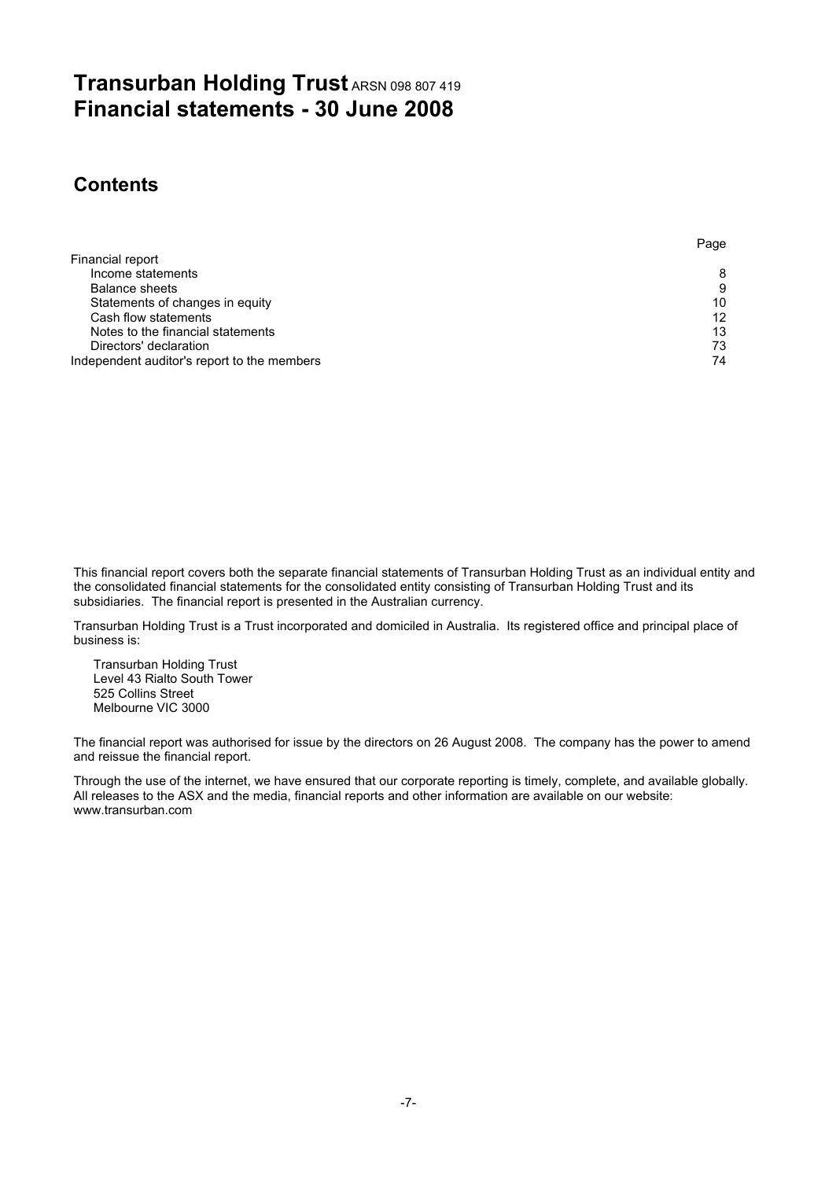# Transurban Holding Trust ARSN 098 807 419
# Financial statements - 30 June 2008

## Contents

| | Page |
|---|---|
| Financial report | |
| Income statements | 8 |
| Balance sheets | 9 |
| Statements of changes in equity | 10 |
| Cash flow statements | 12 |
| Notes to the financial statements | 13 |
| Directors' declaration | 73 |
| Independent auditor's report to the members | 74 |

This financial report covers both the separate financial statements of Transurban Holding Trust as an individual entity and the consolidated financial statements for the consolidated entity consisting of Transurban Holding Trust and its subsidiaries. The financial report is presented in the Australian currency.

Transurban Holding Trust is a Trust incorporated and domiciled in Australia. Its registered office and principal place of business is:

Transurban Holding Trust
Level 43 Rialto South Tower
525 Collins Street
Melbourne VIC 3000

The financial report was authorised for issue by the directors on 26 August 2008. The company has the power to amend and reissue the financial report.

Through the use of the internet, we have ensured that our corporate reporting is timely, complete, and available globally. All releases to the ASX and the media, financial reports and other information are available on our website: www.transurban.com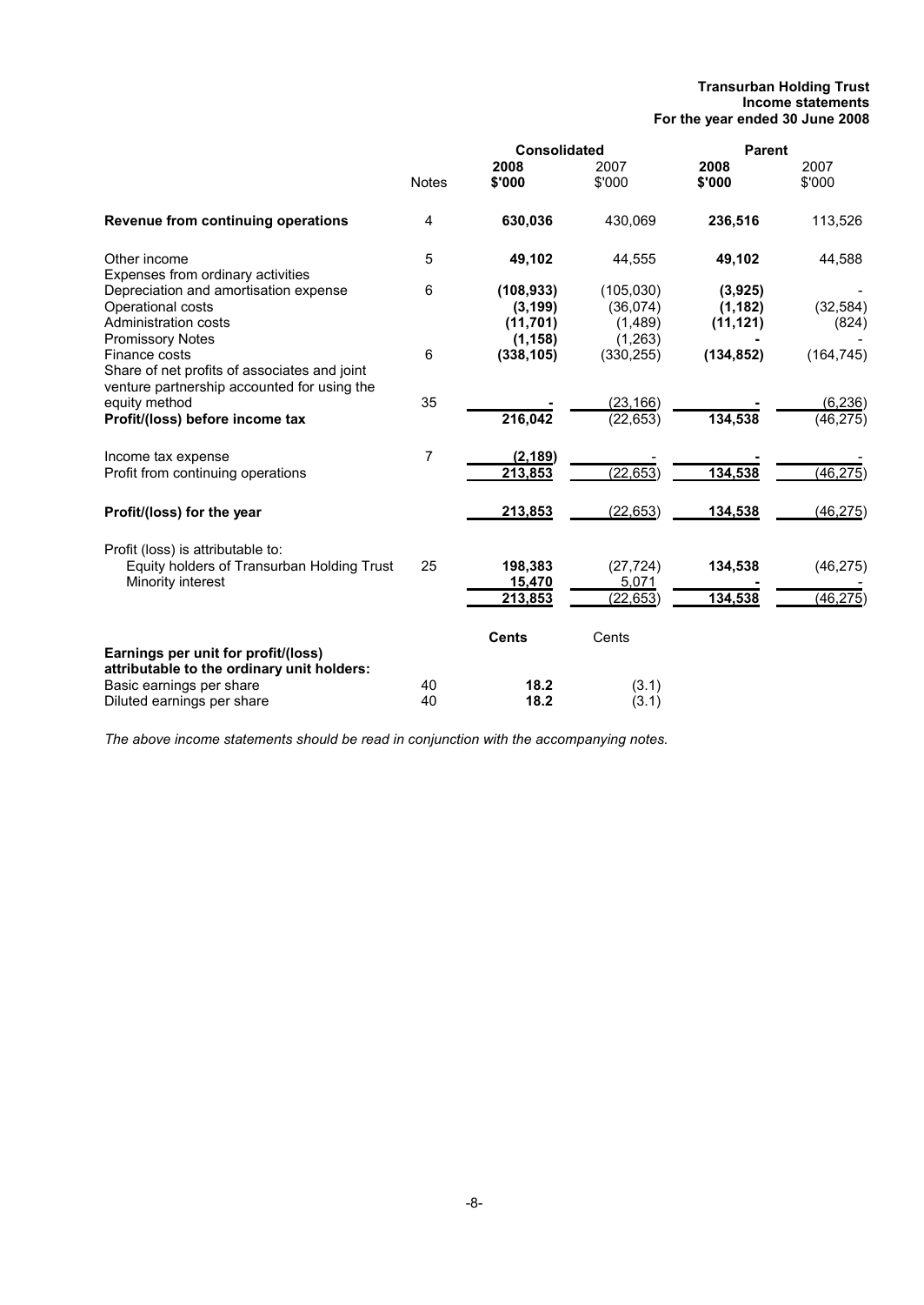**Transurban Holding Trust**
**Income statements**
**For the year ended 30 June 2008**

| | Notes | Consolidated 2008 $'000 | Consolidated 2007 $'000 | Parent 2008 $'000 | Parent 2007 $'000 |
|---|---|---|---|---|---|
| **Revenue from continuing operations** | 4 | **630,036** | 430,069 | **236,516** | 113,526 |
| Other income | 5 | **49,102** | 44,555 | **49,102** | 44,588 |
| Expenses from ordinary activities | | | | | |
| Depreciation and amortisation expense | 6 | **(108,933)** | (105,030) | **(3,925)** | - |
| Operational costs | | **(3,199)** | (36,074) | **(1,182)** | (32,584) |
| Administration costs | | **(11,701)** | (1,489) | **(11,121)** | (824) |
| Promissory Notes | | **(1,158)** | (1,263) | **-** | - |
| Finance costs | 6 | **(338,105)** | (330,255) | **(134,852)** | (164,745) |
| Share of net profits of associates and joint venture partnership accounted for using the equity method | 35 | **-** | (23,166) | **-** | (6,236) |
| **Profit/(loss) before income tax** | | **216,042** | (22,653) | **134,538** | (46,275) |
| Income tax expense | 7 | **(2,189)** | - | **-** | - |
| Profit from continuing operations | | **213,853** | (22,653) | **134,538** | (46,275) |
| **Profit/(loss) for the year** | | **213,853** | (22,653) | **134,538** | (46,275) |
| Profit (loss) is attributable to: | | | | | |
| Equity holders of Transurban Holding Trust | 25 | **198,383** | (27,724) | **134,538** | (46,275) |
| Minority interest | | **15,470** | 5,071 | **-** | - |
| | | **213,853** | (22,653) | **134,538** | (46,275) |
| | | **Cents** | Cents | | |
| **Earnings per unit for profit/(loss) attributable to the ordinary unit holders:** | | | | | |
| Basic earnings per share | 40 | **18.2** | (3.1) | | |
| Diluted earnings per share | 40 | **18.2** | (3.1) | | |

*The above income statements should be read in conjunction with the accompanying notes.*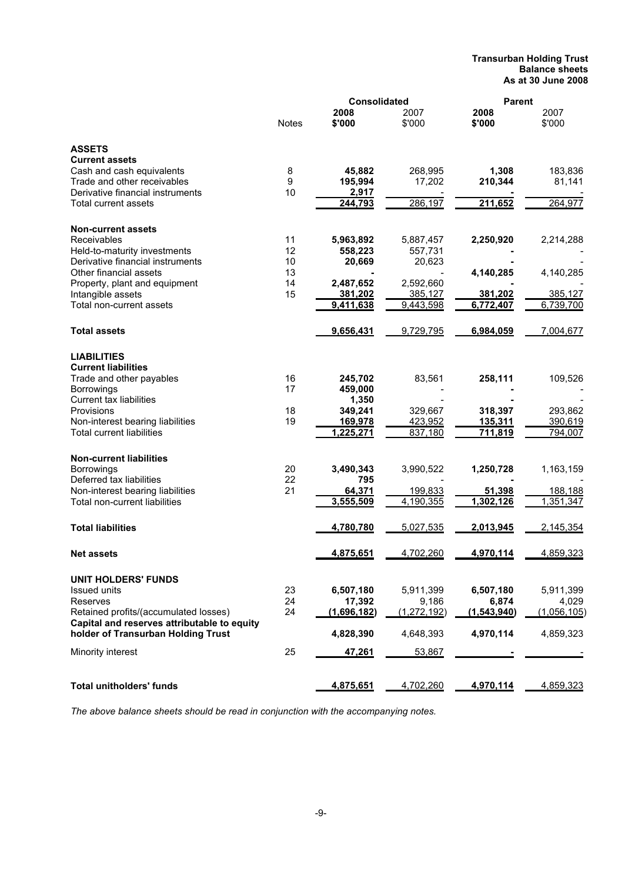**Transurban Holding Trust**
**Balance sheets**
**As at 30 June 2008**

| | Notes | Consolidated | | Parent | |
|---|---|---|---|---|---|
| | | **2008** | 2007 | **2008** | 2007 |
| | | **$'000** | $'000 | **$'000** | $'000 |
| **ASSETS** | | | | | |
| **Current assets** | | | | | |
| Cash and cash equivalents | 8 | **45,882** | 268,995 | **1,308** | 183,836 |
| Trade and other receivables | 9 | **195,994** | 17,202 | **210,344** | 81,141 |
| Derivative financial instruments | 10 | **2,917** | - | **-** | - |
| Total current assets | | **244,793** | 286,197 | **211,652** | 264,977 |
| **Non-current assets** | | | | | |
| Receivables | 11 | **5,963,892** | 5,887,457 | **2,250,920** | 2,214,288 |
| Held-to-maturity investments | 12 | **558,223** | 557,731 | **-** | - |
| Derivative financial instruments | 10 | **20,669** | 20,623 | **-** | - |
| Other financial assets | 13 | **-** | - | **4,140,285** | 4,140,285 |
| Property, plant and equipment | 14 | **2,487,652** | 2,592,660 | **-** | - |
| Intangible assets | 15 | **381,202** | 385,127 | **381,202** | 385,127 |
| Total non-current assets | | **9,411,638** | 9,443,598 | **6,772,407** | 6,739,700 |
| **Total assets** | | **9,656,431** | 9,729,795 | **6,984,059** | 7,004,677 |
| **LIABILITIES** | | | | | |
| **Current liabilities** | | | | | |
| Trade and other payables | 16 | **245,702** | 83,561 | **258,111** | 109,526 |
| Borrowings | 17 | **459,000** | - | **-** | - |
| Current tax liabilities | | **1,350** | - | **-** | - |
| Provisions | 18 | **349,241** | 329,667 | **318,397** | 293,862 |
| Non-interest bearing liabilities | 19 | **169,978** | 423,952 | **135,311** | 390,619 |
| Total current liabilities | | **1,225,271** | 837,180 | **711,819** | 794,007 |
| **Non-current liabilities** | | | | | |
| Borrowings | 20 | **3,490,343** | 3,990,522 | **1,250,728** | 1,163,159 |
| Deferred tax liabilities | 22 | **795** | - | **-** | - |
| Non-interest bearing liabilities | 21 | **64,371** | 199,833 | **51,398** | 188,188 |
| Total non-current liabilities | | **3,555,509** | 4,190,355 | **1,302,126** | 1,351,347 |
| **Total liabilities** | | **4,780,780** | 5,027,535 | **2,013,945** | 2,145,354 |
| **Net assets** | | **4,875,651** | 4,702,260 | **4,970,114** | 4,859,323 |
| **UNIT HOLDERS' FUNDS** | | | | | |
| Issued units | 23 | **6,507,180** | 5,911,399 | **6,507,180** | 5,911,399 |
| Reserves | 24 | **17,392** | 9,186 | **6,874** | 4,029 |
| Retained profits/(accumulated losses) | 24 | **(1,696,182)** | (1,272,192) | **(1,543,940)** | (1,056,105) |
| **Capital and reserves attributable to equity holder of Transurban Holding Trust** | | **4,828,390** | 4,648,393 | **4,970,114** | 4,859,323 |
| Minority interest | 25 | **47,261** | 53,867 | **-** | - |
| **Total unitholders' funds** | | **4,875,651** | 4,702,260 | **4,970,114** | 4,859,323 |

*The above balance sheets should be read in conjunction with the accompanying notes.*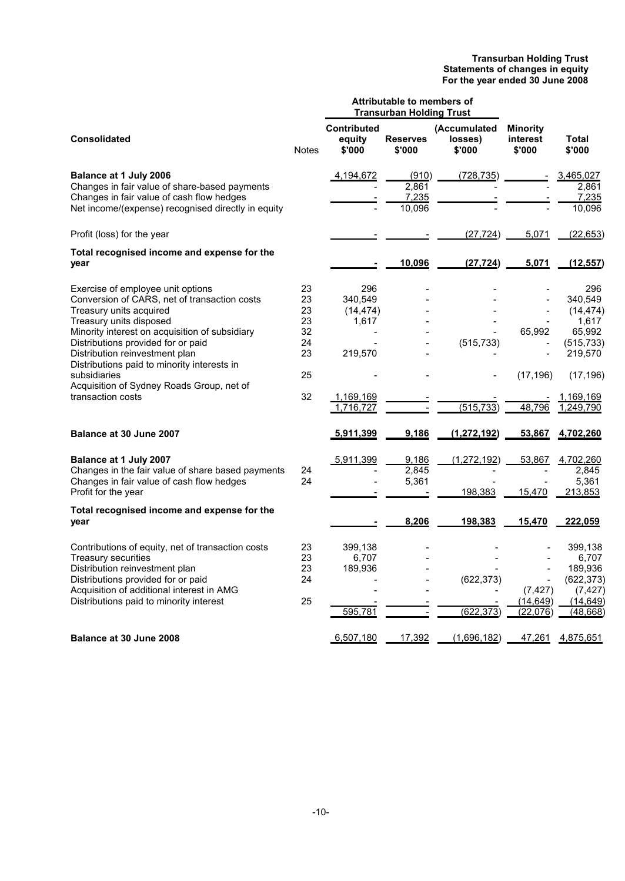# Transurban Holding Trust
## Statements of changes in equity
## For the year ended 30 June 2008

| Consolidated | Notes | Contributed equity $'000 | Reserves $'000 | (Accumulated losses) $'000 | Minority interest $'000 | Total $'000 |
|---|---|---|---|---|---|---|
| | | Attributable to members of Transurban Holding Trust | | | | |
| **Balance at 1 July 2006** | | 4,194,672 | (910) | (728,735) | - | 3,465,027 |
| Changes in fair value of share-based payments | | - | 2,861 | - | - | 2,861 |
| Changes in fair value of cash flow hedges | | - | 7,235 | - | - | 7,235 |
| Net income/(expense) recognised directly in equity | | - | 10,096 | - | - | 10,096 |
| Profit (loss) for the year | | - | - | (27,724) | 5,071 | (22,653) |
| **Total recognised income and expense for the year** | | **-** | **10,096** | **(27,724)** | **5,071** | **(12,557)** |
| Exercise of employee unit options | 23 | 296 | - | - | - | 296 |
| Conversion of CARS, net of transaction costs | 23 | 340,549 | - | - | - | 340,549 |
| Treasury units acquired | 23 | (14,474) | - | - | - | (14,474) |
| Treasury units disposed | 23 | 1,617 | - | - | - | 1,617 |
| Minority interest on acquisition of subsidiary | 32 | - | - | - | 65,992 | 65,992 |
| Distributions provided for or paid | 24 | - | - | (515,733) | - | (515,733) |
| Distribution reinvestment plan | 23 | 219,570 | - | - | - | 219,570 |
| Distributions paid to minority interests in subsidiaries | 25 | - | - | - | (17,196) | (17,196) |
| Acquisition of Sydney Roads Group, net of transaction costs | 32 | 1,169,169 | - | - | - | 1,169,169 |
| | | 1,716,727 | - | (515,733) | 48,796 | 1,249,790 |
| **Balance at 30 June 2007** | | **5,911,399** | **9,186** | **(1,272,192)** | **53,867** | **4,702,260** |
| **Balance at 1 July 2007** | | 5,911,399 | 9,186 | (1,272,192) | 53,867 | 4,702,260 |
| Changes in the fair value of share based payments | 24 | - | 2,845 | - | - | 2,845 |
| Changes in fair value of cash flow hedges | 24 | - | 5,361 | - | - | 5,361 |
| Profit for the year | | - | - | 198,383 | 15,470 | 213,853 |
| **Total recognised income and expense for the year** | | **-** | **8,206** | **198,383** | **15,470** | **222,059** |
| Contributions of equity, net of transaction costs | 23 | 399,138 | - | - | - | 399,138 |
| Treasury securities | 23 | 6,707 | - | - | - | 6,707 |
| Distribution reinvestment plan | 23 | 189,936 | - | - | - | 189,936 |
| Distributions provided for or paid | 24 | - | - | (622,373) | - | (622,373) |
| Acquisition of additional interest in AMG | | - | - | - | (7,427) | (7,427) |
| Distributions paid to minority interest | 25 | - | - | - | (14,649) | (14,649) |
| | | 595,781 | - | (622,373) | (22,076) | (48,668) |
| **Balance at 30 June 2008** | | 6,507,180 | 17,392 | (1,696,182) | 47,261 | 4,875,651 |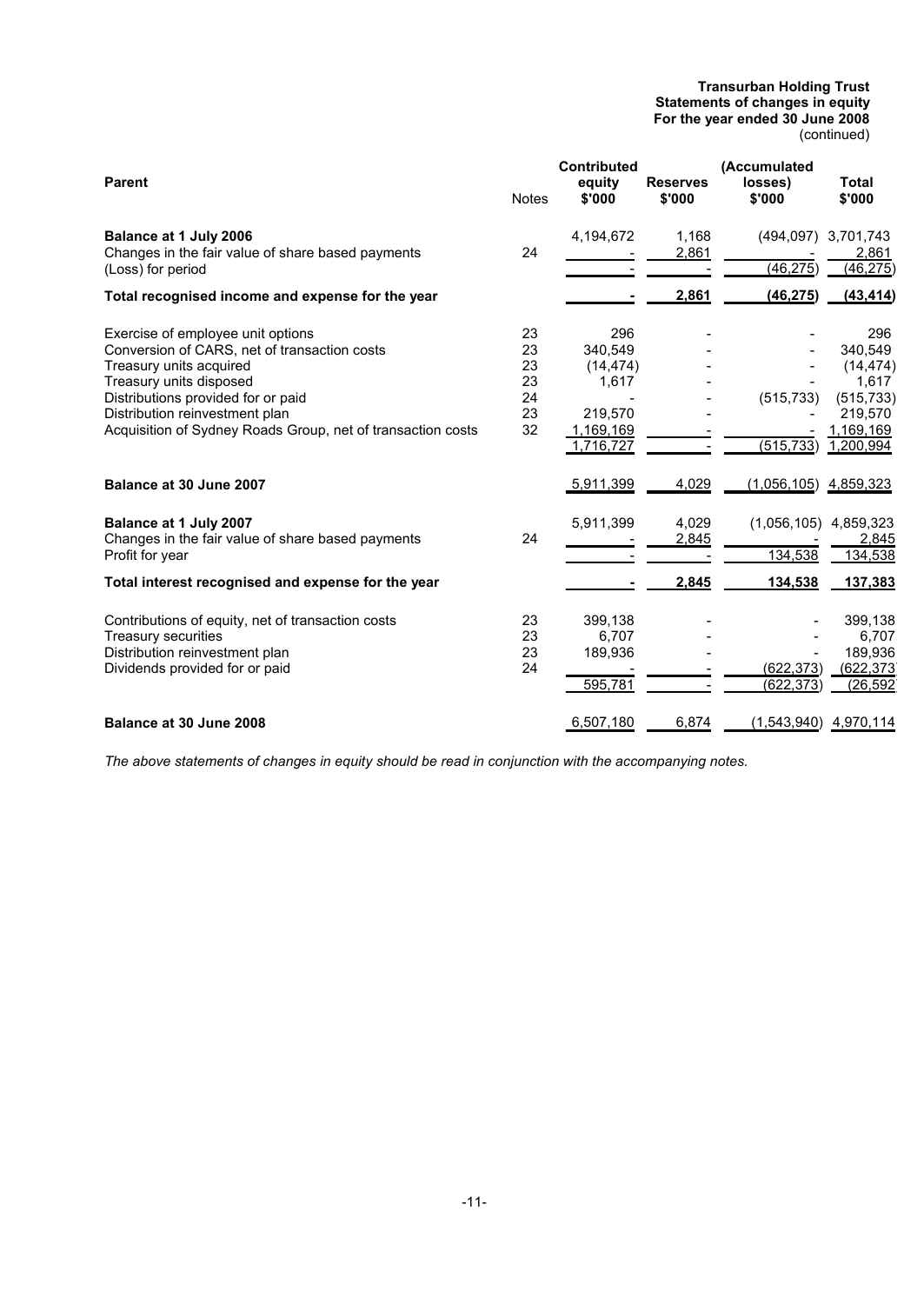**Transurban Holding Trust**
**Statements of changes in equity**
**For the year ended 30 June 2008**
(continued)

| **Parent** | Notes | **Contributed equity $'000** | **Reserves $'000** | **(Accumulated losses) $'000** | **Total $'000** |
|---|---|---|---|---|---|
| **Balance at 1 July 2006** | | 4,194,672 | 1,168 | (494,097) | 3,701,743 |
| Changes in the fair value of share based payments | 24 | - | 2,861 | - | 2,861 |
| (Loss) for period | | - | - | (46,275) | (46,275) |
| **Total recognised income and expense for the year** | | **-** | **2,861** | **(46,275)** | **(43,414)** |
| Exercise of employee unit options | 23 | 296 | - | - | 296 |
| Conversion of CARS, net of transaction costs | 23 | 340,549 | - | - | 340,549 |
| Treasury units acquired | 23 | (14,474) | - | - | (14,474) |
| Treasury units disposed | 23 | 1,617 | - | - | 1,617 |
| Distributions provided for or paid | 24 | - | - | (515,733) | (515,733) |
| Distribution reinvestment plan | 23 | 219,570 | - | - | 219,570 |
| Acquisition of Sydney Roads Group, net of transaction costs | 32 | 1,169,169 | - | - | 1,169,169 |
| | | 1,716,727 | - | (515,733) | 1,200,994 |
| **Balance at 30 June 2007** | | 5,911,399 | 4,029 | (1,056,105) | 4,859,323 |
| **Balance at 1 July 2007** | | 5,911,399 | 4,029 | (1,056,105) | 4,859,323 |
| Changes in the fair value of share based payments | 24 | - | 2,845 | - | 2,845 |
| Profit for year | | - | - | 134,538 | 134,538 |
| **Total interest recognised and expense for the year** | | **-** | **2,845** | **134,538** | **137,383** |
| Contributions of equity, net of transaction costs | 23 | 399,138 | - | - | 399,138 |
| Treasury securities | 23 | 6,707 | - | - | 6,707 |
| Distribution reinvestment plan | 23 | 189,936 | - | - | 189,936 |
| Dividends provided for or paid | 24 | - | - | (622,373) | (622,373) |
| | | 595,781 | - | (622,373) | (26,592) |
| **Balance at 30 June 2008** | | 6,507,180 | 6,874 | (1,543,940) | 4,970,114 |

*The above statements of changes in equity should be read in conjunction with the accompanying notes.*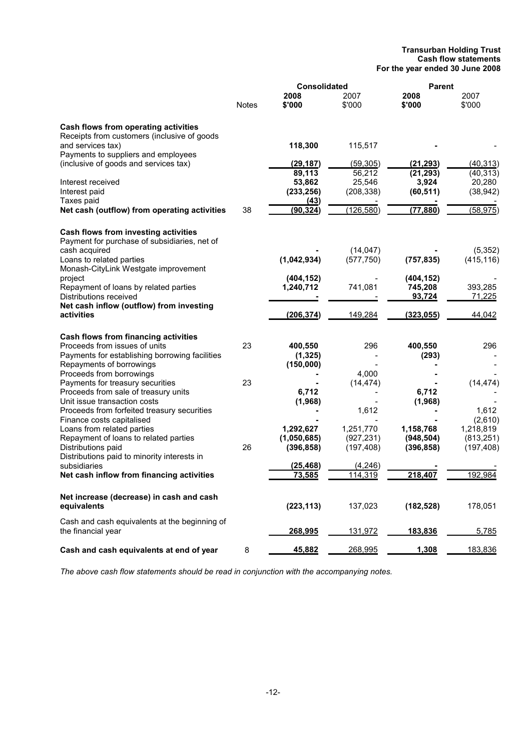# Transurban Holding Trust
## Cash flow statements
### For the year ended 30 June 2008

| | Notes | Consolidated 2008 $'000 | Consolidated 2007 $'000 | Parent 2008 $'000 | Parent 2007 $'000 |
|---|---|---|---|---|---|
| **Cash flows from operating activities** | | | | | |
| Receipts from customers (inclusive of goods and services tax) | | **118,300** | 115,517 | **-** | - |
| Payments to suppliers and employees (inclusive of goods and services tax) | | **(29,187)** | (59,305) | **(21,293)** | (40,313) |
| | | **89,113** | 56,212 | **(21,293)** | (40,313) |
| Interest received | | **53,862** | 25,546 | **3,924** | 20,280 |
| Interest paid | | **(233,256)** | (208,338) | **(60,511)** | (38,942) |
| Taxes paid | | **(43)** | - | **-** | - |
| **Net cash (outflow) from operating activities** | 38 | **(90,324)** | (126,580) | **(77,880)** | (58,975) |
| **Cash flows from investing activities** | | | | | |
| Payment for purchase of subsidiaries, net of cash acquired | | **-** | (14,047) | **-** | (5,352) |
| Loans to related parties | | **(1,042,934)** | (577,750) | **(757,835)** | (415,116) |
| Monash-CityLink Westgate improvement project | | **(404,152)** | - | **(404,152)** | - |
| Repayment of loans by related parties | | **1,240,712** | 741,081 | **745,208** | 393,285 |
| Distributions received | | **-** | - | **93,724** | 71,225 |
| **Net cash inflow (outflow) from investing activities** | | **(206,374)** | 149,284 | **(323,055)** | 44,042 |
| **Cash flows from financing activities** | | | | | |
| Proceeds from issues of units | 23 | **400,550** | 296 | **400,550** | 296 |
| Payments for establishing borrowing facilities | | **(1,325)** | - | **(293)** | - |
| Repayments of borrowings | | **(150,000)** | - | **-** | - |
| Proceeds from borrowings | | **-** | 4,000 | **-** | - |
| Payments for treasury securities | 23 | **-** | (14,474) | **-** | (14,474) |
| Proceeds from sale of treasury units | | **6,712** | - | **6,712** | - |
| Unit issue transaction costs | | **(1,968)** | - | **(1,968)** | - |
| Proceeds from forfeited treasury securities | | **-** | 1,612 | **-** | 1,612 |
| Finance costs capitalised | | **-** | - | **-** | (2,610) |
| Loans from related parties | | **1,292,627** | 1,251,770 | **1,158,768** | 1,218,819 |
| Repayment of loans to related parties | | **(1,050,685)** | (927,231) | **(948,504)** | (813,251) |
| Distributions paid | 26 | **(396,858)** | (197,408) | **(396,858)** | (197,408) |
| Distributions paid to minority interests in subsidiaries | | **(25,468)** | (4,246) | **-** | - |
| **Net cash inflow from financing activities** | | **73,585** | 114,319 | **218,407** | 192,984 |
| **Net increase (decrease) in cash and cash equivalents** | | **(223,113)** | 137,023 | **(182,528)** | 178,051 |
| Cash and cash equivalents at the beginning of the financial year | | **268,995** | 131,972 | **183,836** | 5,785 |
| **Cash and cash equivalents at end of year** | 8 | **45,882** | 268,995 | **1,308** | 183,836 |

*The above cash flow statements should be read in conjunction with the accompanying notes.*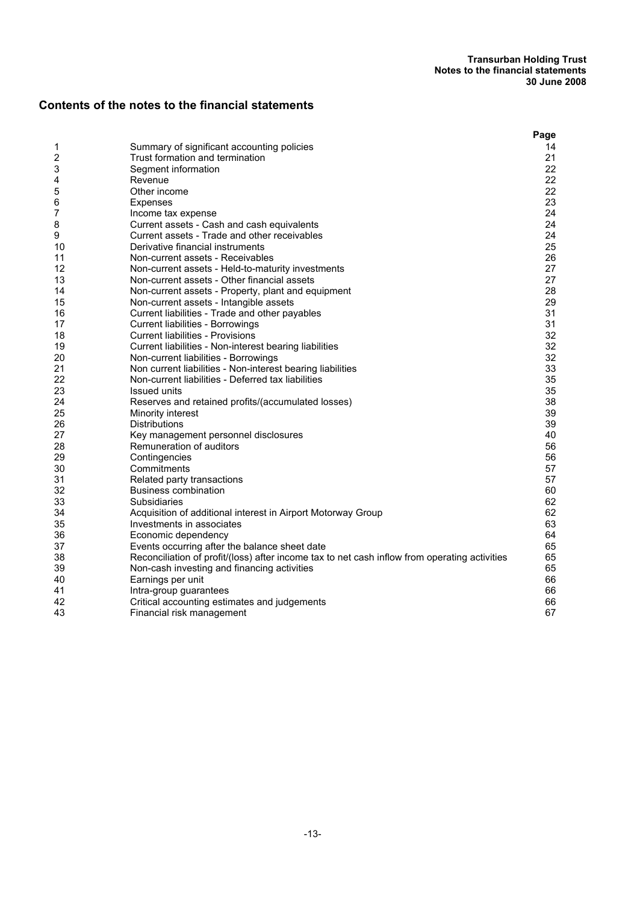## Contents of the notes to the financial statements

| | | Page |
|---|---|---|
| 1 | Summary of significant accounting policies | 14 |
| 2 | Trust formation and termination | 21 |
| 3 | Segment information | 22 |
| 4 | Revenue | 22 |
| 5 | Other income | 22 |
| 6 | Expenses | 23 |
| 7 | Income tax expense | 24 |
| 8 | Current assets - Cash and cash equivalents | 24 |
| 9 | Current assets - Trade and other receivables | 24 |
| 10 | Derivative financial instruments | 25 |
| 11 | Non-current assets - Receivables | 26 |
| 12 | Non-current assets - Held-to-maturity investments | 27 |
| 13 | Non-current assets - Other financial assets | 27 |
| 14 | Non-current assets - Property, plant and equipment | 28 |
| 15 | Non-current assets - Intangible assets | 29 |
| 16 | Current liabilities - Trade and other payables | 31 |
| 17 | Current liabilities - Borrowings | 31 |
| 18 | Current liabilities - Provisions | 32 |
| 19 | Current liabilities - Non-interest bearing liabilities | 32 |
| 20 | Non-current liabilities - Borrowings | 32 |
| 21 | Non current liabilities - Non-interest bearing liabilities | 33 |
| 22 | Non-current liabilities - Deferred tax liabilities | 35 |
| 23 | Issued units | 35 |
| 24 | Reserves and retained profits/(accumulated losses) | 38 |
| 25 | Minority interest | 39 |
| 26 | Distributions | 39 |
| 27 | Key management personnel disclosures | 40 |
| 28 | Remuneration of auditors | 56 |
| 29 | Contingencies | 56 |
| 30 | Commitments | 57 |
| 31 | Related party transactions | 57 |
| 32 | Business combination | 60 |
| 33 | Subsidiaries | 62 |
| 34 | Acquisition of additional interest in Airport Motorway Group | 62 |
| 35 | Investments in associates | 63 |
| 36 | Economic dependency | 64 |
| 37 | Events occurring after the balance sheet date | 65 |
| 38 | Reconciliation of profit/(loss) after income tax to net cash inflow from operating activities | 65 |
| 39 | Non-cash investing and financing activities | 65 |
| 40 | Earnings per unit | 66 |
| 41 | Intra-group guarantees | 66 |
| 42 | Critical accounting estimates and judgements | 66 |
| 43 | Financial risk management | 67 |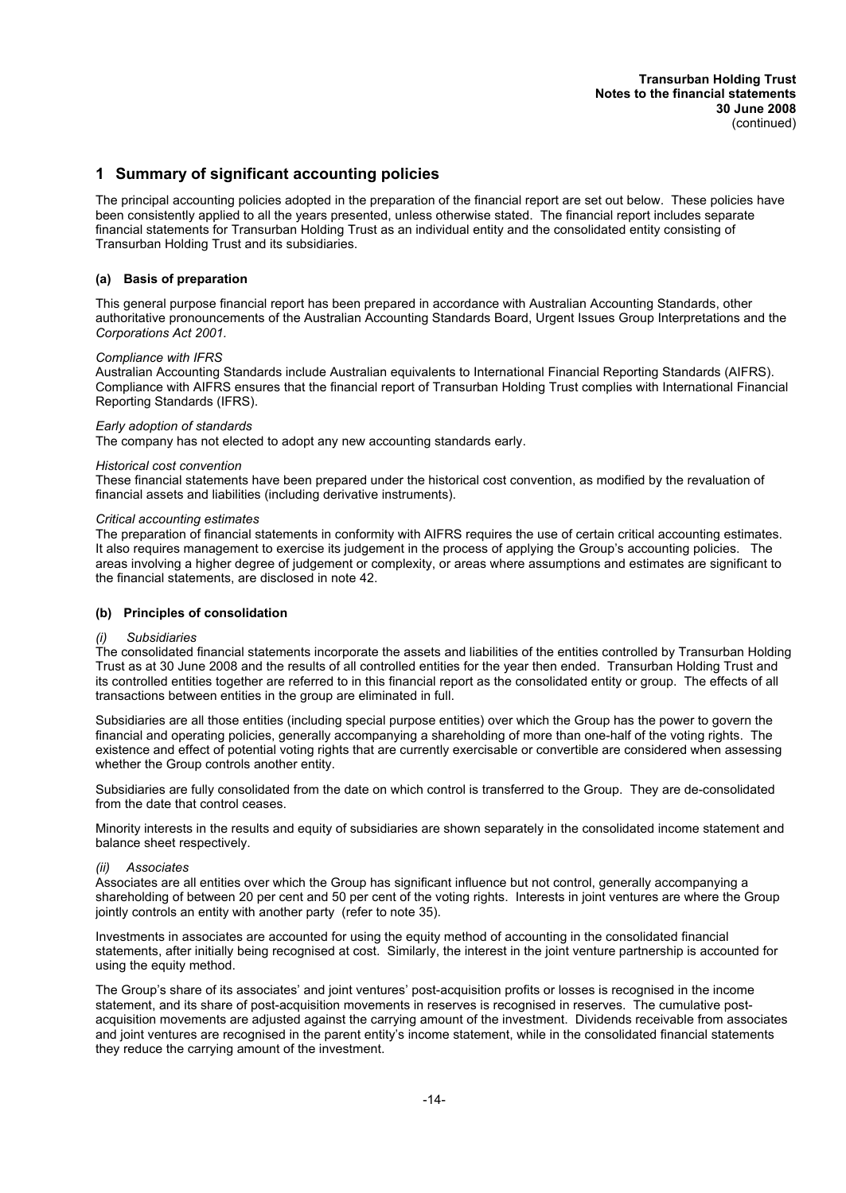# 1 Summary of significant accounting policies

The principal accounting policies adopted in the preparation of the financial report are set out below. These policies have been consistently applied to all the years presented, unless otherwise stated. The financial report includes separate financial statements for Transurban Holding Trust as an individual entity and the consolidated entity consisting of Transurban Holding Trust and its subsidiaries.

### (a) Basis of preparation

This general purpose financial report has been prepared in accordance with Australian Accounting Standards, other authoritative pronouncements of the Australian Accounting Standards Board, Urgent Issues Group Interpretations and the *Corporations Act 2001.*

*Compliance with IFRS*
Australian Accounting Standards include Australian equivalents to International Financial Reporting Standards (AIFRS). Compliance with AIFRS ensures that the financial report of Transurban Holding Trust complies with International Financial Reporting Standards (IFRS).

*Early adoption of standards*
The company has not elected to adopt any new accounting standards early.

*Historical cost convention*
These financial statements have been prepared under the historical cost convention, as modified by the revaluation of financial assets and liabilities (including derivative instruments).

*Critical accounting estimates*
The preparation of financial statements in conformity with AIFRS requires the use of certain critical accounting estimates. It also requires management to exercise its judgement in the process of applying the Group's accounting policies. The areas involving a higher degree of judgement or complexity, or areas where assumptions and estimates are significant to the financial statements, are disclosed in note 42.

### (b) Principles of consolidation

*(i) Subsidiaries*
The consolidated financial statements incorporate the assets and liabilities of the entities controlled by Transurban Holding Trust as at 30 June 2008 and the results of all controlled entities for the year then ended. Transurban Holding Trust and its controlled entities together are referred to in this financial report as the consolidated entity or group. The effects of all transactions between entities in the group are eliminated in full.

Subsidiaries are all those entities (including special purpose entities) over which the Group has the power to govern the financial and operating policies, generally accompanying a shareholding of more than one-half of the voting rights. The existence and effect of potential voting rights that are currently exercisable or convertible are considered when assessing whether the Group controls another entity.

Subsidiaries are fully consolidated from the date on which control is transferred to the Group. They are de-consolidated from the date that control ceases.

Minority interests in the results and equity of subsidiaries are shown separately in the consolidated income statement and balance sheet respectively.

*(ii) Associates*
Associates are all entities over which the Group has significant influence but not control, generally accompanying a shareholding of between 20 per cent and 50 per cent of the voting rights. Interests in joint ventures are where the Group jointly controls an entity with another party (refer to note 35).

Investments in associates are accounted for using the equity method of accounting in the consolidated financial statements, after initially being recognised at cost. Similarly, the interest in the joint venture partnership is accounted for using the equity method.

The Group's share of its associates' and joint ventures' post-acquisition profits or losses is recognised in the income statement, and its share of post-acquisition movements in reserves is recognised in reserves. The cumulative post-acquisition movements are adjusted against the carrying amount of the investment. Dividends receivable from associates and joint ventures are recognised in the parent entity's income statement, while in the consolidated financial statements they reduce the carrying amount of the investment.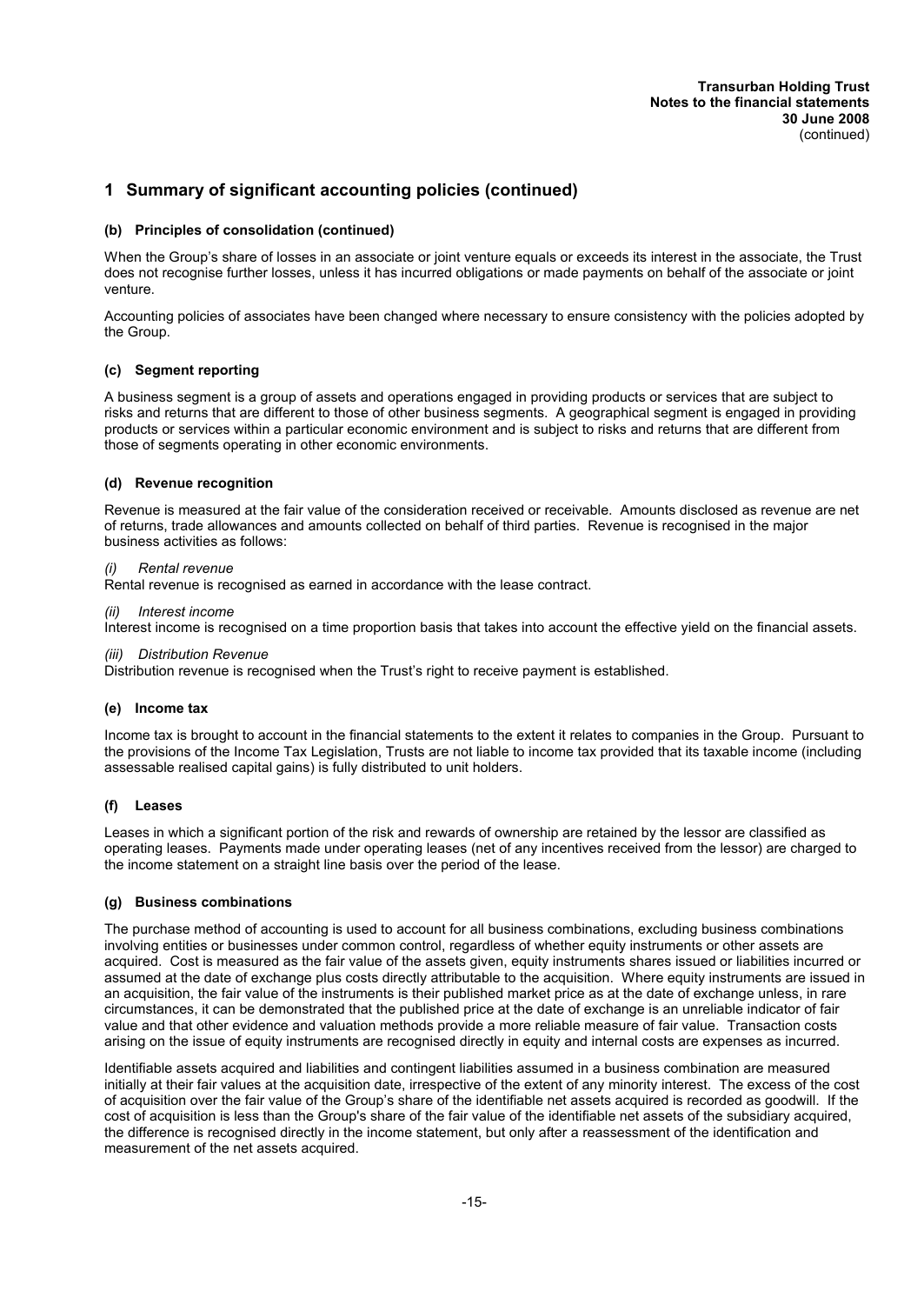# 1 Summary of significant accounting policies (continued)

### (b) Principles of consolidation (continued)

When the Group's share of losses in an associate or joint venture equals or exceeds its interest in the associate, the Trust does not recognise further losses, unless it has incurred obligations or made payments on behalf of the associate or joint venture.

Accounting policies of associates have been changed where necessary to ensure consistency with the policies adopted by the Group.

### (c) Segment reporting

A business segment is a group of assets and operations engaged in providing products or services that are subject to risks and returns that are different to those of other business segments. A geographical segment is engaged in providing products or services within a particular economic environment and is subject to risks and returns that are different from those of segments operating in other economic environments.

### (d) Revenue recognition

Revenue is measured at the fair value of the consideration received or receivable. Amounts disclosed as revenue are net of returns, trade allowances and amounts collected on behalf of third parties. Revenue is recognised in the major business activities as follows:

*(i) Rental revenue*
Rental revenue is recognised as earned in accordance with the lease contract.

*(ii) Interest income*
Interest income is recognised on a time proportion basis that takes into account the effective yield on the financial assets.

*(iii) Distribution Revenue*
Distribution revenue is recognised when the Trust's right to receive payment is established.

### (e) Income tax

Income tax is brought to account in the financial statements to the extent it relates to companies in the Group. Pursuant to the provisions of the Income Tax Legislation, Trusts are not liable to income tax provided that its taxable income (including assessable realised capital gains) is fully distributed to unit holders.

### (f) Leases

Leases in which a significant portion of the risk and rewards of ownership are retained by the lessor are classified as operating leases. Payments made under operating leases (net of any incentives received from the lessor) are charged to the income statement on a straight line basis over the period of the lease.

### (g) Business combinations

The purchase method of accounting is used to account for all business combinations, excluding business combinations involving entities or businesses under common control, regardless of whether equity instruments or other assets are acquired. Cost is measured as the fair value of the assets given, equity instruments shares issued or liabilities incurred or assumed at the date of exchange plus costs directly attributable to the acquisition. Where equity instruments are issued in an acquisition, the fair value of the instruments is their published market price as at the date of exchange unless, in rare circumstances, it can be demonstrated that the published price at the date of exchange is an unreliable indicator of fair value and that other evidence and valuation methods provide a more reliable measure of fair value. Transaction costs arising on the issue of equity instruments are recognised directly in equity and internal costs are expenses as incurred.

Identifiable assets acquired and liabilities and contingent liabilities assumed in a business combination are measured initially at their fair values at the acquisition date, irrespective of the extent of any minority interest. The excess of the cost of acquisition over the fair value of the Group's share of the identifiable net assets acquired is recorded as goodwill. If the cost of acquisition is less than the Group's share of the fair value of the identifiable net assets of the subsidiary acquired, the difference is recognised directly in the income statement, but only after a reassessment of the identification and measurement of the net assets acquired.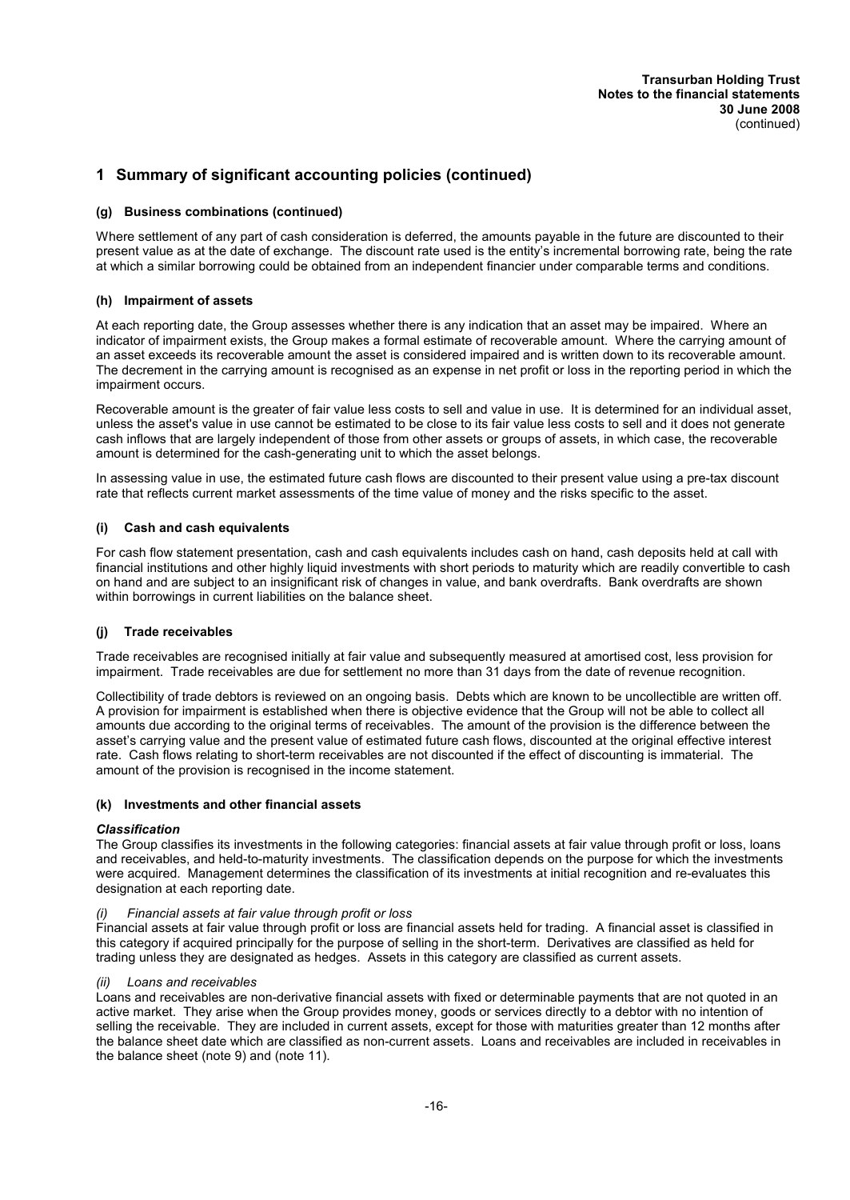# 1 Summary of significant accounting policies (continued)

### (g) Business combinations (continued)

Where settlement of any part of cash consideration is deferred, the amounts payable in the future are discounted to their present value as at the date of exchange. The discount rate used is the entity's incremental borrowing rate, being the rate at which a similar borrowing could be obtained from an independent financier under comparable terms and conditions.

### (h) Impairment of assets

At each reporting date, the Group assesses whether there is any indication that an asset may be impaired. Where an indicator of impairment exists, the Group makes a formal estimate of recoverable amount. Where the carrying amount of an asset exceeds its recoverable amount the asset is considered impaired and is written down to its recoverable amount. The decrement in the carrying amount is recognised as an expense in net profit or loss in the reporting period in which the impairment occurs.

Recoverable amount is the greater of fair value less costs to sell and value in use. It is determined for an individual asset, unless the asset's value in use cannot be estimated to be close to its fair value less costs to sell and it does not generate cash inflows that are largely independent of those from other assets or groups of assets, in which case, the recoverable amount is determined for the cash-generating unit to which the asset belongs.

In assessing value in use, the estimated future cash flows are discounted to their present value using a pre-tax discount rate that reflects current market assessments of the time value of money and the risks specific to the asset.

### (i) Cash and cash equivalents

For cash flow statement presentation, cash and cash equivalents includes cash on hand, cash deposits held at call with financial institutions and other highly liquid investments with short periods to maturity which are readily convertible to cash on hand and are subject to an insignificant risk of changes in value, and bank overdrafts. Bank overdrafts are shown within borrowings in current liabilities on the balance sheet.

### (j) Trade receivables

Trade receivables are recognised initially at fair value and subsequently measured at amortised cost, less provision for impairment. Trade receivables are due for settlement no more than 31 days from the date of revenue recognition.

Collectibility of trade debtors is reviewed on an ongoing basis. Debts which are known to be uncollectible are written off. A provision for impairment is established when there is objective evidence that the Group will not be able to collect all amounts due according to the original terms of receivables. The amount of the provision is the difference between the asset's carrying value and the present value of estimated future cash flows, discounted at the original effective interest rate. Cash flows relating to short-term receivables are not discounted if the effect of discounting is immaterial. The amount of the provision is recognised in the income statement.

### (k) Investments and other financial assets

***Classification***

The Group classifies its investments in the following categories: financial assets at fair value through profit or loss, loans and receivables, and held-to-maturity investments. The classification depends on the purpose for which the investments were acquired. Management determines the classification of its investments at initial recognition and re-evaluates this designation at each reporting date.

*(i) Financial assets at fair value through profit or loss*

Financial assets at fair value through profit or loss are financial assets held for trading. A financial asset is classified in this category if acquired principally for the purpose of selling in the short-term. Derivatives are classified as held for trading unless they are designated as hedges. Assets in this category are classified as current assets.

*(ii) Loans and receivables*

Loans and receivables are non-derivative financial assets with fixed or determinable payments that are not quoted in an active market. They arise when the Group provides money, goods or services directly to a debtor with no intention of selling the receivable. They are included in current assets, except for those with maturities greater than 12 months after the balance sheet date which are classified as non-current assets. Loans and receivables are included in receivables in the balance sheet (note 9) and (note 11).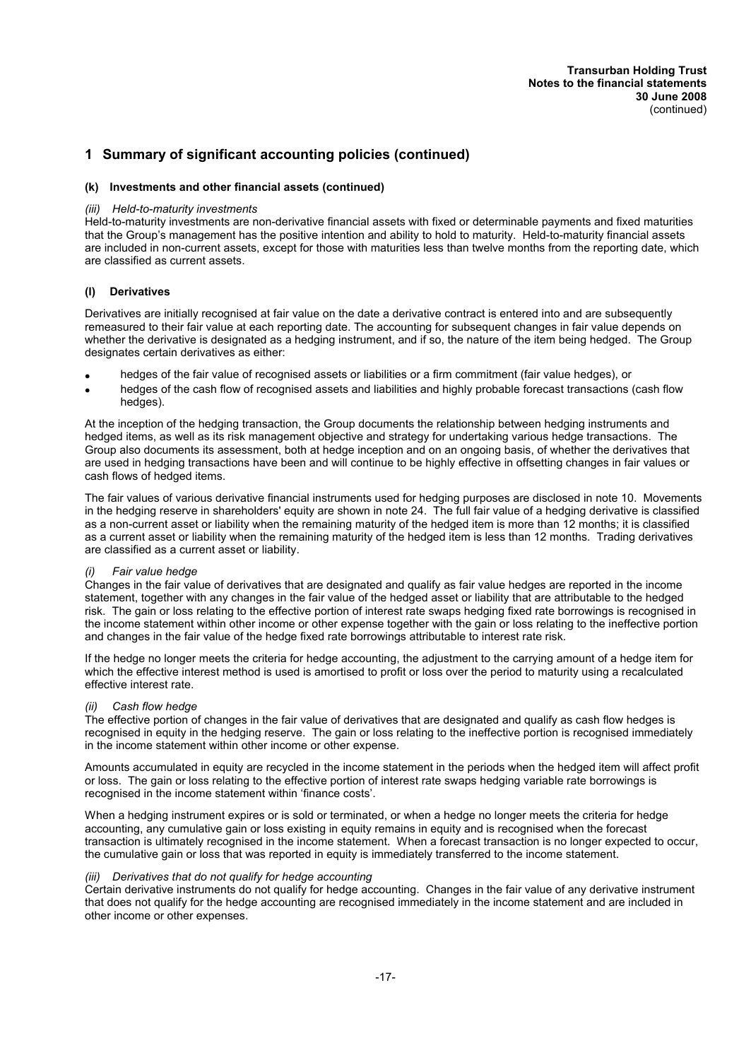# 1 Summary of significant accounting policies (continued)

### (k) Investments and other financial assets (continued)

*(iii) Held-to-maturity investments*

Held-to-maturity investments are non-derivative financial assets with fixed or determinable payments and fixed maturities that the Group's management has the positive intention and ability to hold to maturity. Held-to-maturity financial assets are included in non-current assets, except for those with maturities less than twelve months from the reporting date, which are classified as current assets.

### (l) Derivatives

Derivatives are initially recognised at fair value on the date a derivative contract is entered into and are subsequently remeasured to their fair value at each reporting date. The accounting for subsequent changes in fair value depends on whether the derivative is designated as a hedging instrument, and if so, the nature of the item being hedged. The Group designates certain derivatives as either:

- hedges of the fair value of recognised assets or liabilities or a firm commitment (fair value hedges), or
- hedges of the cash flow of recognised assets and liabilities and highly probable forecast transactions (cash flow hedges).

At the inception of the hedging transaction, the Group documents the relationship between hedging instruments and hedged items, as well as its risk management objective and strategy for undertaking various hedge transactions. The Group also documents its assessment, both at hedge inception and on an ongoing basis, of whether the derivatives that are used in hedging transactions have been and will continue to be highly effective in offsetting changes in fair values or cash flows of hedged items.

The fair values of various derivative financial instruments used for hedging purposes are disclosed in note 10. Movements in the hedging reserve in shareholders' equity are shown in note 24. The full fair value of a hedging derivative is classified as a non-current asset or liability when the remaining maturity of the hedged item is more than 12 months; it is classified as a current asset or liability when the remaining maturity of the hedged item is less than 12 months. Trading derivatives are classified as a current asset or liability.

*(i) Fair value hedge*

Changes in the fair value of derivatives that are designated and qualify as fair value hedges are reported in the income statement, together with any changes in the fair value of the hedged asset or liability that are attributable to the hedged risk. The gain or loss relating to the effective portion of interest rate swaps hedging fixed rate borrowings is recognised in the income statement within other income or other expense together with the gain or loss relating to the ineffective portion and changes in the fair value of the hedge fixed rate borrowings attributable to interest rate risk.

If the hedge no longer meets the criteria for hedge accounting, the adjustment to the carrying amount of a hedge item for which the effective interest method is used is amortised to profit or loss over the period to maturity using a recalculated effective interest rate.

*(ii) Cash flow hedge*

The effective portion of changes in the fair value of derivatives that are designated and qualify as cash flow hedges is recognised in equity in the hedging reserve. The gain or loss relating to the ineffective portion is recognised immediately in the income statement within other income or other expense.

Amounts accumulated in equity are recycled in the income statement in the periods when the hedged item will affect profit or loss. The gain or loss relating to the effective portion of interest rate swaps hedging variable rate borrowings is recognised in the income statement within 'finance costs'.

When a hedging instrument expires or is sold or terminated, or when a hedge no longer meets the criteria for hedge accounting, any cumulative gain or loss existing in equity remains in equity and is recognised when the forecast transaction is ultimately recognised in the income statement. When a forecast transaction is no longer expected to occur, the cumulative gain or loss that was reported in equity is immediately transferred to the income statement.

*(iii) Derivatives that do not qualify for hedge accounting*

Certain derivative instruments do not qualify for hedge accounting. Changes in the fair value of any derivative instrument that does not qualify for the hedge accounting are recognised immediately in the income statement and are included in other income or other expenses.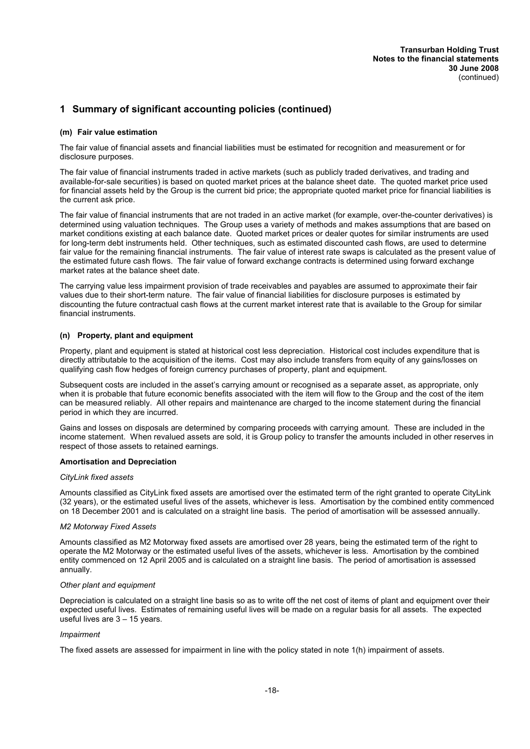## 1 Summary of significant accounting policies (continued)

### (m) Fair value estimation

The fair value of financial assets and financial liabilities must be estimated for recognition and measurement or for disclosure purposes.

The fair value of financial instruments traded in active markets (such as publicly traded derivatives, and trading and available-for-sale securities) is based on quoted market prices at the balance sheet date. The quoted market price used for financial assets held by the Group is the current bid price; the appropriate quoted market price for financial liabilities is the current ask price.

The fair value of financial instruments that are not traded in an active market (for example, over-the-counter derivatives) is determined using valuation techniques. The Group uses a variety of methods and makes assumptions that are based on market conditions existing at each balance date. Quoted market prices or dealer quotes for similar instruments are used for long-term debt instruments held. Other techniques, such as estimated discounted cash flows, are used to determine fair value for the remaining financial instruments. The fair value of interest rate swaps is calculated as the present value of the estimated future cash flows. The fair value of forward exchange contracts is determined using forward exchange market rates at the balance sheet date.

The carrying value less impairment provision of trade receivables and payables are assumed to approximate their fair values due to their short-term nature. The fair value of financial liabilities for disclosure purposes is estimated by discounting the future contractual cash flows at the current market interest rate that is available to the Group for similar financial instruments.

### (n) Property, plant and equipment

Property, plant and equipment is stated at historical cost less depreciation. Historical cost includes expenditure that is directly attributable to the acquisition of the items. Cost may also include transfers from equity of any gains/losses on qualifying cash flow hedges of foreign currency purchases of property, plant and equipment.

Subsequent costs are included in the asset's carrying amount or recognised as a separate asset, as appropriate, only when it is probable that future economic benefits associated with the item will flow to the Group and the cost of the item can be measured reliably. All other repairs and maintenance are charged to the income statement during the financial period in which they are incurred.

Gains and losses on disposals are determined by comparing proceeds with carrying amount. These are included in the income statement. When revalued assets are sold, it is Group policy to transfer the amounts included in other reserves in respect of those assets to retained earnings.

**Amortisation and Depreciation**

*CityLink fixed assets*

Amounts classified as CityLink fixed assets are amortised over the estimated term of the right granted to operate CityLink (32 years), or the estimated useful lives of the assets, whichever is less. Amortisation by the combined entity commenced on 18 December 2001 and is calculated on a straight line basis. The period of amortisation will be assessed annually.

*M2 Motorway Fixed Assets*

Amounts classified as M2 Motorway fixed assets are amortised over 28 years, being the estimated term of the right to operate the M2 Motorway or the estimated useful lives of the assets, whichever is less. Amortisation by the combined entity commenced on 12 April 2005 and is calculated on a straight line basis. The period of amortisation is assessed annually.

*Other plant and equipment*

Depreciation is calculated on a straight line basis so as to write off the net cost of items of plant and equipment over their expected useful lives. Estimates of remaining useful lives will be made on a regular basis for all assets. The expected useful lives are 3 – 15 years.

*Impairment*

The fixed assets are assessed for impairment in line with the policy stated in note 1(h) impairment of assets.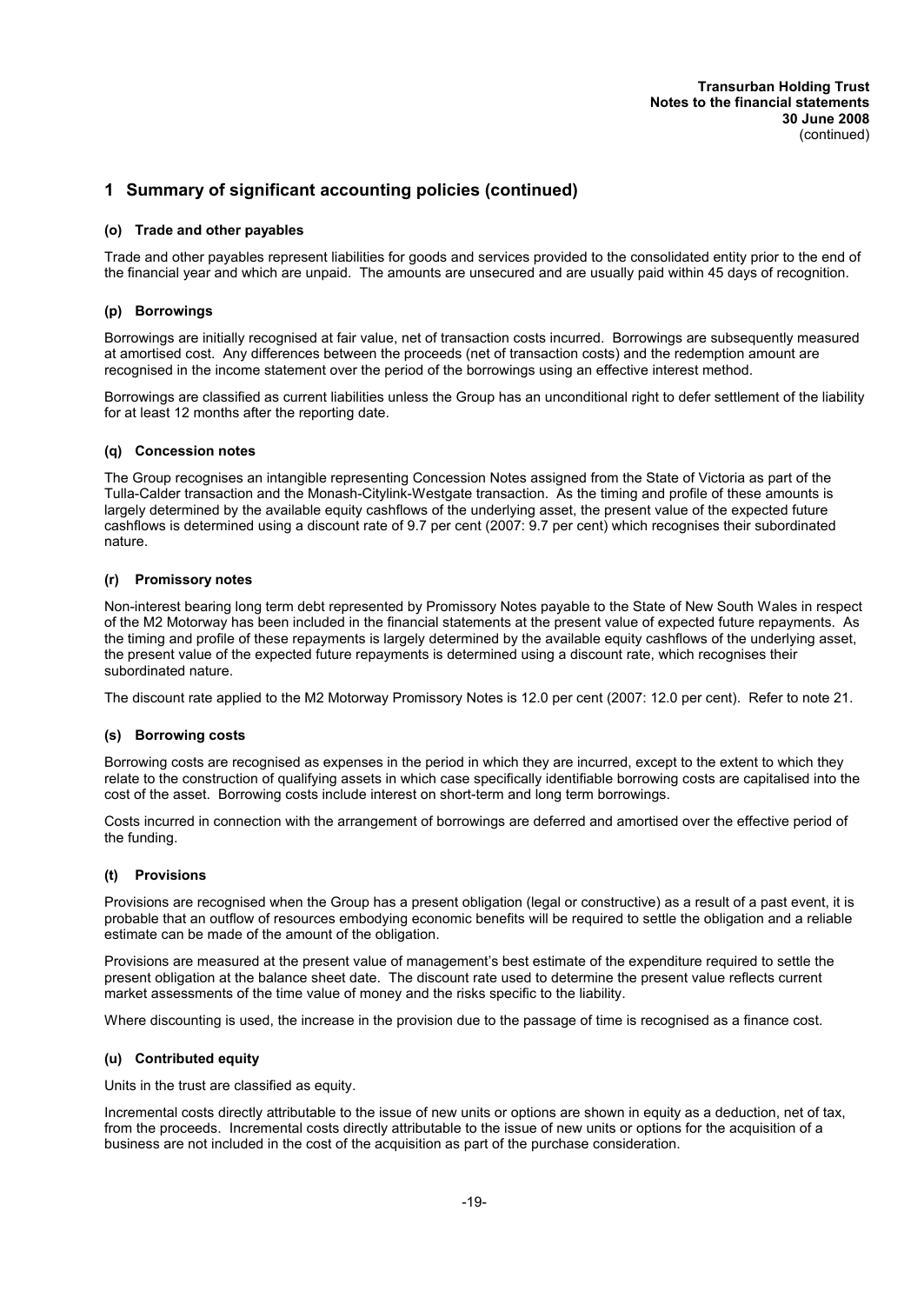## 1 Summary of significant accounting policies (continued)

### (o) Trade and other payables

Trade and other payables represent liabilities for goods and services provided to the consolidated entity prior to the end of the financial year and which are unpaid. The amounts are unsecured and are usually paid within 45 days of recognition.

### (p) Borrowings

Borrowings are initially recognised at fair value, net of transaction costs incurred. Borrowings are subsequently measured at amortised cost. Any differences between the proceeds (net of transaction costs) and the redemption amount are recognised in the income statement over the period of the borrowings using an effective interest method.

Borrowings are classified as current liabilities unless the Group has an unconditional right to defer settlement of the liability for at least 12 months after the reporting date.

### (q) Concession notes

The Group recognises an intangible representing Concession Notes assigned from the State of Victoria as part of the Tulla-Calder transaction and the Monash-Citylink-Westgate transaction. As the timing and profile of these amounts is largely determined by the available equity cashflows of the underlying asset, the present value of the expected future cashflows is determined using a discount rate of 9.7 per cent (2007: 9.7 per cent) which recognises their subordinated nature.

### (r) Promissory notes

Non-interest bearing long term debt represented by Promissory Notes payable to the State of New South Wales in respect of the M2 Motorway has been included in the financial statements at the present value of expected future repayments. As the timing and profile of these repayments is largely determined by the available equity cashflows of the underlying asset, the present value of the expected future repayments is determined using a discount rate, which recognises their subordinated nature.

The discount rate applied to the M2 Motorway Promissory Notes is 12.0 per cent (2007: 12.0 per cent). Refer to note 21.

### (s) Borrowing costs

Borrowing costs are recognised as expenses in the period in which they are incurred, except to the extent to which they relate to the construction of qualifying assets in which case specifically identifiable borrowing costs are capitalised into the cost of the asset. Borrowing costs include interest on short-term and long term borrowings.

Costs incurred in connection with the arrangement of borrowings are deferred and amortised over the effective period of the funding.

### (t) Provisions

Provisions are recognised when the Group has a present obligation (legal or constructive) as a result of a past event, it is probable that an outflow of resources embodying economic benefits will be required to settle the obligation and a reliable estimate can be made of the amount of the obligation.

Provisions are measured at the present value of management's best estimate of the expenditure required to settle the present obligation at the balance sheet date. The discount rate used to determine the present value reflects current market assessments of the time value of money and the risks specific to the liability.

Where discounting is used, the increase in the provision due to the passage of time is recognised as a finance cost.

### (u) Contributed equity

Units in the trust are classified as equity.

Incremental costs directly attributable to the issue of new units or options are shown in equity as a deduction, net of tax, from the proceeds. Incremental costs directly attributable to the issue of new units or options for the acquisition of a business are not included in the cost of the acquisition as part of the purchase consideration.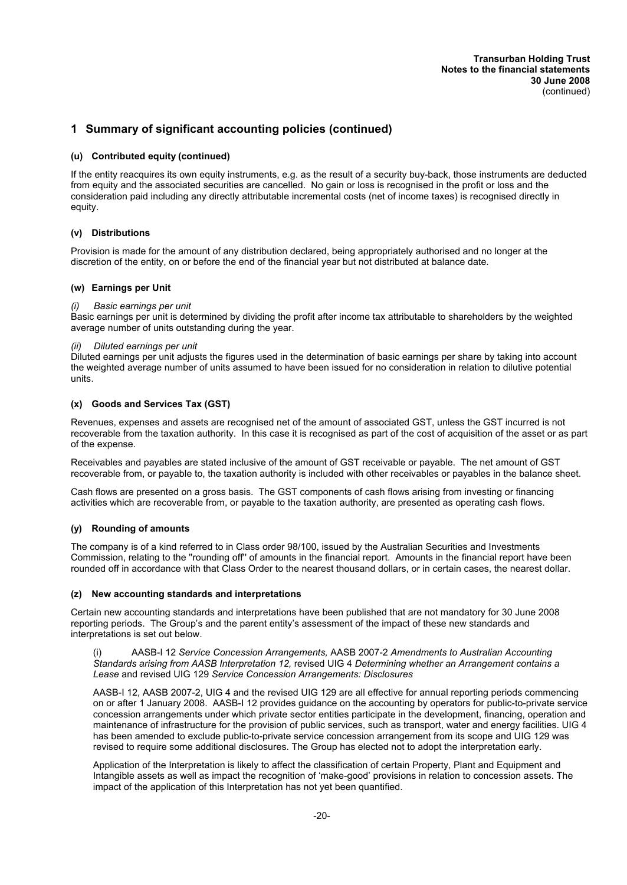## 1 Summary of significant accounting policies (continued)

### (u) Contributed equity (continued)

If the entity reacquires its own equity instruments, e.g. as the result of a security buy-back, those instruments are deducted from equity and the associated securities are cancelled. No gain or loss is recognised in the profit or loss and the consideration paid including any directly attributable incremental costs (net of income taxes) is recognised directly in equity.

### (v) Distributions

Provision is made for the amount of any distribution declared, being appropriately authorised and no longer at the discretion of the entity, on or before the end of the financial year but not distributed at balance date.

### (w) Earnings per Unit

*(i) Basic earnings per unit*

Basic earnings per unit is determined by dividing the profit after income tax attributable to shareholders by the weighted average number of units outstanding during the year.

*(ii) Diluted earnings per unit*

Diluted earnings per unit adjusts the figures used in the determination of basic earnings per share by taking into account the weighted average number of units assumed to have been issued for no consideration in relation to dilutive potential units.

### (x) Goods and Services Tax (GST)

Revenues, expenses and assets are recognised net of the amount of associated GST, unless the GST incurred is not recoverable from the taxation authority. In this case it is recognised as part of the cost of acquisition of the asset or as part of the expense.

Receivables and payables are stated inclusive of the amount of GST receivable or payable. The net amount of GST recoverable from, or payable to, the taxation authority is included with other receivables or payables in the balance sheet.

Cash flows are presented on a gross basis. The GST components of cash flows arising from investing or financing activities which are recoverable from, or payable to the taxation authority, are presented as operating cash flows.

### (y) Rounding of amounts

The company is of a kind referred to in Class order 98/100, issued by the Australian Securities and Investments Commission, relating to the ''rounding off'' of amounts in the financial report. Amounts in the financial report have been rounded off in accordance with that Class Order to the nearest thousand dollars, or in certain cases, the nearest dollar.

### (z) New accounting standards and interpretations

Certain new accounting standards and interpretations have been published that are not mandatory for 30 June 2008 reporting periods. The Group's and the parent entity's assessment of the impact of these new standards and interpretations is set out below.

(i) AASB-I 12 *Service Concession Arrangements,* AASB 2007-2 *Amendments to Australian Accounting Standards arising from AASB Interpretation 12,* revised UIG 4 *Determining whether an Arrangement contains a Lease* and revised UIG 129 *Service Concession Arrangements: Disclosures*

AASB-I 12, AASB 2007-2, UIG 4 and the revised UIG 129 are all effective for annual reporting periods commencing on or after 1 January 2008. AASB-I 12 provides guidance on the accounting by operators for public-to-private service concession arrangements under which private sector entities participate in the development, financing, operation and maintenance of infrastructure for the provision of public services, such as transport, water and energy facilities. UIG 4 has been amended to exclude public-to-private service concession arrangement from its scope and UIG 129 was revised to require some additional disclosures. The Group has elected not to adopt the interpretation early.

Application of the Interpretation is likely to affect the classification of certain Property, Plant and Equipment and Intangible assets as well as impact the recognition of 'make-good' provisions in relation to concession assets. The impact of the application of this Interpretation has not yet been quantified.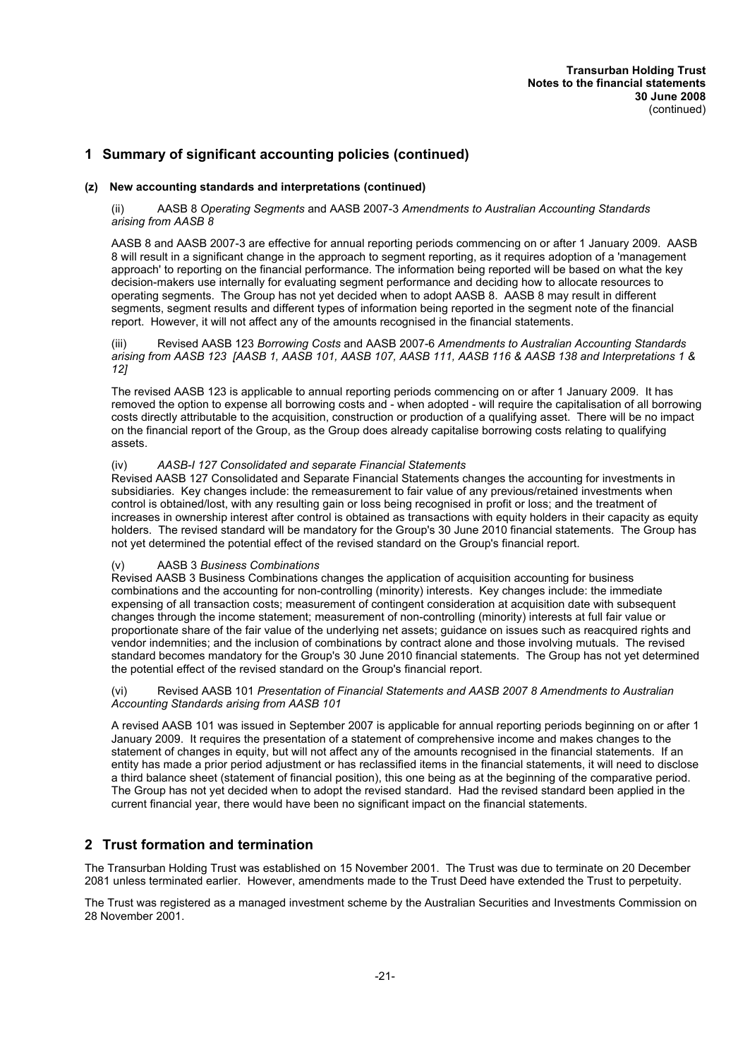## 1 Summary of significant accounting policies (continued)

### (z) New accounting standards and interpretations (continued)

(ii) AASB 8 *Operating Segments* and AASB 2007-3 *Amendments to Australian Accounting Standards arising from AASB 8*

AASB 8 and AASB 2007-3 are effective for annual reporting periods commencing on or after 1 January 2009. AASB 8 will result in a significant change in the approach to segment reporting, as it requires adoption of a 'management approach' to reporting on the financial performance. The information being reported will be based on what the key decision-makers use internally for evaluating segment performance and deciding how to allocate resources to operating segments. The Group has not yet decided when to adopt AASB 8. AASB 8 may result in different segments, segment results and different types of information being reported in the segment note of the financial report. However, it will not affect any of the amounts recognised in the financial statements.

(iii) Revised AASB 123 *Borrowing Costs* and AASB 2007-6 *Amendments to Australian Accounting Standards arising from AASB 123 [AASB 1, AASB 101, AASB 107, AASB 111, AASB 116 & AASB 138 and Interpretations 1 & 12]*

The revised AASB 123 is applicable to annual reporting periods commencing on or after 1 January 2009. It has removed the option to expense all borrowing costs and - when adopted - will require the capitalisation of all borrowing costs directly attributable to the acquisition, construction or production of a qualifying asset. There will be no impact on the financial report of the Group, as the Group does already capitalise borrowing costs relating to qualifying assets.

(iv) *AASB-I 127 Consolidated and separate Financial Statements*

Revised AASB 127 Consolidated and Separate Financial Statements changes the accounting for investments in subsidiaries. Key changes include: the remeasurement to fair value of any previous/retained investments when control is obtained/lost, with any resulting gain or loss being recognised in profit or loss; and the treatment of increases in ownership interest after control is obtained as transactions with equity holders in their capacity as equity holders. The revised standard will be mandatory for the Group's 30 June 2010 financial statements. The Group has not yet determined the potential effect of the revised standard on the Group's financial report.

(v) AASB 3 *Business Combinations*

Revised AASB 3 Business Combinations changes the application of acquisition accounting for business combinations and the accounting for non-controlling (minority) interests. Key changes include: the immediate expensing of all transaction costs; measurement of contingent consideration at acquisition date with subsequent changes through the income statement; measurement of non-controlling (minority) interests at full fair value or proportionate share of the fair value of the underlying net assets; guidance on issues such as reacquired rights and vendor indemnities; and the inclusion of combinations by contract alone and those involving mutuals. The revised standard becomes mandatory for the Group's 30 June 2010 financial statements. The Group has not yet determined the potential effect of the revised standard on the Group's financial report.

(vi) Revised AASB 101 *Presentation of Financial Statements and AASB 2007 8 Amendments to Australian Accounting Standards arising from AASB 101*

A revised AASB 101 was issued in September 2007 is applicable for annual reporting periods beginning on or after 1 January 2009. It requires the presentation of a statement of comprehensive income and makes changes to the statement of changes in equity, but will not affect any of the amounts recognised in the financial statements. If an entity has made a prior period adjustment or has reclassified items in the financial statements, it will need to disclose a third balance sheet (statement of financial position), this one being as at the beginning of the comparative period. The Group has not yet decided when to adopt the revised standard. Had the revised standard been applied in the current financial year, there would have been no significant impact on the financial statements.

## 2 Trust formation and termination

The Transurban Holding Trust was established on 15 November 2001. The Trust was due to terminate on 20 December 2081 unless terminated earlier. However, amendments made to the Trust Deed have extended the Trust to perpetuity.

The Trust was registered as a managed investment scheme by the Australian Securities and Investments Commission on 28 November 2001.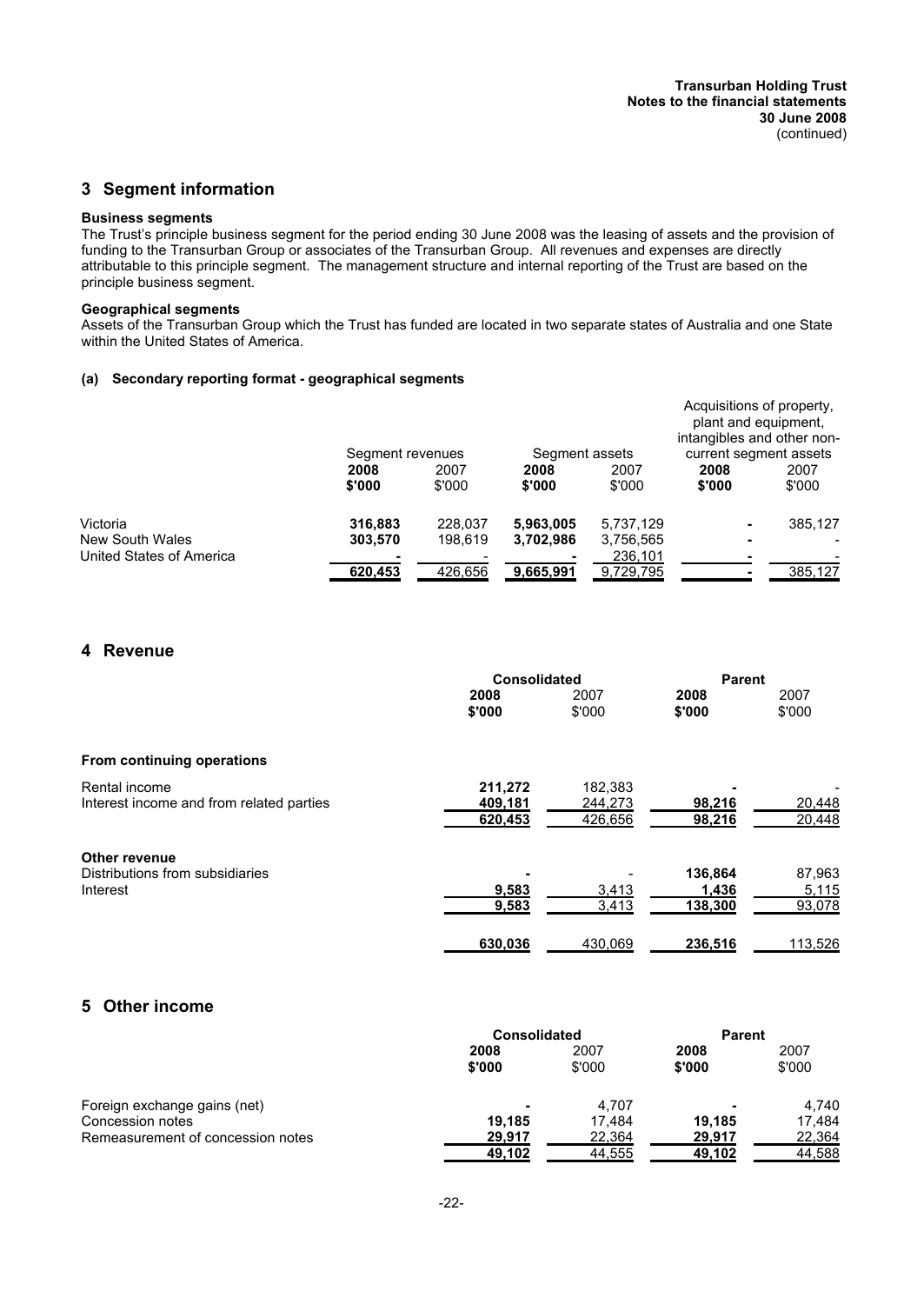## 3 Segment information

**Business segments**

The Trust's principle business segment for the period ending 30 June 2008 was the leasing of assets and the provision of funding to the Transurban Group or associates of the Transurban Group. All revenues and expenses are directly attributable to this principle segment. The management structure and internal reporting of the Trust are based on the principle business segment.

**Geographical segments**

Assets of the Transurban Group which the Trust has funded are located in two separate states of Australia and one State within the United States of America.

**(a) Secondary reporting format - geographical segments**

| | Segment revenues | | Segment assets | | Acquisitions of property, plant and equipment, intangibles and other non-current segment assets | |
|---|---|---|---|---|---|---|
| | **2008 \$'000** | 2007 \$'000 | **2008 \$'000** | 2007 \$'000 | **2008 \$'000** | 2007 \$'000 |
| Victoria | **316,883** | 228,037 | **5,963,005** | 5,737,129 | **-** | 385,127 |
| New South Wales | **303,570** | 198,619 | **3,702,986** | 3,756,565 | **-** | - |
| United States of America | **-** | - | **-** | 236,101 | **-** | - |
| | **620,453** | 426,656 | **9,665,991** | 9,729,795 | **-** | 385,127 |

## 4 Revenue

| | Consolidated | | Parent | |
|---|---|---|---|---|
| | **2008 \$'000** | 2007 \$'000 | **2008 \$'000** | 2007 \$'000 |
| **From continuing operations** | | | | |
| Rental income | **211,272** | 182,383 | **-** | - |
| Interest income and from related parties | **409,181** | 244,273 | **98,216** | 20,448 |
| | **620,453** | 426,656 | **98,216** | 20,448 |
| **Other revenue** | | | | |
| Distributions from subsidiaries | **-** | - | **136,864** | 87,963 |
| Interest | **9,583** | 3,413 | **1,436** | 5,115 |
| | **9,583** | 3,413 | **138,300** | 93,078 |
| | **630,036** | 430,069 | **236,516** | 113,526 |

## 5 Other income

| | Consolidated | | Parent | |
|---|---|---|---|---|
| | **2008 \$'000** | 2007 \$'000 | **2008 \$'000** | 2007 \$'000 |
| Foreign exchange gains (net) | **-** | 4,707 | **-** | 4,740 |
| Concession notes | **19,185** | 17,484 | **19,185** | 17,484 |
| Remeasurement of concession notes | **29,917** | 22,364 | **29,917** | 22,364 |
| | **49,102** | 44,555 | **49,102** | 44,588 |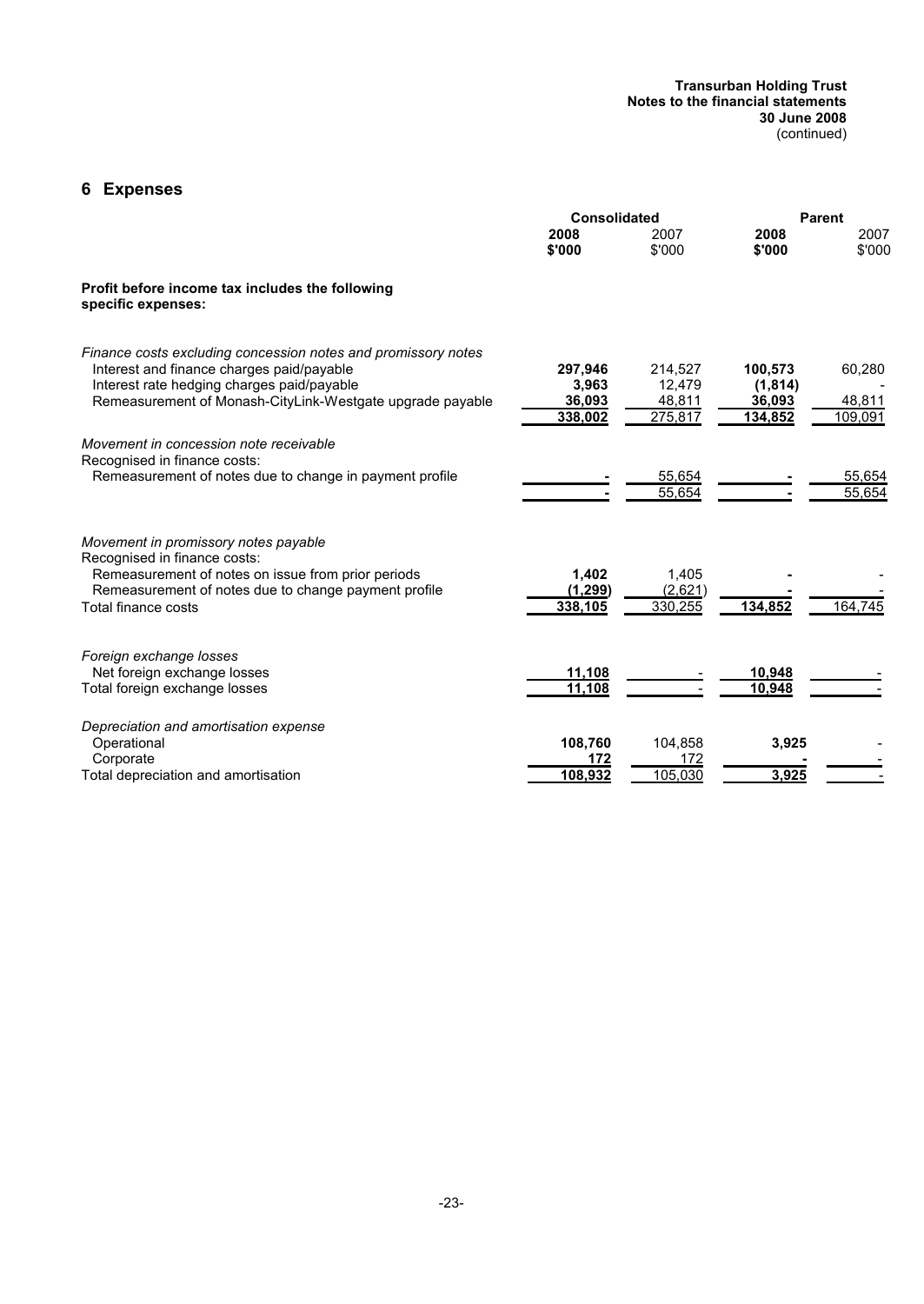# 6 Expenses

| | Consolidated | | Parent | |
|---|---|---|---|---|
| | **2008** | 2007 | **2008** | 2007 |
| | **$'000** | $'000 | **$'000** | $'000 |
| **Profit before income tax includes the following specific expenses:** | | | | |
| *Finance costs excluding concession notes and promissory notes* | | | | |
| Interest and finance charges paid/payable | **297,946** | 214,527 | **100,573** | 60,280 |
| Interest rate hedging charges paid/payable | **3,963** | 12,479 | **(1,814)** | - |
| Remeasurement of Monash-CityLink-Westgate upgrade payable | **36,093** | 48,811 | **36,093** | 48,811 |
| | **338,002** | 275,817 | **134,852** | 109,091 |
| *Movement in concession note receivable* | | | | |
| Recognised in finance costs: | | | | |
| Remeasurement of notes due to change in payment profile | **-** | 55,654 | **-** | 55,654 |
| | **-** | 55,654 | **-** | 55,654 |
| *Movement in promissory notes payable* | | | | |
| Recognised in finance costs: | | | | |
| Remeasurement of notes on issue from prior periods | **1,402** | 1,405 | **-** | - |
| Remeasurement of notes due to change payment profile | **(1,299)** | (2,621) | **-** | - |
| Total finance costs | **338,105** | 330,255 | **134,852** | 164,745 |
| *Foreign exchange losses* | | | | |
| Net foreign exchange losses | **11,108** | - | **10,948** | - |
| Total foreign exchange losses | **11,108** | - | **10,948** | - |
| *Depreciation and amortisation expense* | | | | |
| Operational | **108,760** | 104,858 | **3,925** | - |
| Corporate | **172** | 172 | **-** | - |
| Total depreciation and amortisation | **108,932** | 105,030 | **3,925** | - |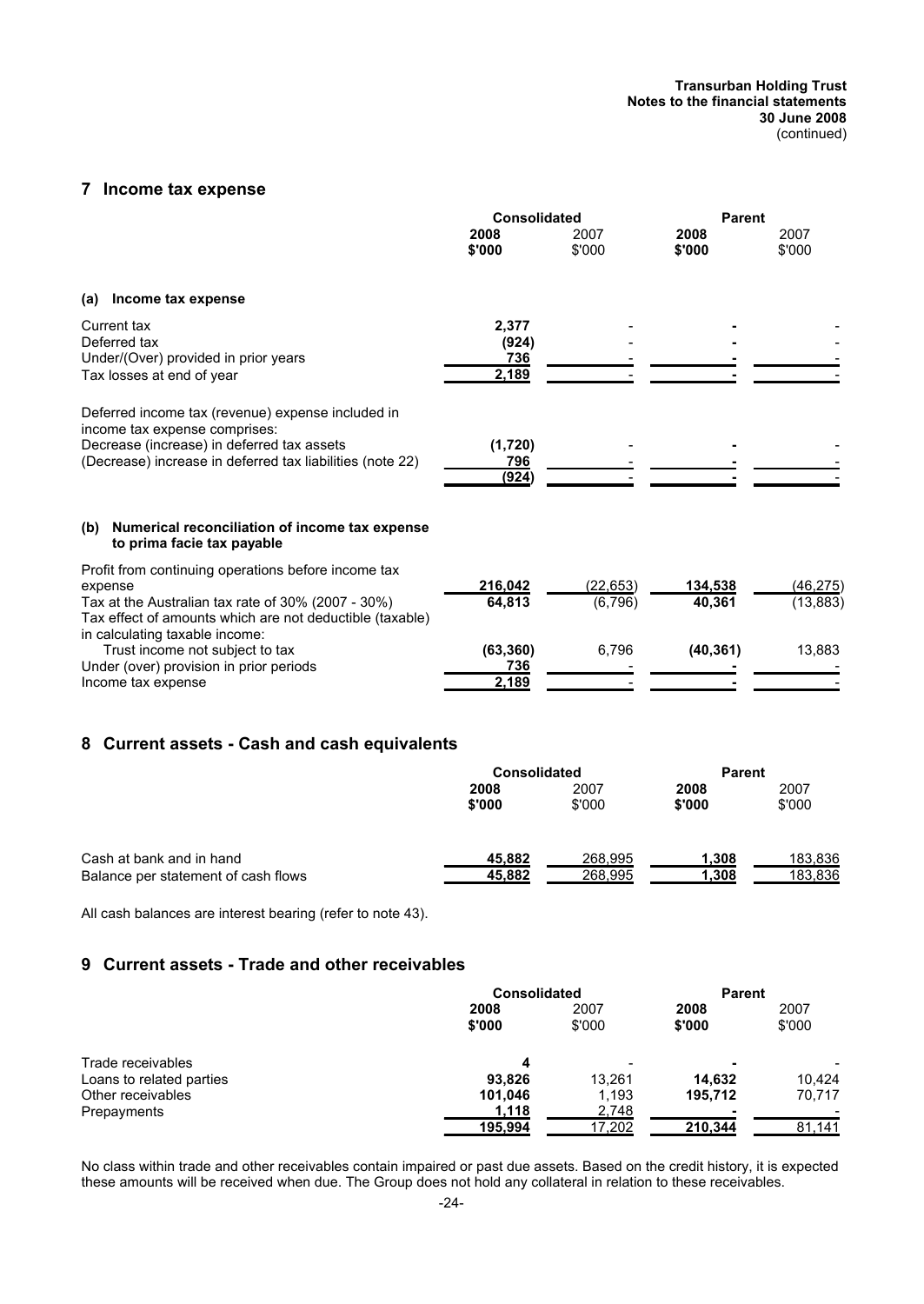## 7 Income tax expense

| | Consolidated | | Parent | |
|---|---|---|---|---|
| | **2008 $'000** | 2007 $'000 | **2008 $'000** | 2007 $'000 |
| **(a) Income tax expense** | | | | |
| Current tax | **2,377** | - | **-** | - |
| Deferred tax | **(924)** | - | **-** | - |
| Under/(Over) provided in prior years | **736** | - | **-** | - |
| Tax losses at end of year | **2,189** | - | **-** | - |
| Deferred income tax (revenue) expense included in income tax expense comprises: | | | | |
| Decrease (increase) in deferred tax assets | **(1,720)** | - | **-** | - |
| (Decrease) increase in deferred tax liabilities (note 22) | **796** | - | **-** | - |
| | **(924)** | - | **-** | - |
| **(b) Numerical reconciliation of income tax expense to prima facie tax payable** | | | | |
| Profit from continuing operations before income tax expense | **216,042** | (22,653) | **134,538** | (46,275) |
| Tax at the Australian tax rate of 30% (2007 - 30%) | **64,813** | (6,796) | **40,361** | (13,883) |
| Tax effect of amounts which are not deductible (taxable) in calculating taxable income: | | | | |
| Trust income not subject to tax | **(63,360)** | 6,796 | **(40,361)** | 13,883 |
| Under (over) provision in prior periods | **736** | - | **-** | - |
| Income tax expense | **2,189** | - | **-** | - |

## 8 Current assets - Cash and cash equivalents

| | Consolidated | | Parent | |
|---|---|---|---|---|
| | **2008 $'000** | 2007 $'000 | **2008 $'000** | 2007 $'000 |
| Cash at bank and in hand | **45,882** | 268,995 | **1,308** | 183,836 |
| Balance per statement of cash flows | **45,882** | 268,995 | **1,308** | 183,836 |

All cash balances are interest bearing (refer to note 43).

## 9 Current assets - Trade and other receivables

| | Consolidated | | Parent | |
|---|---|---|---|---|
| | **2008 $'000** | 2007 $'000 | **2008 $'000** | 2007 $'000 |
| Trade receivables | **4** | - | **-** | - |
| Loans to related parties | **93,826** | 13,261 | **14,632** | 10,424 |
| Other receivables | **101,046** | 1,193 | **195,712** | 70,717 |
| Prepayments | **1,118** | 2,748 | **-** | - |
| | **195,994** | 17,202 | **210,344** | 81,141 |

No class within trade and other receivables contain impaired or past due assets. Based on the credit history, it is expected these amounts will be received when due. The Group does not hold any collateral in relation to these receivables.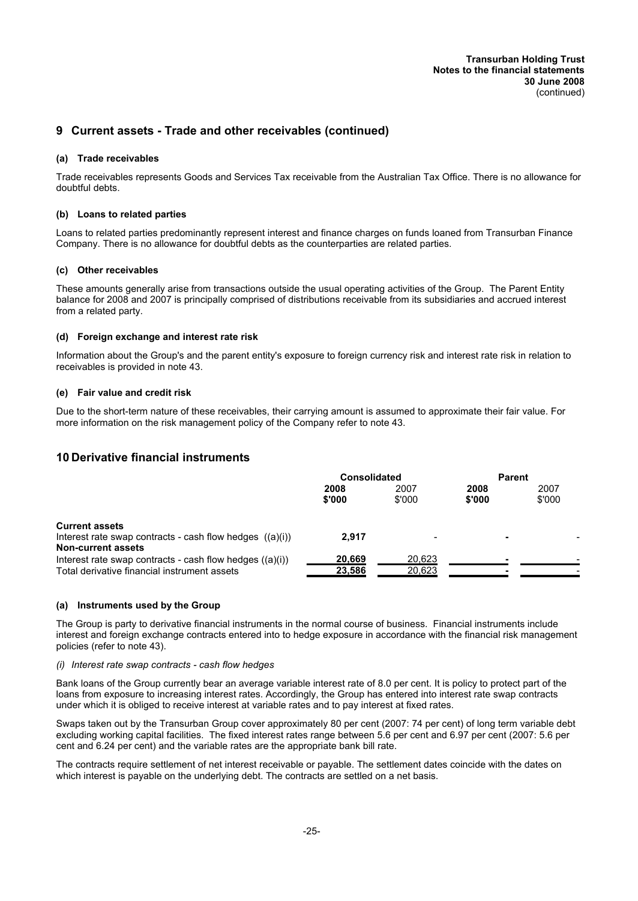## 9 Current assets - Trade and other receivables (continued)

#### (a) Trade receivables

Trade receivables represents Goods and Services Tax receivable from the Australian Tax Office. There is no allowance for doubtful debts.

#### (b) Loans to related parties

Loans to related parties predominantly represent interest and finance charges on funds loaned from Transurban Finance Company. There is no allowance for doubtful debts as the counterparties are related parties.

#### (c) Other receivables

These amounts generally arise from transactions outside the usual operating activities of the Group. The Parent Entity balance for 2008 and 2007 is principally comprised of distributions receivable from its subsidiaries and accrued interest from a related party.

#### (d) Foreign exchange and interest rate risk

Information about the Group's and the parent entity's exposure to foreign currency risk and interest rate risk in relation to receivables is provided in note 43.

#### (e) Fair value and credit risk

Due to the short-term nature of these receivables, their carrying amount is assumed to approximate their fair value. For more information on the risk management policy of the Company refer to note 43.

## 10 Derivative financial instruments

| | Consolidated | | Parent | |
|---|---|---|---|---|
| | **2008 $'000** | 2007 $'000 | **2008 $'000** | 2007 $'000 |
| **Current assets** | | | | |
| Interest rate swap contracts - cash flow hedges ((a)(i)) | **2,917** | - | **-** | - |
| **Non-current assets** | | | | |
| Interest rate swap contracts - cash flow hedges ((a)(i)) | **20,669** | 20,623 | **-** | - |
| Total derivative financial instrument assets | **23,586** | 20,623 | **-** | - |

#### (a) Instruments used by the Group

The Group is party to derivative financial instruments in the normal course of business. Financial instruments include interest and foreign exchange contracts entered into to hedge exposure in accordance with the financial risk management policies (refer to note 43).

*(i) Interest rate swap contracts - cash flow hedges*

Bank loans of the Group currently bear an average variable interest rate of 8.0 per cent. It is policy to protect part of the loans from exposure to increasing interest rates. Accordingly, the Group has entered into interest rate swap contracts under which it is obliged to receive interest at variable rates and to pay interest at fixed rates.

Swaps taken out by the Transurban Group cover approximately 80 per cent (2007: 74 per cent) of long term variable debt excluding working capital facilities. The fixed interest rates range between 5.6 per cent and 6.97 per cent (2007: 5.6 per cent and 6.24 per cent) and the variable rates are the appropriate bank bill rate.

The contracts require settlement of net interest receivable or payable. The settlement dates coincide with the dates on which interest is payable on the underlying debt. The contracts are settled on a net basis.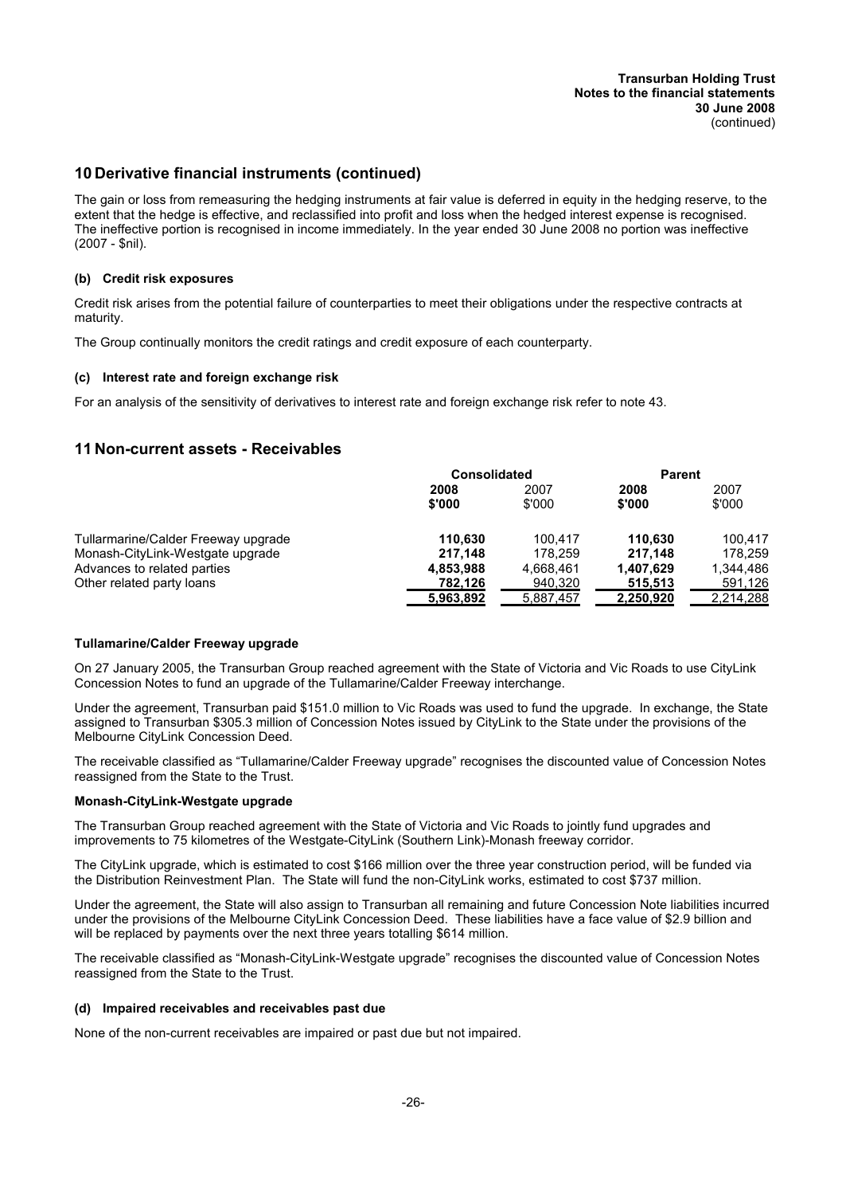## 10 Derivative financial instruments (continued)

The gain or loss from remeasuring the hedging instruments at fair value is deferred in equity in the hedging reserve, to the extent that the hedge is effective, and reclassified into profit and loss when the hedged interest expense is recognised. The ineffective portion is recognised in income immediately. In the year ended 30 June 2008 no portion was ineffective (2007 - $nil).

### (b) Credit risk exposures

Credit risk arises from the potential failure of counterparties to meet their obligations under the respective contracts at maturity.

The Group continually monitors the credit ratings and credit exposure of each counterparty.

### (c) Interest rate and foreign exchange risk

For an analysis of the sensitivity of derivatives to interest rate and foreign exchange risk refer to note 43.

## 11 Non-current assets - Receivables

| | Consolidated | | Parent | |
|---|---|---|---|---|
| | **2008 $'000** | 2007 $'000 | **2008 $'000** | 2007 $'000 |
| Tullarmarine/Calder Freeway upgrade | **110,630** | 100,417 | **110,630** | 100,417 |
| Monash-CityLink-Westgate upgrade | **217,148** | 178,259 | **217,148** | 178,259 |
| Advances to related parties | **4,853,988** | 4,668,461 | **1,407,629** | 1,344,486 |
| Other related party loans | **782,126** | 940,320 | **515,513** | 591,126 |
| | **5,963,892** | 5,887,457 | **2,250,920** | 2,214,288 |

**Tullamarine/Calder Freeway upgrade**

On 27 January 2005, the Transurban Group reached agreement with the State of Victoria and Vic Roads to use CityLink Concession Notes to fund an upgrade of the Tullamarine/Calder Freeway interchange.

Under the agreement, Transurban paid $151.0 million to Vic Roads was used to fund the upgrade. In exchange, the State assigned to Transurban $305.3 million of Concession Notes issued by CityLink to the State under the provisions of the Melbourne CityLink Concession Deed.

The receivable classified as "Tullamarine/Calder Freeway upgrade" recognises the discounted value of Concession Notes reassigned from the State to the Trust.

**Monash-CityLink-Westgate upgrade**

The Transurban Group reached agreement with the State of Victoria and Vic Roads to jointly fund upgrades and improvements to 75 kilometres of the Westgate-CityLink (Southern Link)-Monash freeway corridor.

The CityLink upgrade, which is estimated to cost $166 million over the three year construction period, will be funded via the Distribution Reinvestment Plan. The State will fund the non-CityLink works, estimated to cost $737 million.

Under the agreement, the State will also assign to Transurban all remaining and future Concession Note liabilities incurred under the provisions of the Melbourne CityLink Concession Deed. These liabilities have a face value of $2.9 billion and will be replaced by payments over the next three years totalling $614 million.

The receivable classified as "Monash-CityLink-Westgate upgrade" recognises the discounted value of Concession Notes reassigned from the State to the Trust.

### (d) Impaired receivables and receivables past due

None of the non-current receivables are impaired or past due but not impaired.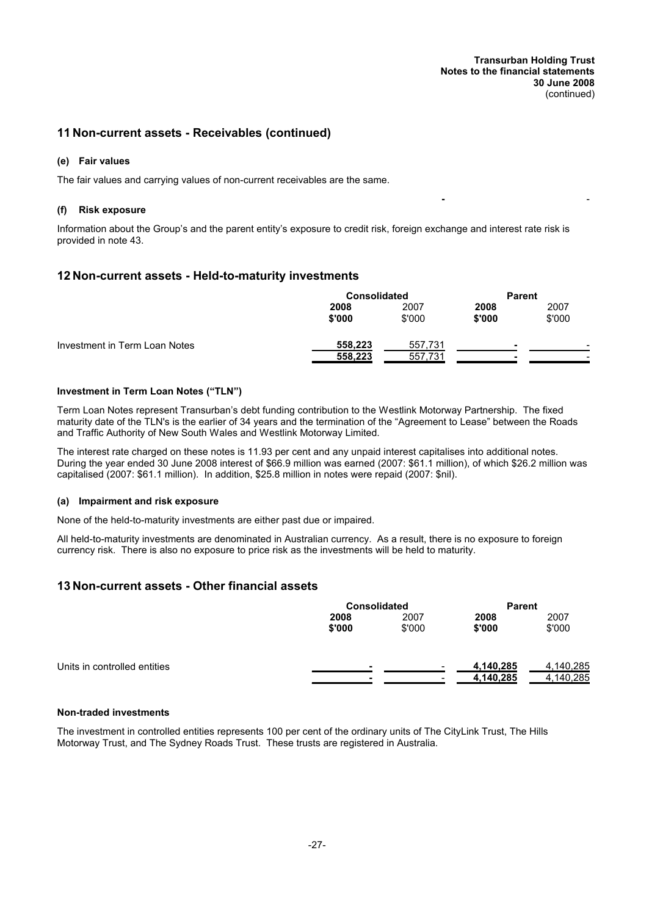## 11 Non-current assets - Receivables (continued)

### (e) Fair values

The fair values and carrying values of non-current receivables are the same.

### (f) Risk exposure

Information about the Group's and the parent entity's exposure to credit risk, foreign exchange and interest rate risk is provided in note 43.

## 12 Non-current assets - Held-to-maturity investments

| | Consolidated | | Parent | |
|---|---|---|---|---|
| | **2008** | 2007 | **2008** | 2007 |
| | **\$'000** | \$'000 | **\$'000** | \$'000 |
| Investment in Term Loan Notes | **558,223** | 557,731 | **-** | - |
| | **558,223** | 557,731 | **-** | - |

### Investment in Term Loan Notes ("TLN")

Term Loan Notes represent Transurban's debt funding contribution to the Westlink Motorway Partnership. The fixed maturity date of the TLN's is the earlier of 34 years and the termination of the "Agreement to Lease" between the Roads and Traffic Authority of New South Wales and Westlink Motorway Limited.

The interest rate charged on these notes is 11.93 per cent and any unpaid interest capitalises into additional notes. During the year ended 30 June 2008 interest of \$66.9 million was earned (2007: \$61.1 million), of which \$26.2 million was capitalised (2007: \$61.1 million). In addition, \$25.8 million in notes were repaid (2007: \$nil).

### (a) Impairment and risk exposure

None of the held-to-maturity investments are either past due or impaired.

All held-to-maturity investments are denominated in Australian currency. As a result, there is no exposure to foreign currency risk. There is also no exposure to price risk as the investments will be held to maturity.

## 13 Non-current assets - Other financial assets

| | Consolidated | | Parent | |
|---|---|---|---|---|
| | **2008** | 2007 | **2008** | 2007 |
| | **\$'000** | \$'000 | **\$'000** | \$'000 |
| Units in controlled entities | **-** | - | **4,140,285** | 4,140,285 |
| | **-** | - | **4,140,285** | 4,140,285 |

### Non-traded investments

The investment in controlled entities represents 100 per cent of the ordinary units of The CityLink Trust, The Hills Motorway Trust, and The Sydney Roads Trust. These trusts are registered in Australia.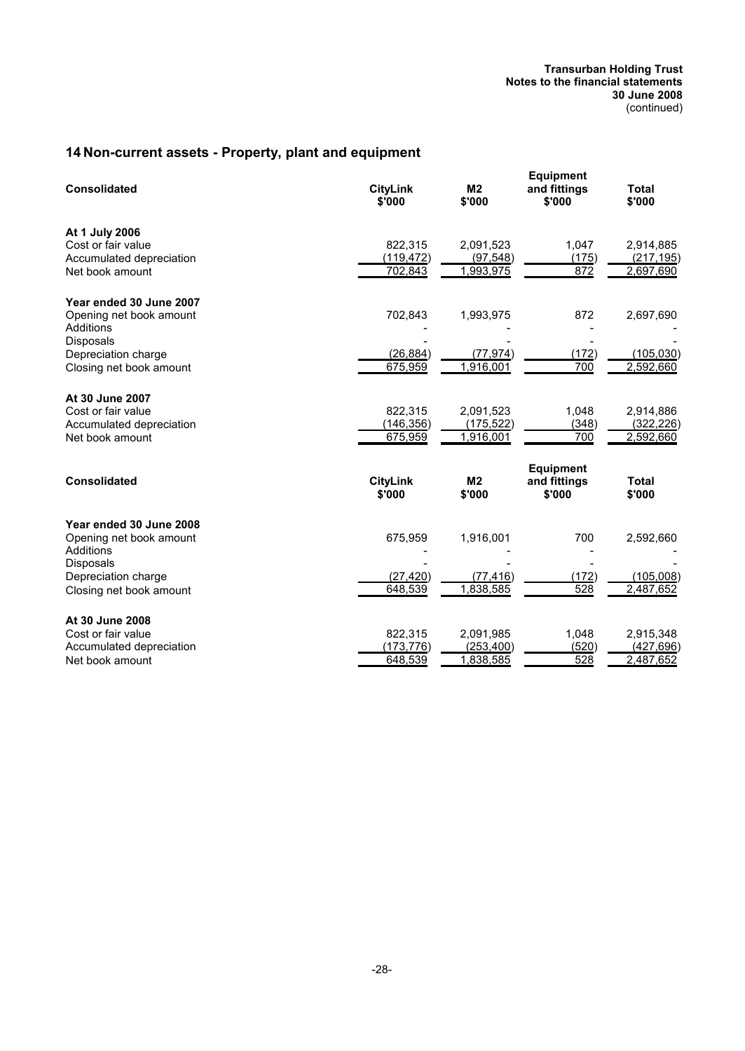## 14 Non-current assets - Property, plant and equipment

| Consolidated | CityLink $'000 | M2 $'000 | Equipment and fittings $'000 | Total $'000 |
|---|---|---|---|---|
| **At 1 July 2006** | | | | |
| Cost or fair value | 822,315 | 2,091,523 | 1,047 | 2,914,885 |
| Accumulated depreciation | (119,472) | (97,548) | (175) | (217,195) |
| Net book amount | 702,843 | 1,993,975 | 872 | 2,697,690 |
| | | | | |
| **Year ended 30 June 2007** | | | | |
| Opening net book amount | 702,843 | 1,993,975 | 872 | 2,697,690 |
| Additions | - | - | - | - |
| Disposals | - | - | - | - |
| Depreciation charge | (26,884) | (77,974) | (172) | (105,030) |
| Closing net book amount | 675,959 | 1,916,001 | 700 | 2,592,660 |
| | | | | |
| **At 30 June 2007** | | | | |
| Cost or fair value | 822,315 | 2,091,523 | 1,048 | 2,914,886 |
| Accumulated depreciation | (146,356) | (175,522) | (348) | (322,226) |
| Net book amount | 675,959 | 1,916,001 | 700 | 2,592,660 |

| Consolidated | CityLink $'000 | M2 $'000 | Equipment and fittings $'000 | Total $'000 |
|---|---|---|---|---|
| **Year ended 30 June 2008** | | | | |
| Opening net book amount | 675,959 | 1,916,001 | 700 | 2,592,660 |
| Additions | - | - | - | - |
| Disposals | - | - | - | - |
| Depreciation charge | (27,420) | (77,416) | (172) | (105,008) |
| Closing net book amount | 648,539 | 1,838,585 | 528 | 2,487,652 |
| | | | | |
| **At 30 June 2008** | | | | |
| Cost or fair value | 822,315 | 2,091,985 | 1,048 | 2,915,348 |
| Accumulated depreciation | (173,776) | (253,400) | (520) | (427,696) |
| Net book amount | 648,539 | 1,838,585 | 528 | 2,487,652 |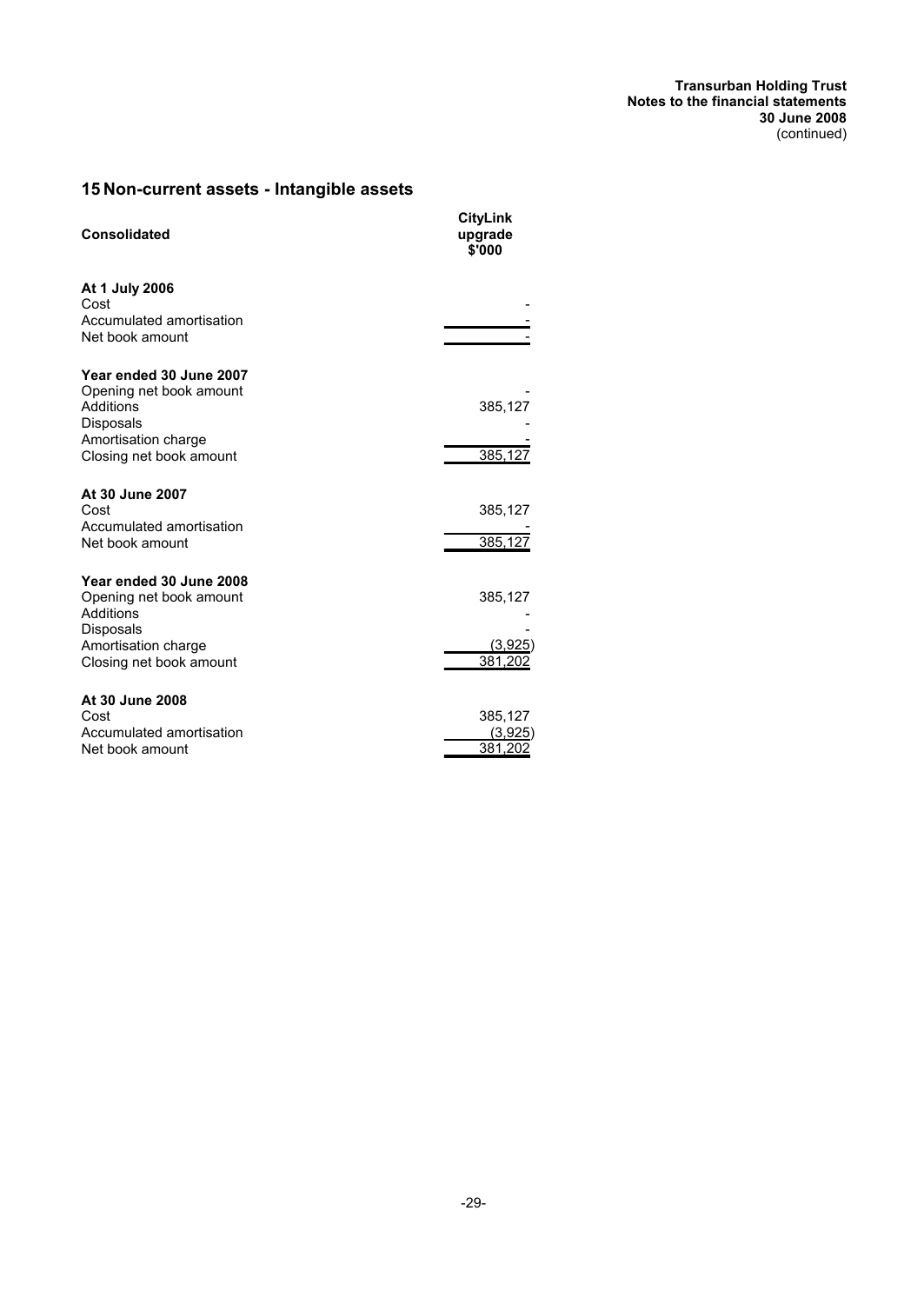## 15 Non-current assets - Intangible assets

| Consolidated | CityLink upgrade $'000 |
|---|---|
| **At 1 July 2006** | |
| Cost | - |
| Accumulated amortisation | - |
| Net book amount | - |
| | |
| **Year ended 30 June 2007** | |
| Opening net book amount | - |
| Additions | 385,127 |
| Disposals | - |
| Amortisation charge | - |
| Closing net book amount | 385,127 |
| | |
| **At 30 June 2007** | |
| Cost | 385,127 |
| Accumulated amortisation | - |
| Net book amount | 385,127 |
| | |
| **Year ended 30 June 2008** | |
| Opening net book amount | 385,127 |
| Additions | - |
| Disposals | - |
| Amortisation charge | (3,925) |
| Closing net book amount | 381,202 |
| | |
| **At 30 June 2008** | |
| Cost | 385,127 |
| Accumulated amortisation | (3,925) |
| Net book amount | 381,202 |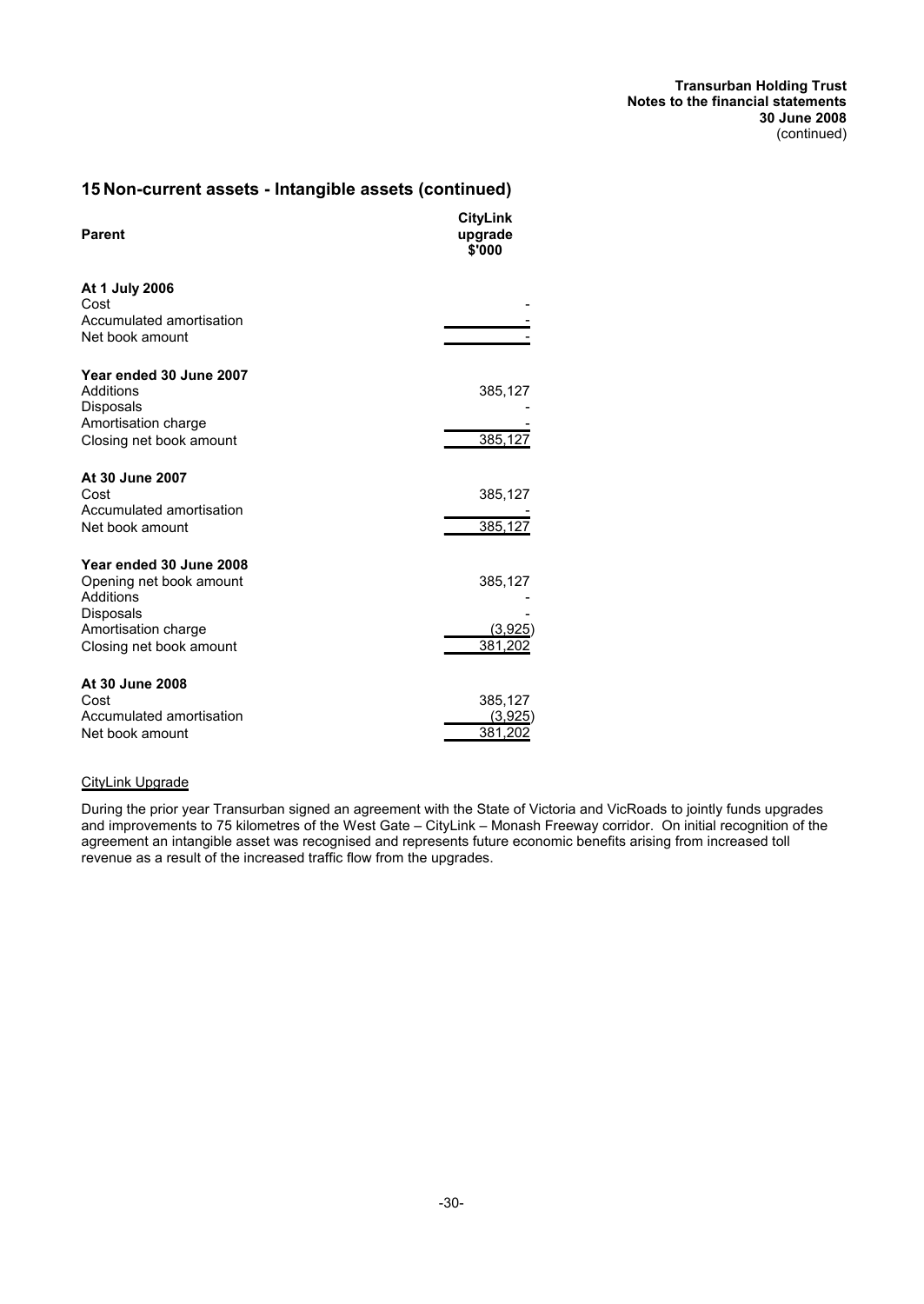## 15 Non-current assets - Intangible assets (continued)

| Parent | CityLink upgrade $'000 |
|---|---|
| **At 1 July 2006** | |
| Cost | - |
| Accumulated amortisation | - |
| Net book amount | - |
| **Year ended 30 June 2007** | |
| Additions | 385,127 |
| Disposals | - |
| Amortisation charge | - |
| Closing net book amount | 385,127 |
| **At 30 June 2007** | |
| Cost | 385,127 |
| Accumulated amortisation | - |
| Net book amount | 385,127 |
| **Year ended 30 June 2008** | |
| Opening net book amount | 385,127 |
| Additions | - |
| Disposals | - |
| Amortisation charge | (3,925) |
| Closing net book amount | 381,202 |
| **At 30 June 2008** | |
| Cost | 385,127 |
| Accumulated amortisation | (3,925) |
| Net book amount | 381,202 |

CityLink Upgrade

During the prior year Transurban signed an agreement with the State of Victoria and VicRoads to jointly funds upgrades and improvements to 75 kilometres of the West Gate – CityLink – Monash Freeway corridor. On initial recognition of the agreement an intangible asset was recognised and represents future economic benefits arising from increased toll revenue as a result of the increased traffic flow from the upgrades.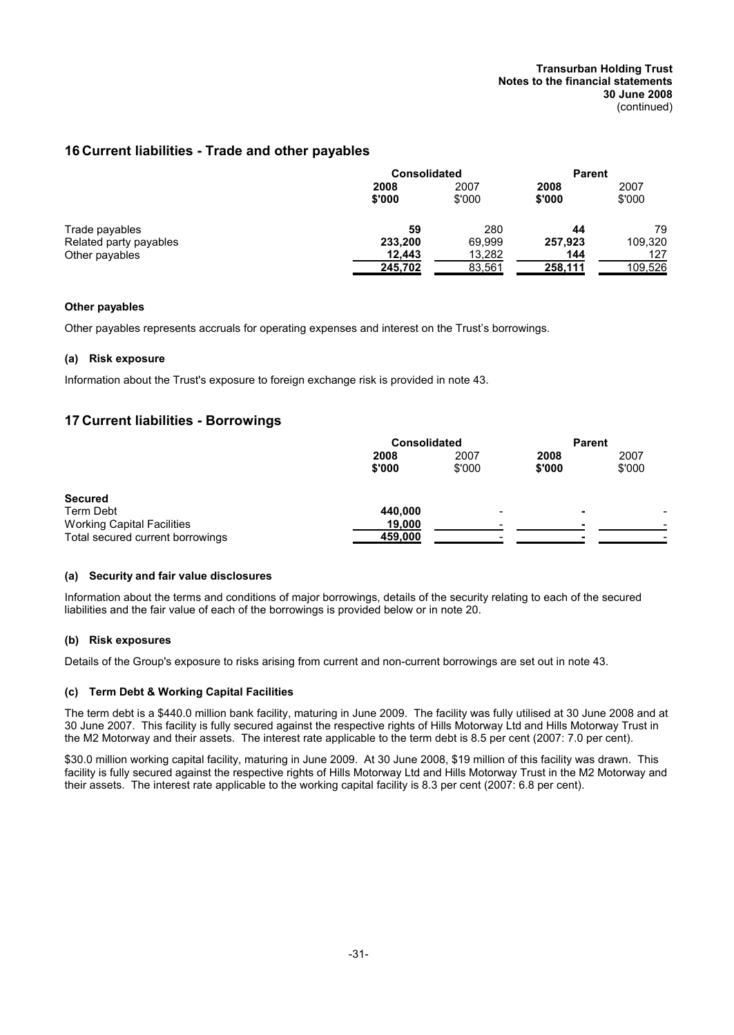## 16 Current liabilities - Trade and other payables

| | Consolidated | | Parent | |
|---|---|---|---|---|
| | **2008 \$'000** | 2007 \$'000 | **2008 \$'000** | 2007 \$'000 |
| Trade payables | **59** | 280 | **44** | 79 |
| Related party payables | **233,200** | 69,999 | **257,923** | 109,320 |
| Other payables | **12,443** | 13,282 | **144** | 127 |
| | **245,702** | 83,561 | **258,111** | 109,526 |

### Other payables

Other payables represents accruals for operating expenses and interest on the Trust's borrowings.

### (a) Risk exposure

Information about the Trust's exposure to foreign exchange risk is provided in note 43.

## 17 Current liabilities - Borrowings

| | Consolidated | | Parent | |
|---|---|---|---|---|
| | **2008 \$'000** | 2007 \$'000 | **2008 \$'000** | 2007 \$'000 |
| **Secured** | | | | |
| Term Debt | **440,000** | - | **-** | - |
| Working Capital Facilities | **19,000** | - | **-** | - |
| Total secured current borrowings | **459,000** | - | **-** | - |

### (a) Security and fair value disclosures

Information about the terms and conditions of major borrowings, details of the security relating to each of the secured liabilities and the fair value of each of the borrowings is provided below or in note 20.

### (b) Risk exposures

Details of the Group's exposure to risks arising from current and non-current borrowings are set out in note 43.

### (c) Term Debt & Working Capital Facilities

The term debt is a \$440.0 million bank facility, maturing in June 2009. The facility was fully utilised at 30 June 2008 and at 30 June 2007. This facility is fully secured against the respective rights of Hills Motorway Ltd and Hills Motorway Trust in the M2 Motorway and their assets. The interest rate applicable to the term debt is 8.5 per cent (2007: 7.0 per cent).

\$30.0 million working capital facility, maturing in June 2009. At 30 June 2008, \$19 million of this facility was drawn. This facility is fully secured against the respective rights of Hills Motorway Ltd and Hills Motorway Trust in the M2 Motorway and their assets. The interest rate applicable to the working capital facility is 8.3 per cent (2007: 6.8 per cent).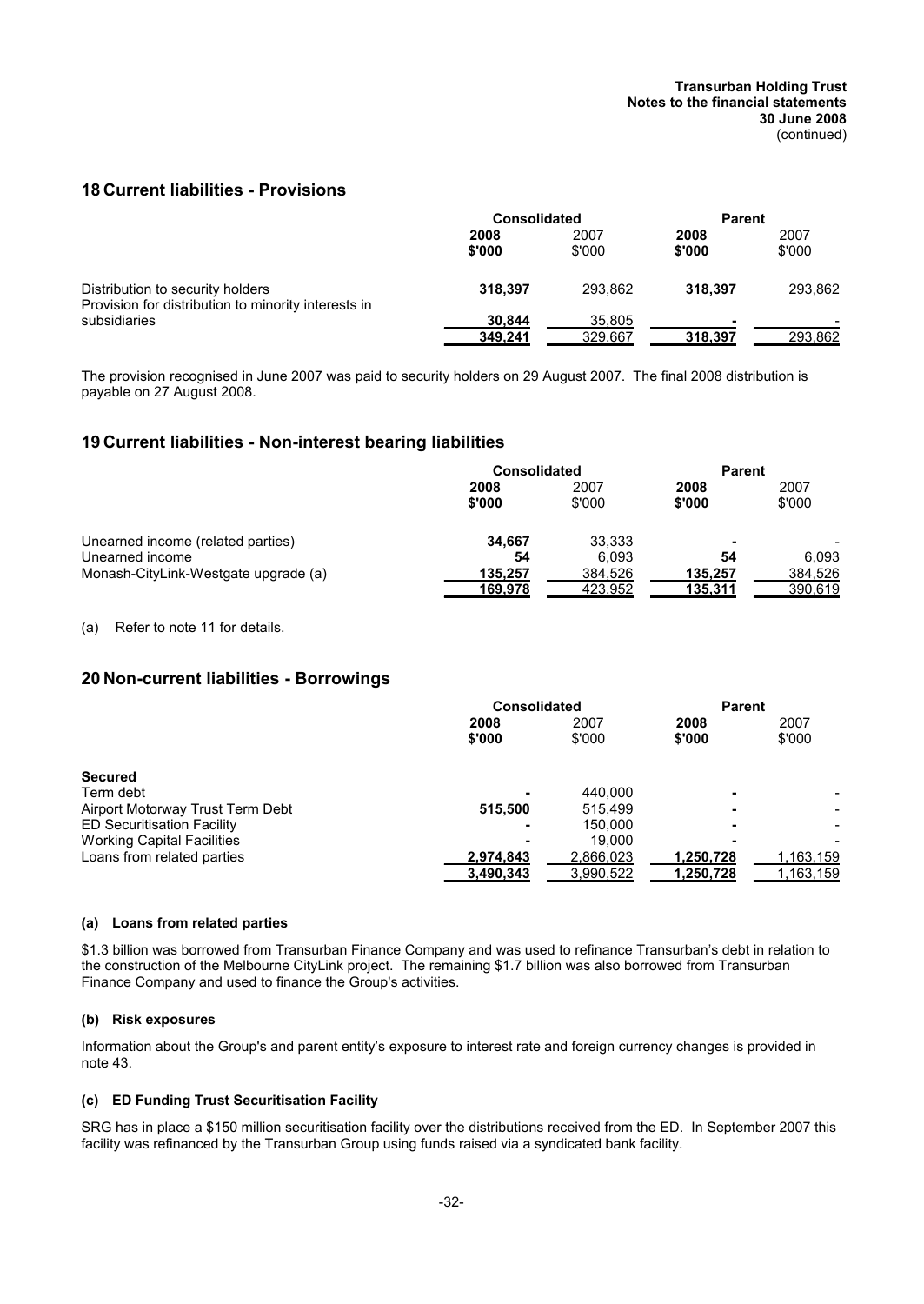## 18 Current liabilities - Provisions

| | Consolidated | | Parent | |
|---|---|---|---|---|
| | **2008** | 2007 | **2008** | 2007 |
| | **\$'000** | \$'000 | **\$'000** | \$'000 |
| Distribution to security holders | **318,397** | 293,862 | **318,397** | 293,862 |
| Provision for distribution to minority interests in subsidiaries | **30,844** | 35,805 | **-** | - |
| | **349,241** | 329,667 | **318,397** | 293,862 |

The provision recognised in June 2007 was paid to security holders on 29 August 2007. The final 2008 distribution is payable on 27 August 2008.

## 19 Current liabilities - Non-interest bearing liabilities

| | Consolidated | | Parent | |
|---|---|---|---|---|
| | **2008** | 2007 | **2008** | 2007 |
| | **\$'000** | \$'000 | **\$'000** | \$'000 |
| Unearned income (related parties) | **34,667** | 33,333 | **-** | - |
| Unearned income | **54** | 6,093 | **54** | 6,093 |
| Monash-CityLink-Westgate upgrade (a) | **135,257** | 384,526 | **135,257** | 384,526 |
| | **169,978** | 423,952 | **135,311** | 390,619 |

(a) Refer to note 11 for details.

## 20 Non-current liabilities - Borrowings

| | Consolidated | | Parent | |
|---|---|---|---|---|
| | **2008** | 2007 | **2008** | 2007 |
| | **\$'000** | \$'000 | **\$'000** | \$'000 |
| **Secured** | | | | |
| Term debt | **-** | 440,000 | **-** | - |
| Airport Motorway Trust Term Debt | **515,500** | 515,499 | **-** | - |
| ED Securitisation Facility | **-** | 150,000 | **-** | - |
| Working Capital Facilities | **-** | 19,000 | **-** | - |
| Loans from related parties | **2,974,843** | 2,866,023 | **1,250,728** | 1,163,159 |
| | **3,490,343** | 3,990,522 | **1,250,728** | 1,163,159 |

#### (a) Loans from related parties

\$1.3 billion was borrowed from Transurban Finance Company and was used to refinance Transurban's debt in relation to the construction of the Melbourne CityLink project. The remaining \$1.7 billion was also borrowed from Transurban Finance Company and used to finance the Group's activities.

#### (b) Risk exposures

Information about the Group's and parent entity's exposure to interest rate and foreign currency changes is provided in note 43.

#### (c) ED Funding Trust Securitisation Facility

SRG has in place a \$150 million securitisation facility over the distributions received from the ED. In September 2007 this facility was refinanced by the Transurban Group using funds raised via a syndicated bank facility.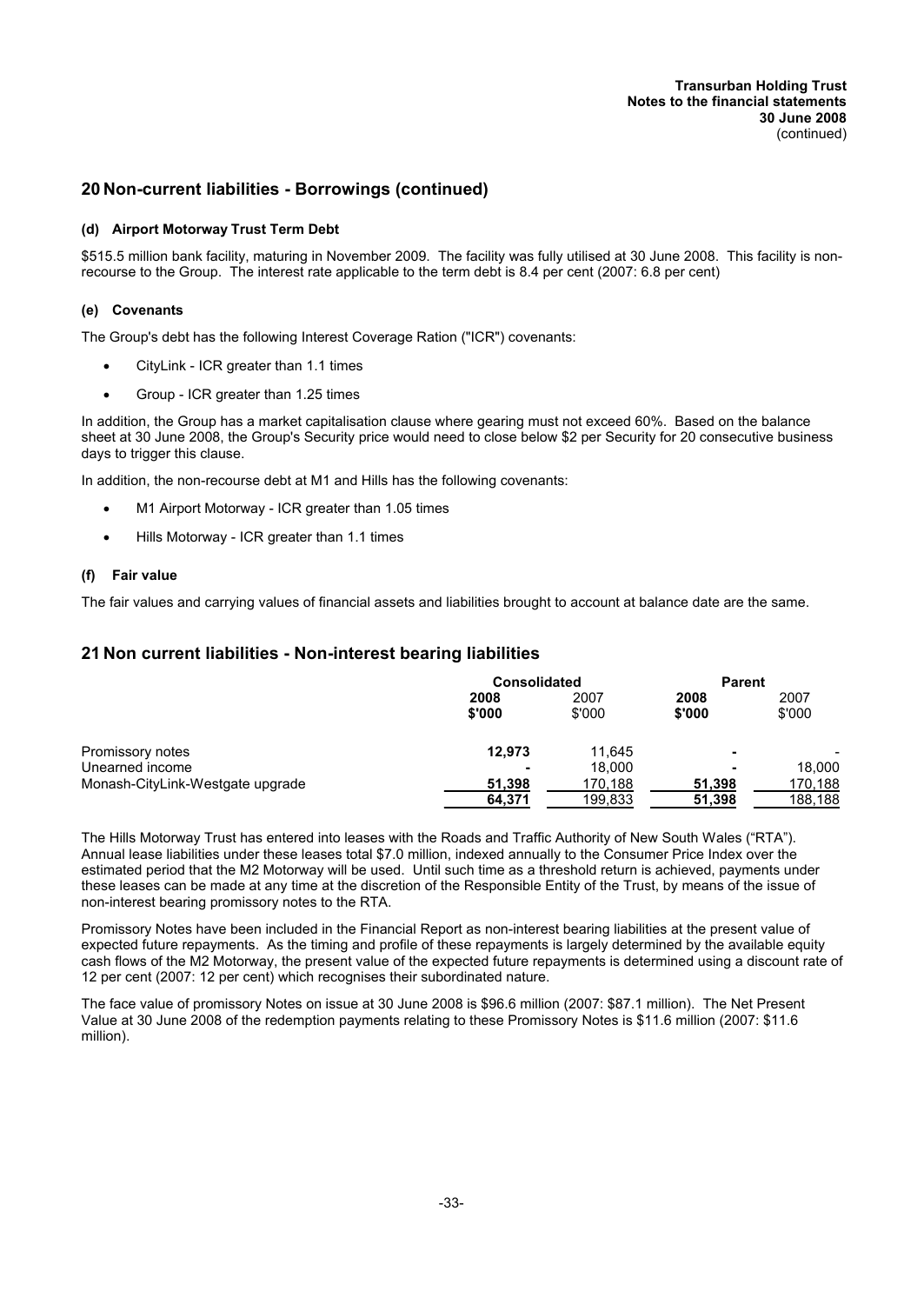## 20 Non-current liabilities - Borrowings (continued)

### (d) Airport Motorway Trust Term Debt

\$515.5 million bank facility, maturing in November 2009. The facility was fully utilised at 30 June 2008. This facility is non-recourse to the Group. The interest rate applicable to the term debt is 8.4 per cent (2007: 6.8 per cent)

### (e) Covenants

The Group's debt has the following Interest Coverage Ration ("ICR") covenants:

- CityLink - ICR greater than 1.1 times
- Group - ICR greater than 1.25 times

In addition, the Group has a market capitalisation clause where gearing must not exceed 60%. Based on the balance sheet at 30 June 2008, the Group's Security price would need to close below \$2 per Security for 20 consecutive business days to trigger this clause.

In addition, the non-recourse debt at M1 and Hills has the following covenants:

- M1 Airport Motorway - ICR greater than 1.05 times
- Hills Motorway - ICR greater than 1.1 times

### (f) Fair value

The fair values and carrying values of financial assets and liabilities brought to account at balance date are the same.

## 21 Non current liabilities - Non-interest bearing liabilities

| | Consolidated | | Parent | |
|---|---|---|---|---|
| | **2008 \$'000** | 2007 \$'000 | **2008 \$'000** | 2007 \$'000 |
| Promissory notes | **12,973** | 11,645 | **-** | - |
| Unearned income | **-** | 18,000 | **-** | 18,000 |
| Monash-CityLink-Westgate upgrade | **51,398** | 170,188 | **51,398** | 170,188 |
| | **64,371** | 199,833 | **51,398** | 188,188 |

The Hills Motorway Trust has entered into leases with the Roads and Traffic Authority of New South Wales ("RTA"). Annual lease liabilities under these leases total \$7.0 million, indexed annually to the Consumer Price Index over the estimated period that the M2 Motorway will be used. Until such time as a threshold return is achieved, payments under these leases can be made at any time at the discretion of the Responsible Entity of the Trust, by means of the issue of non-interest bearing promissory notes to the RTA.

Promissory Notes have been included in the Financial Report as non-interest bearing liabilities at the present value of expected future repayments. As the timing and profile of these repayments is largely determined by the available equity cash flows of the M2 Motorway, the present value of the expected future repayments is determined using a discount rate of 12 per cent (2007: 12 per cent) which recognises their subordinated nature.

The face value of promissory Notes on issue at 30 June 2008 is \$96.6 million (2007: \$87.1 million). The Net Present Value at 30 June 2008 of the redemption payments relating to these Promissory Notes is \$11.6 million (2007: \$11.6 million).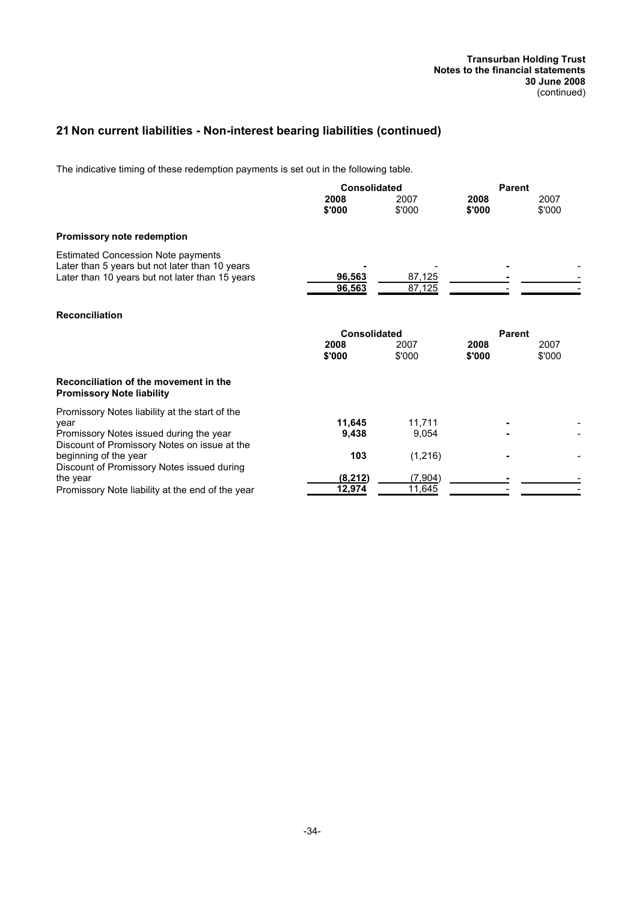## 21 Non current liabilities - Non-interest bearing liabilities (continued)

The indicative timing of these redemption payments is set out in the following table.

| | Consolidated | | Parent | |
|---|---|---|---|---|
| | **2008 $'000** | 2007 $'000 | **2008 $'000** | 2007 $'000 |
| **Promissory note redemption** | | | | |
| Estimated Concession Note payments | | | | |
| Later than 5 years but not later than 10 years | **-** | - | **-** | - |
| Later than 10 years but not later than 15 years | **96,563** | 87,125 | **-** | - |
| | **96,563** | 87,125 | **-** | - |

**Reconciliation**

| | Consolidated | | Parent | |
|---|---|---|---|---|
| | **2008 $'000** | 2007 $'000 | **2008 $'000** | 2007 $'000 |
| **Reconciliation of the movement in the Promissory Note liability** | | | | |
| Promissory Notes liability at the start of the year | **11,645** | 11,711 | **-** | - |
| Promissory Notes issued during the year | **9,438** | 9,054 | **-** | - |
| Discount of Promissory Notes on issue at the beginning of the year | **103** | (1,216) | **-** | - |
| Discount of Promissory Notes issued during the year | **(8,212)** | (7,904) | **-** | - |
| Promissory Note liability at the end of the year | **12,974** | 11,645 | **-** | - |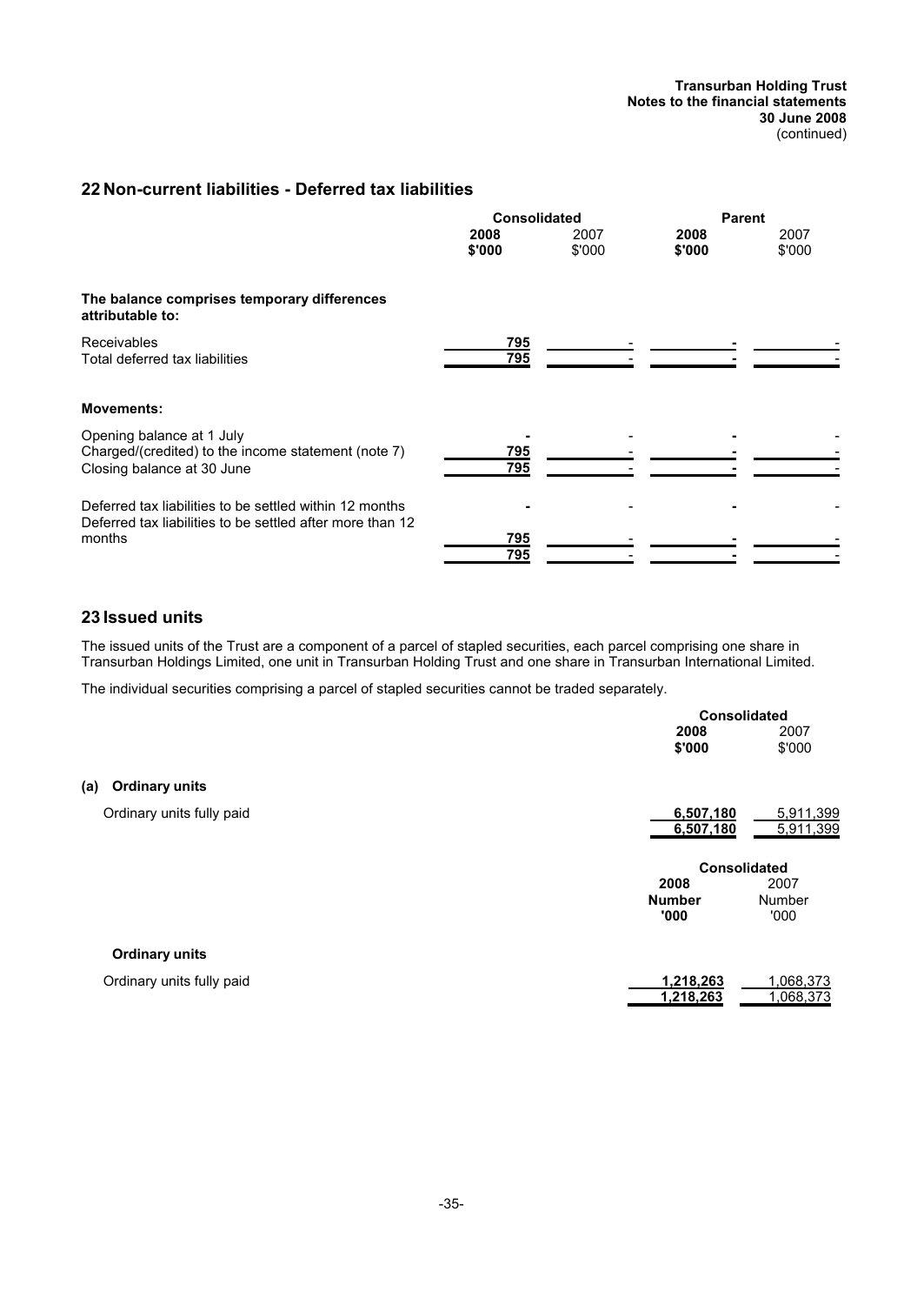## 22 Non-current liabilities - Deferred tax liabilities

| | Consolidated | | Parent | |
|---|---|---|---|---|
| | **2008 $'000** | 2007 $'000 | **2008 $'000** | 2007 $'000 |
| **The balance comprises temporary differences attributable to:** | | | | |
| Receivables | **795** | - | **-** | - |
| Total deferred tax liabilities | **795** | - | **-** | - |
| **Movements:** | | | | |
| Opening balance at 1 July | **-** | - | **-** | - |
| Charged/(credited) to the income statement (note 7) | **795** | - | **-** | - |
| Closing balance at 30 June | **795** | - | **-** | - |
| Deferred tax liabilities to be settled within 12 months | **-** | - | **-** | - |
| Deferred tax liabilities to be settled after more than 12 months | **795** | - | **-** | - |
| | **795** | - | **-** | - |

## 23 Issued units

The issued units of the Trust are a component of a parcel of stapled securities, each parcel comprising one share in Transurban Holdings Limited, one unit in Transurban Holding Trust and one share in Transurban International Limited.

The individual securities comprising a parcel of stapled securities cannot be traded separately.

| | Consolidated | |
|---|---|---|
| | **2008 $'000** | 2007 $'000 |
| **(a) Ordinary units** | | |
| Ordinary units fully paid | **6,507,180** | 5,911,399 |
| | **6,507,180** | 5,911,399 |

| | Consolidated | |
|---|---|---|
| | **2008 Number '000** | 2007 Number '000 |
| **Ordinary units** | | |
| Ordinary units fully paid | **1,218,263** | 1,068,373 |
| | **1,218,263** | 1,068,373 |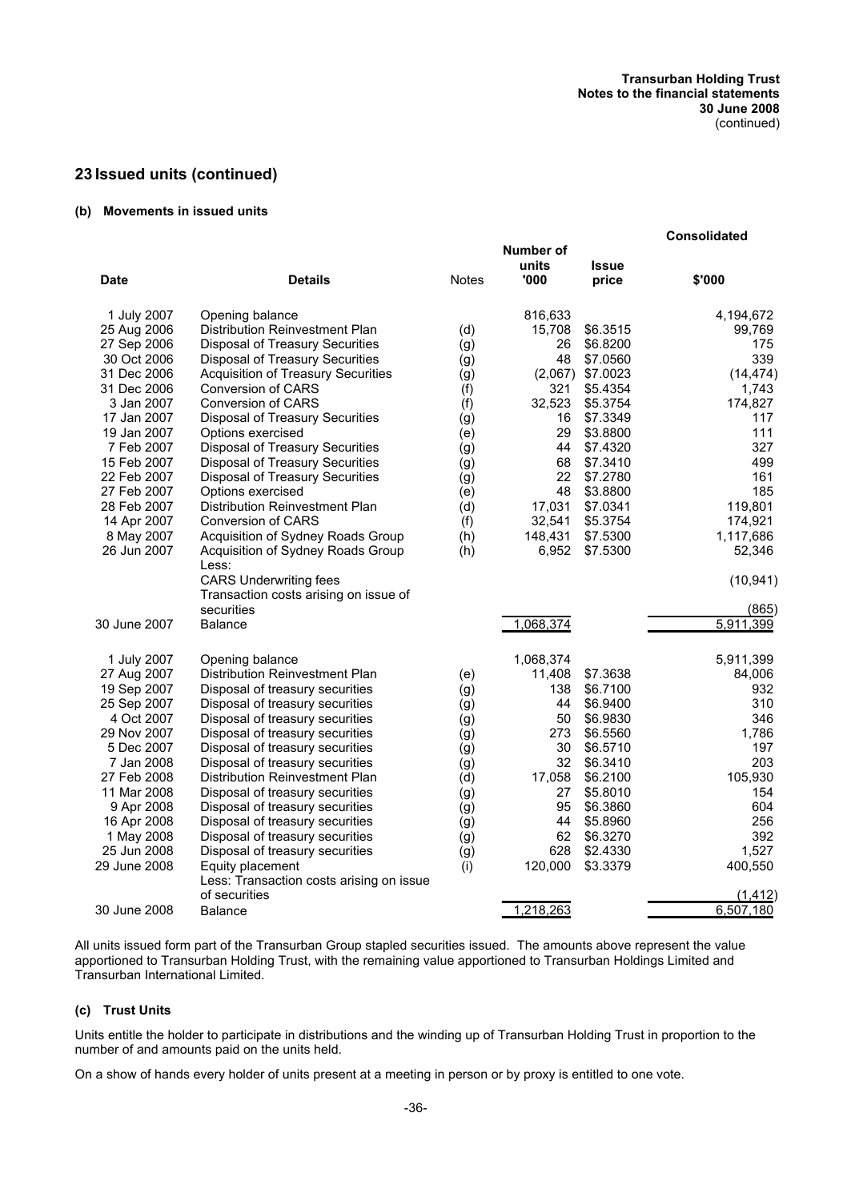## 23 Issued units (continued)

### (b) Movements in issued units

| Date | Details | Notes | Number of units '000 | Issue price | Consolidated $'000 |
|---|---|---|---|---|---|
| 1 July 2007 | Opening balance | | 816,633 | | 4,194,672 |
| 25 Aug 2006 | Distribution Reinvestment Plan | (d) | 15,708 | $6.3515 | 99,769 |
| 27 Sep 2006 | Disposal of Treasury Securities | (g) | 26 | $6.8200 | 175 |
| 30 Oct 2006 | Disposal of Treasury Securities | (g) | 48 | $7.0560 | 339 |
| 31 Dec 2006 | Acquisition of Treasury Securities | (g) | (2,067) | $7.0023 | (14,474) |
| 31 Dec 2006 | Conversion of CARS | (f) | 321 | $5.4354 | 1,743 |
| 3 Jan 2007 | Conversion of CARS | (f) | 32,523 | $5.3754 | 174,827 |
| 17 Jan 2007 | Disposal of Treasury Securities | (g) | 16 | $7.3349 | 117 |
| 19 Jan 2007 | Options exercised | (e) | 29 | $3.8800 | 111 |
| 7 Feb 2007 | Disposal of Treasury Securities | (g) | 44 | $7.4320 | 327 |
| 15 Feb 2007 | Disposal of Treasury Securities | (g) | 68 | $7.3410 | 499 |
| 22 Feb 2007 | Disposal of Treasury Securities | (g) | 22 | $7.2780 | 161 |
| 27 Feb 2007 | Options exercised | (e) | 48 | $3.8800 | 185 |
| 28 Feb 2007 | Distribution Reinvestment Plan | (d) | 17,031 | $7.0341 | 119,801 |
| 14 Apr 2007 | Conversion of CARS | (f) | 32,541 | $5.3754 | 174,921 |
| 8 May 2007 | Acquisition of Sydney Roads Group | (h) | 148,431 | $7.5300 | 1,117,686 |
| 26 Jun 2007 | Acquisition of Sydney Roads Group | (h) | 6,952 | $7.5300 | 52,346 |
| | Less: | | | | |
| | CARS Underwriting fees | | | | (10,941) |
| | Transaction costs arising on issue of securities | | | | (865) |
| 30 June 2007 | Balance | | 1,068,374 | | 5,911,399 |
| | | | | | |
| 1 July 2007 | Opening balance | | 1,068,374 | | 5,911,399 |
| 27 Aug 2007 | Distribution Reinvestment Plan | (e) | 11,408 | $7.3638 | 84,006 |
| 19 Sep 2007 | Disposal of treasury securities | (g) | 138 | $6.7100 | 932 |
| 25 Sep 2007 | Disposal of treasury securities | (g) | 44 | $6.9400 | 310 |
| 4 Oct 2007 | Disposal of treasury securities | (g) | 50 | $6.9830 | 346 |
| 29 Nov 2007 | Disposal of treasury securities | (g) | 273 | $6.5560 | 1,786 |
| 5 Dec 2007 | Disposal of treasury securities | (g) | 30 | $6.5710 | 197 |
| 7 Jan 2008 | Disposal of treasury securities | (g) | 32 | $6.3410 | 203 |
| 27 Feb 2008 | Distribution Reinvestment Plan | (d) | 17,058 | $6.2100 | 105,930 |
| 11 Mar 2008 | Disposal of treasury securities | (g) | 27 | $5.8010 | 154 |
| 9 Apr 2008 | Disposal of treasury securities | (g) | 95 | $6.3860 | 604 |
| 16 Apr 2008 | Disposal of treasury securities | (g) | 44 | $5.8960 | 256 |
| 1 May 2008 | Disposal of treasury securities | (g) | 62 | $6.3270 | 392 |
| 25 Jun 2008 | Disposal of treasury securities | (g) | 628 | $2.4330 | 1,527 |
| 29 June 2008 | Equity placement | (i) | 120,000 | $3.3379 | 400,550 |
| | Less: Transaction costs arising on issue of securities | | | | (1,412) |
| 30 June 2008 | Balance | | 1,218,263 | | 6,507,180 |

All units issued form part of the Transurban Group stapled securities issued. The amounts above represent the value apportioned to Transurban Holding Trust, with the remaining value apportioned to Transurban Holdings Limited and Transurban International Limited.

### (c) Trust Units

Units entitle the holder to participate in distributions and the winding up of Transurban Holding Trust in proportion to the number of and amounts paid on the units held.

On a show of hands every holder of units present at a meeting in person or by proxy is entitled to one vote.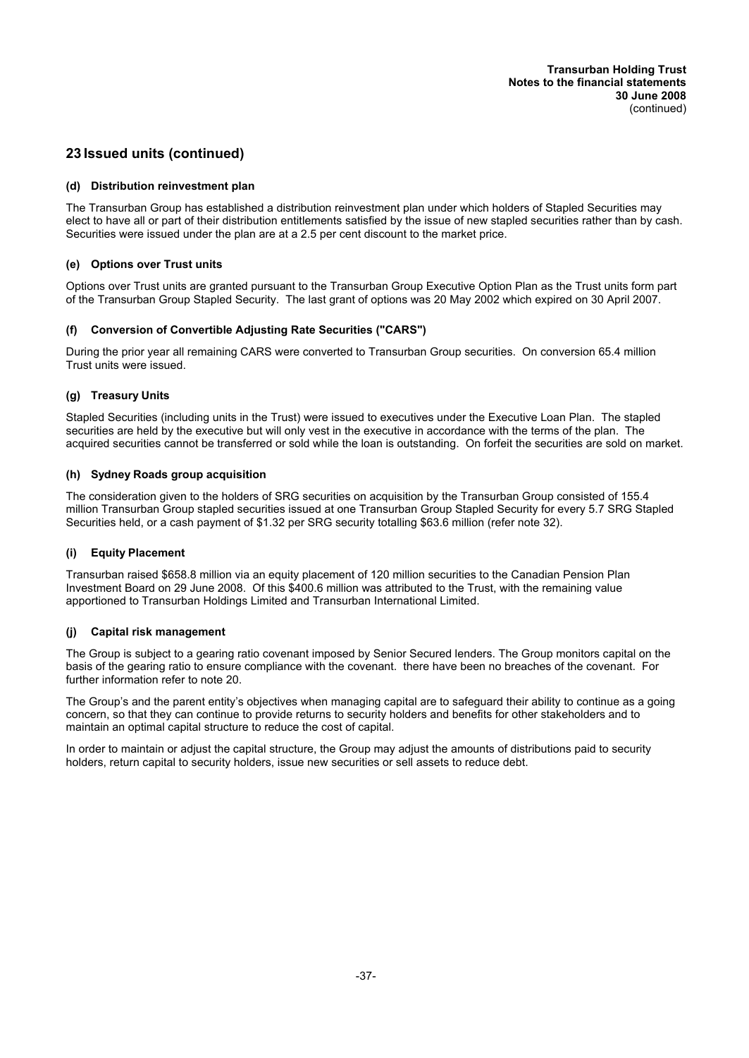## 23 Issued units (continued)

### (d) Distribution reinvestment plan

The Transurban Group has established a distribution reinvestment plan under which holders of Stapled Securities may elect to have all or part of their distribution entitlements satisfied by the issue of new stapled securities rather than by cash. Securities were issued under the plan are at a 2.5 per cent discount to the market price.

### (e) Options over Trust units

Options over Trust units are granted pursuant to the Transurban Group Executive Option Plan as the Trust units form part of the Transurban Group Stapled Security. The last grant of options was 20 May 2002 which expired on 30 April 2007.

### (f) Conversion of Convertible Adjusting Rate Securities ("CARS")

During the prior year all remaining CARS were converted to Transurban Group securities. On conversion 65.4 million Trust units were issued.

### (g) Treasury Units

Stapled Securities (including units in the Trust) were issued to executives under the Executive Loan Plan. The stapled securities are held by the executive but will only vest in the executive in accordance with the terms of the plan. The acquired securities cannot be transferred or sold while the loan is outstanding. On forfeit the securities are sold on market.

### (h) Sydney Roads group acquisition

The consideration given to the holders of SRG securities on acquisition by the Transurban Group consisted of 155.4 million Transurban Group stapled securities issued at one Transurban Group Stapled Security for every 5.7 SRG Stapled Securities held, or a cash payment of $1.32 per SRG security totalling $63.6 million (refer note 32).

### (i) Equity Placement

Transurban raised $658.8 million via an equity placement of 120 million securities to the Canadian Pension Plan Investment Board on 29 June 2008. Of this $400.6 million was attributed to the Trust, with the remaining value apportioned to Transurban Holdings Limited and Transurban International Limited.

### (j) Capital risk management

The Group is subject to a gearing ratio covenant imposed by Senior Secured lenders. The Group monitors capital on the basis of the gearing ratio to ensure compliance with the covenant. there have been no breaches of the covenant. For further information refer to note 20.

The Group's and the parent entity's objectives when managing capital are to safeguard their ability to continue as a going concern, so that they can continue to provide returns to security holders and benefits for other stakeholders and to maintain an optimal capital structure to reduce the cost of capital.

In order to maintain or adjust the capital structure, the Group may adjust the amounts of distributions paid to security holders, return capital to security holders, issue new securities or sell assets to reduce debt.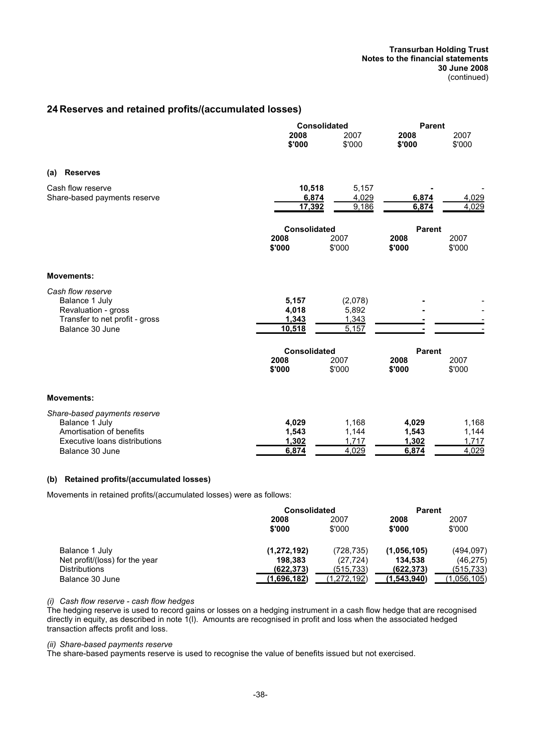## 24 Reserves and retained profits/(accumulated losses)

| | Consolidated | | Parent | |
|---|---|---|---|---|
| | **2008** | 2007 | **2008** | 2007 |
| | **$'000** | $'000 | **$'000** | $'000 |
| **(a) Reserves** | | | | |
| Cash flow reserve | **10,518** | 5,157 | **-** | - |
| Share-based payments reserve | **6,874** | 4,029 | **6,874** | 4,029 |
| | **17,392** | 9,186 | **6,874** | 4,029 |

| | Consolidated | | Parent | |
|---|---|---|---|---|
| | **2008** | 2007 | **2008** | 2007 |
| | **$'000** | $'000 | **$'000** | $'000 |
| **Movements:** | | | | |
| *Cash flow reserve* | | | | |
| Balance 1 July | **5,157** | (2,078) | **-** | - |
| Revaluation - gross | **4,018** | 5,892 | **-** | - |
| Transfer to net profit - gross | **1,343** | 1,343 | **-** | - |
| Balance 30 June | **10,518** | 5,157 | **-** | - |

| | Consolidated | | Parent | |
|---|---|---|---|---|
| | **2008** | 2007 | **2008** | 2007 |
| | **$'000** | $'000 | **$'000** | $'000 |
| **Movements:** | | | | |
| *Share-based payments reserve* | | | | |
| Balance 1 July | **4,029** | 1,168 | **4,029** | 1,168 |
| Amortisation of benefits | **1,543** | 1,144 | **1,543** | 1,144 |
| Executive loans distributions | **1,302** | 1,717 | **1,302** | 1,717 |
| Balance 30 June | **6,874** | 4,029 | **6,874** | 4,029 |

**(b) Retained profits/(accumulated losses)**

Movements in retained profits/(accumulated losses) were as follows:

| | Consolidated | | Parent | |
|---|---|---|---|---|
| | **2008** | 2007 | **2008** | 2007 |
| | **$'000** | $'000 | **$'000** | $'000 |
| Balance 1 July | **(1,272,192)** | (728,735) | **(1,056,105)** | (494,097) |
| Net profit/(loss) for the year | **198,383** | (27,724) | **134,538** | (46,275) |
| Distributions | **(622,373)** | (515,733) | **(622,373)** | (515,733) |
| Balance 30 June | **(1,696,182)** | (1,272,192) | **(1,543,940)** | (1,056,105) |

*(i) Cash flow reserve - cash flow hedges*

The hedging reserve is used to record gains or losses on a hedging instrument in a cash flow hedge that are recognised directly in equity, as described in note 1(l). Amounts are recognised in profit and loss when the associated hedged transaction affects profit and loss.

*(ii) Share-based payments reserve*

The share-based payments reserve is used to recognise the value of benefits issued but not exercised.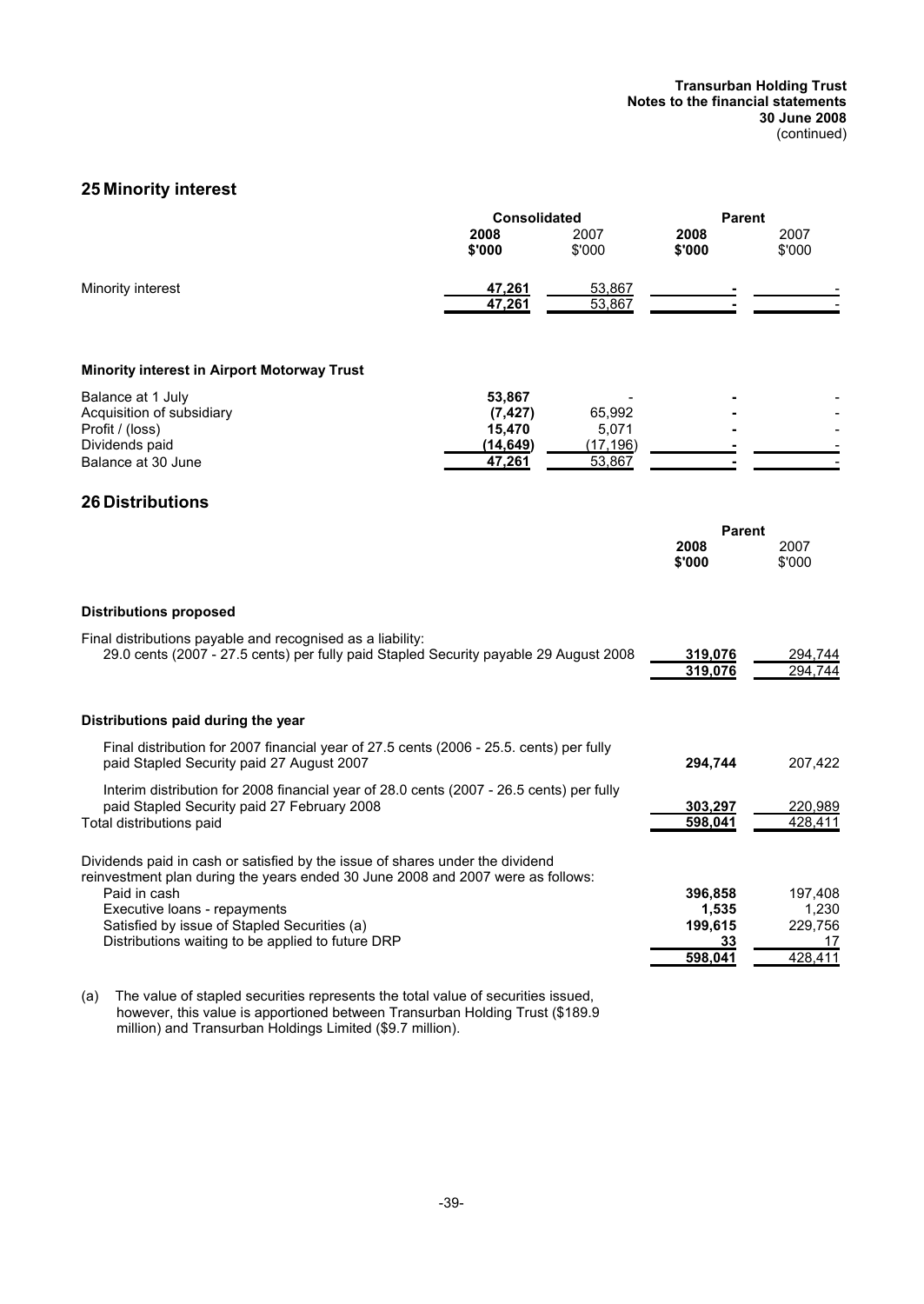## 25 Minority interest

| | Consolidated | | Parent | |
|---|---|---|---|---|
| | 2008 $'000 | 2007 $'000 | 2008 $'000 | 2007 $'000 |
| Minority interest | 47,261 | 53,867 | - | - |
| | 47,261 | 53,867 | - | - |

**Minority interest in Airport Motorway Trust**

| | | | | |
|---|---|---|---|---|
| Balance at 1 July | 53,867 | - | - | - |
| Acquisition of subsidiary | (7,427) | 65,992 | - | - |
| Profit / (loss) | 15,470 | 5,071 | - | - |
| Dividends paid | (14,649) | (17,196) | - | - |
| Balance at 30 June | 47,261 | 53,867 | - | - |

## 26 Distributions

| | Parent | |
|---|---|---|
| | 2008 $'000 | 2007 $'000 |
| **Distributions proposed** | | |
| Final distributions payable and recognised as a liability: 29.0 cents (2007 - 27.5 cents) per fully paid Stapled Security payable 29 August 2008 | 319,076 | 294,744 |
| | 319,076 | 294,744 |
| **Distributions paid during the year** | | |
| Final distribution for 2007 financial year of 27.5 cents (2006 - 25.5. cents) per fully paid Stapled Security paid 27 August 2007 | 294,744 | 207,422 |
| Interim distribution for 2008 financial year of 28.0 cents (2007 - 26.5 cents) per fully paid Stapled Security paid 27 February 2008 | 303,297 | 220,989 |
| Total distributions paid | 598,041 | 428,411 |
| Dividends paid in cash or satisfied by the issue of shares under the dividend reinvestment plan during the years ended 30 June 2008 and 2007 were as follows: | | |
| Paid in cash | 396,858 | 197,408 |
| Executive loans - repayments | 1,535 | 1,230 |
| Satisfied by issue of Stapled Securities (a) | 199,615 | 229,756 |
| Distributions waiting to be applied to future DRP | 33 | 17 |
| | 598,041 | 428,411 |

(a) The value of stapled securities represents the total value of securities issued, however, this value is apportioned between Transurban Holding Trust ($189.9 million) and Transurban Holdings Limited ($9.7 million).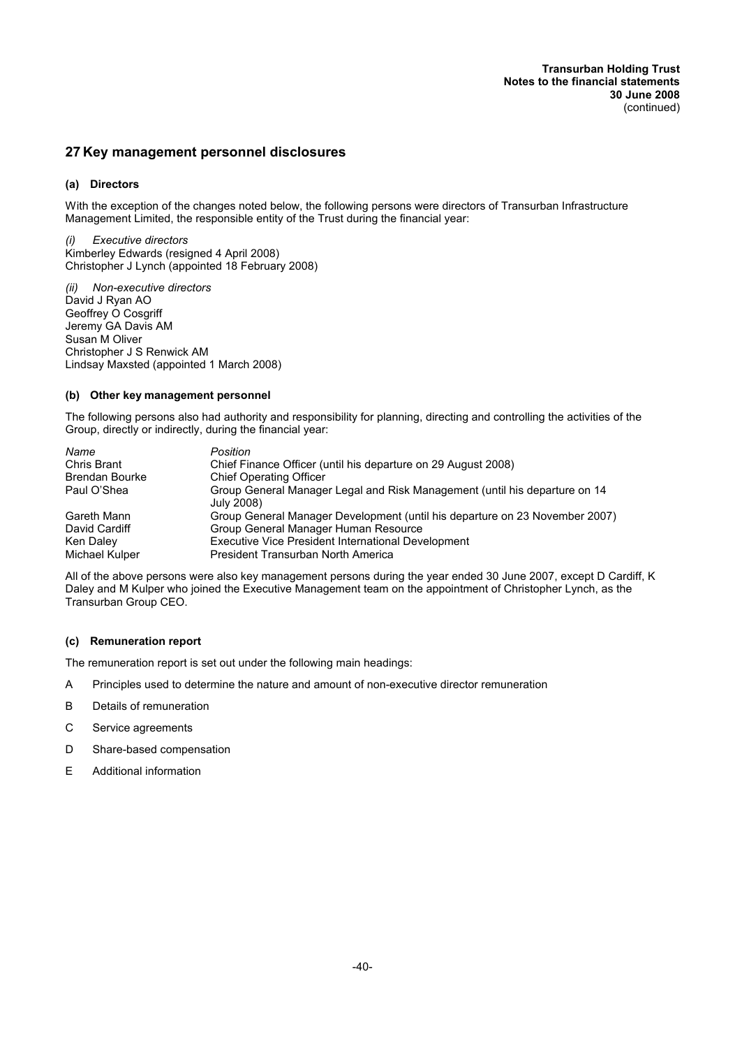## 27 Key management personnel disclosures

### (a) Directors

With the exception of the changes noted below, the following persons were directors of Transurban Infrastructure Management Limited, the responsible entity of the Trust during the financial year:

*(i) Executive directors*
Kimberley Edwards (resigned 4 April 2008)
Christopher J Lynch (appointed 18 February 2008)

*(ii) Non-executive directors*
David J Ryan AO
Geoffrey O Cosgriff
Jeremy GA Davis AM
Susan M Oliver
Christopher J S Renwick AM
Lindsay Maxsted (appointed 1 March 2008)

### (b) Other key management personnel

The following persons also had authority and responsibility for planning, directing and controlling the activities of the Group, directly or indirectly, during the financial year:

| *Name* | *Position* |
|---|---|
| Chris Brant | Chief Finance Officer (until his departure on 29 August 2008) |
| Brendan Bourke | Chief Operating Officer |
| Paul O'Shea | Group General Manager Legal and Risk Management (until his departure on 14 July 2008) |
| Gareth Mann | Group General Manager Development (until his departure on 23 November 2007) |
| David Cardiff | Group General Manager Human Resource |
| Ken Daley | Executive Vice President International Development |
| Michael Kulper | President Transurban North America |

All of the above persons were also key management persons during the year ended 30 June 2007, except D Cardiff, K Daley and M Kulper who joined the Executive Management team on the appointment of Christopher Lynch, as the Transurban Group CEO.

### (c) Remuneration report

The remuneration report is set out under the following main headings:

- A Principles used to determine the nature and amount of non-executive director remuneration
- B Details of remuneration
- C Service agreements
- D Share-based compensation
- E Additional information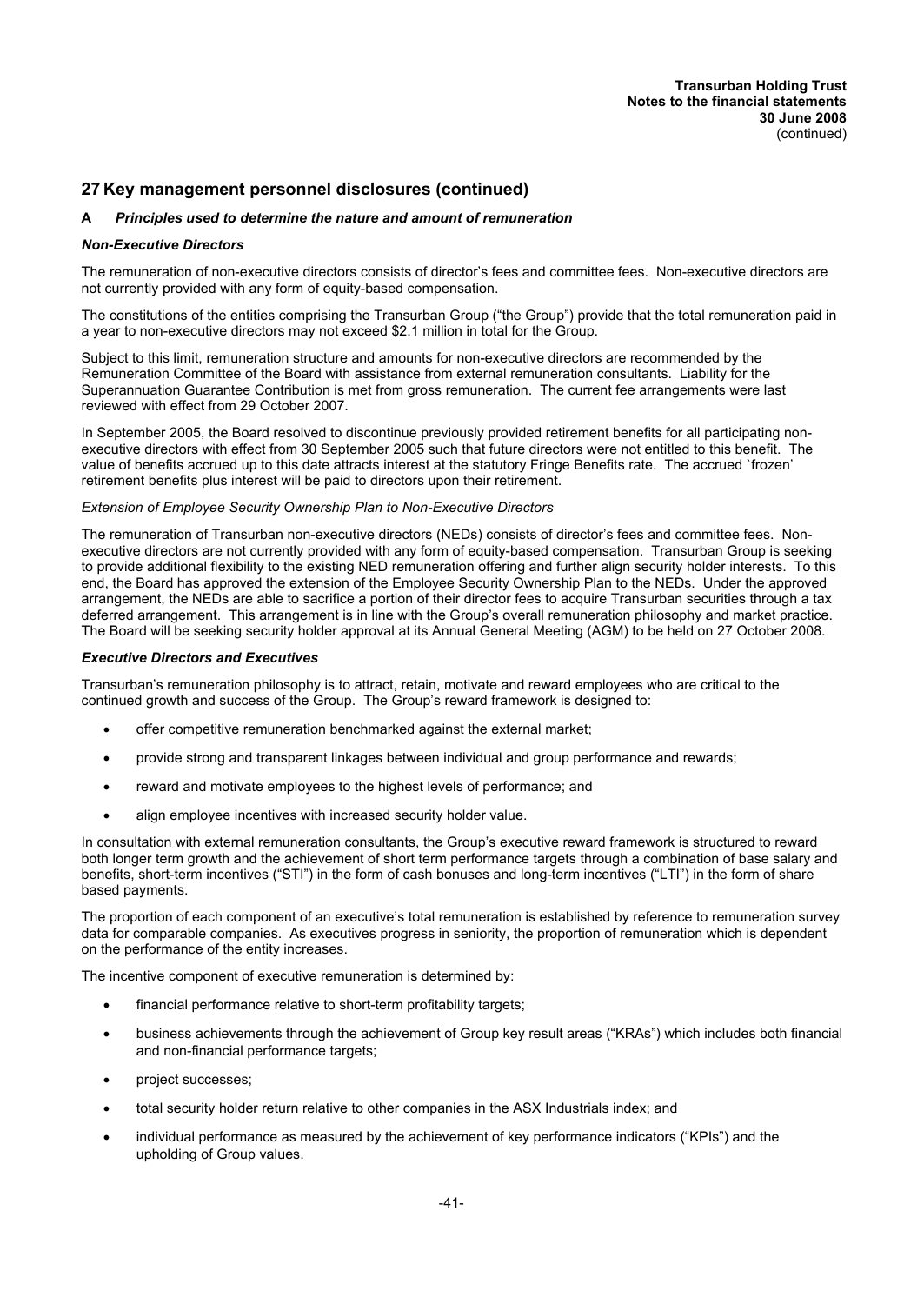## 27 Key management personnel disclosures (continued)

### A *Principles used to determine the nature and amount of remuneration*

#### *Non-Executive Directors*

The remuneration of non-executive directors consists of director's fees and committee fees. Non-executive directors are not currently provided with any form of equity-based compensation.

The constitutions of the entities comprising the Transurban Group ("the Group") provide that the total remuneration paid in a year to non-executive directors may not exceed $2.1 million in total for the Group.

Subject to this limit, remuneration structure and amounts for non-executive directors are recommended by the Remuneration Committee of the Board with assistance from external remuneration consultants. Liability for the Superannuation Guarantee Contribution is met from gross remuneration. The current fee arrangements were last reviewed with effect from 29 October 2007.

In September 2005, the Board resolved to discontinue previously provided retirement benefits for all participating non-executive directors with effect from 30 September 2005 such that future directors were not entitled to this benefit. The value of benefits accrued up to this date attracts interest at the statutory Fringe Benefits rate. The accrued `frozen' retirement benefits plus interest will be paid to directors upon their retirement.

*Extension of Employee Security Ownership Plan to Non-Executive Directors*

The remuneration of Transurban non-executive directors (NEDs) consists of director's fees and committee fees. Non-executive directors are not currently provided with any form of equity-based compensation. Transurban Group is seeking to provide additional flexibility to the existing NED remuneration offering and further align security holder interests. To this end, the Board has approved the extension of the Employee Security Ownership Plan to the NEDs. Under the approved arrangement, the NEDs are able to sacrifice a portion of their director fees to acquire Transurban securities through a tax deferred arrangement. This arrangement is in line with the Group's overall remuneration philosophy and market practice. The Board will be seeking security holder approval at its Annual General Meeting (AGM) to be held on 27 October 2008.

#### *Executive Directors and Executives*

Transurban's remuneration philosophy is to attract, retain, motivate and reward employees who are critical to the continued growth and success of the Group. The Group's reward framework is designed to:

- offer competitive remuneration benchmarked against the external market;
- provide strong and transparent linkages between individual and group performance and rewards;
- reward and motivate employees to the highest levels of performance; and
- align employee incentives with increased security holder value.

In consultation with external remuneration consultants, the Group's executive reward framework is structured to reward both longer term growth and the achievement of short term performance targets through a combination of base salary and benefits, short-term incentives ("STI") in the form of cash bonuses and long-term incentives ("LTI") in the form of share based payments.

The proportion of each component of an executive's total remuneration is established by reference to remuneration survey data for comparable companies. As executives progress in seniority, the proportion of remuneration which is dependent on the performance of the entity increases.

The incentive component of executive remuneration is determined by:

- financial performance relative to short-term profitability targets;
- business achievements through the achievement of Group key result areas ("KRAs") which includes both financial and non-financial performance targets;
- project successes;
- total security holder return relative to other companies in the ASX Industrials index; and
- individual performance as measured by the achievement of key performance indicators ("KPIs") and the upholding of Group values.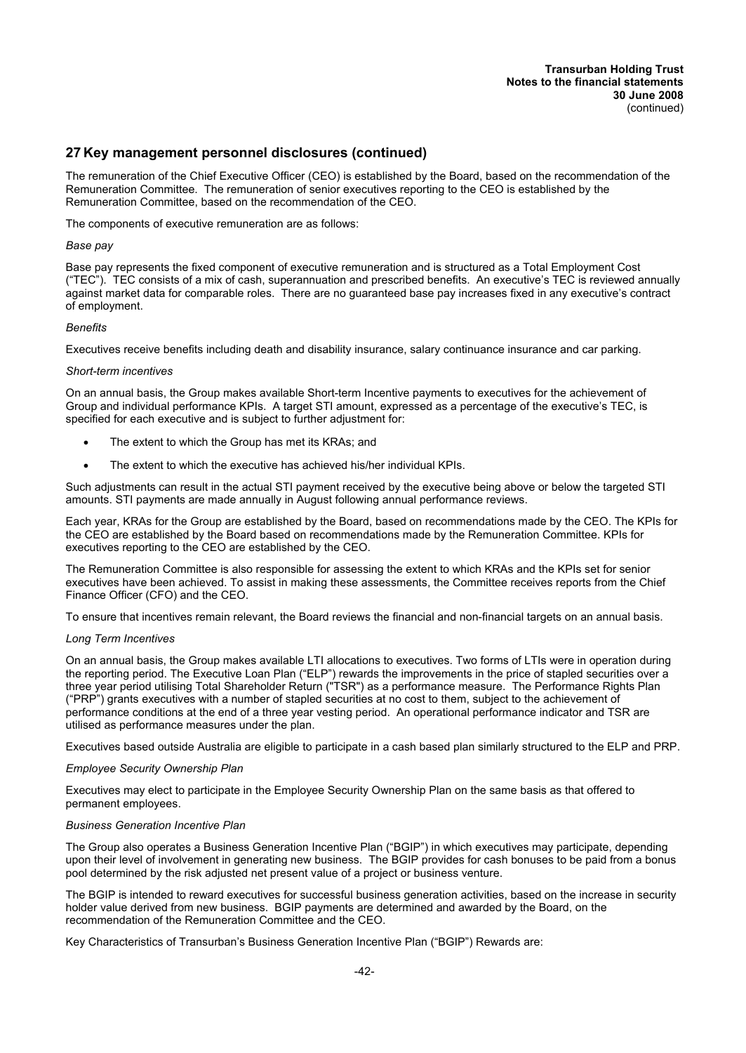## 27 Key management personnel disclosures (continued)

The remuneration of the Chief Executive Officer (CEO) is established by the Board, based on the recommendation of the Remuneration Committee. The remuneration of senior executives reporting to the CEO is established by the Remuneration Committee, based on the recommendation of the CEO.

The components of executive remuneration are as follows:

*Base pay*

Base pay represents the fixed component of executive remuneration and is structured as a Total Employment Cost ("TEC"). TEC consists of a mix of cash, superannuation and prescribed benefits. An executive's TEC is reviewed annually against market data for comparable roles. There are no guaranteed base pay increases fixed in any executive's contract of employment.

*Benefits*

Executives receive benefits including death and disability insurance, salary continuance insurance and car parking.

*Short-term incentives*

On an annual basis, the Group makes available Short-term Incentive payments to executives for the achievement of Group and individual performance KPIs. A target STI amount, expressed as a percentage of the executive's TEC, is specified for each executive and is subject to further adjustment for:

- The extent to which the Group has met its KRAs; and
- The extent to which the executive has achieved his/her individual KPIs.

Such adjustments can result in the actual STI payment received by the executive being above or below the targeted STI amounts. STI payments are made annually in August following annual performance reviews.

Each year, KRAs for the Group are established by the Board, based on recommendations made by the CEO. The KPIs for the CEO are established by the Board based on recommendations made by the Remuneration Committee. KPIs for executives reporting to the CEO are established by the CEO.

The Remuneration Committee is also responsible for assessing the extent to which KRAs and the KPIs set for senior executives have been achieved. To assist in making these assessments, the Committee receives reports from the Chief Finance Officer (CFO) and the CEO.

To ensure that incentives remain relevant, the Board reviews the financial and non-financial targets on an annual basis.

*Long Term Incentives*

On an annual basis, the Group makes available LTI allocations to executives. Two forms of LTIs were in operation during the reporting period. The Executive Loan Plan ("ELP") rewards the improvements in the price of stapled securities over a three year period utilising Total Shareholder Return ("TSR") as a performance measure. The Performance Rights Plan ("PRP") grants executives with a number of stapled securities at no cost to them, subject to the achievement of performance conditions at the end of a three year vesting period. An operational performance indicator and TSR are utilised as performance measures under the plan.

Executives based outside Australia are eligible to participate in a cash based plan similarly structured to the ELP and PRP.

*Employee Security Ownership Plan*

Executives may elect to participate in the Employee Security Ownership Plan on the same basis as that offered to permanent employees.

*Business Generation Incentive Plan*

The Group also operates a Business Generation Incentive Plan ("BGIP") in which executives may participate, depending upon their level of involvement in generating new business. The BGIP provides for cash bonuses to be paid from a bonus pool determined by the risk adjusted net present value of a project or business venture.

The BGIP is intended to reward executives for successful business generation activities, based on the increase in security holder value derived from new business. BGIP payments are determined and awarded by the Board, on the recommendation of the Remuneration Committee and the CEO.

Key Characteristics of Transurban's Business Generation Incentive Plan ("BGIP") Rewards are: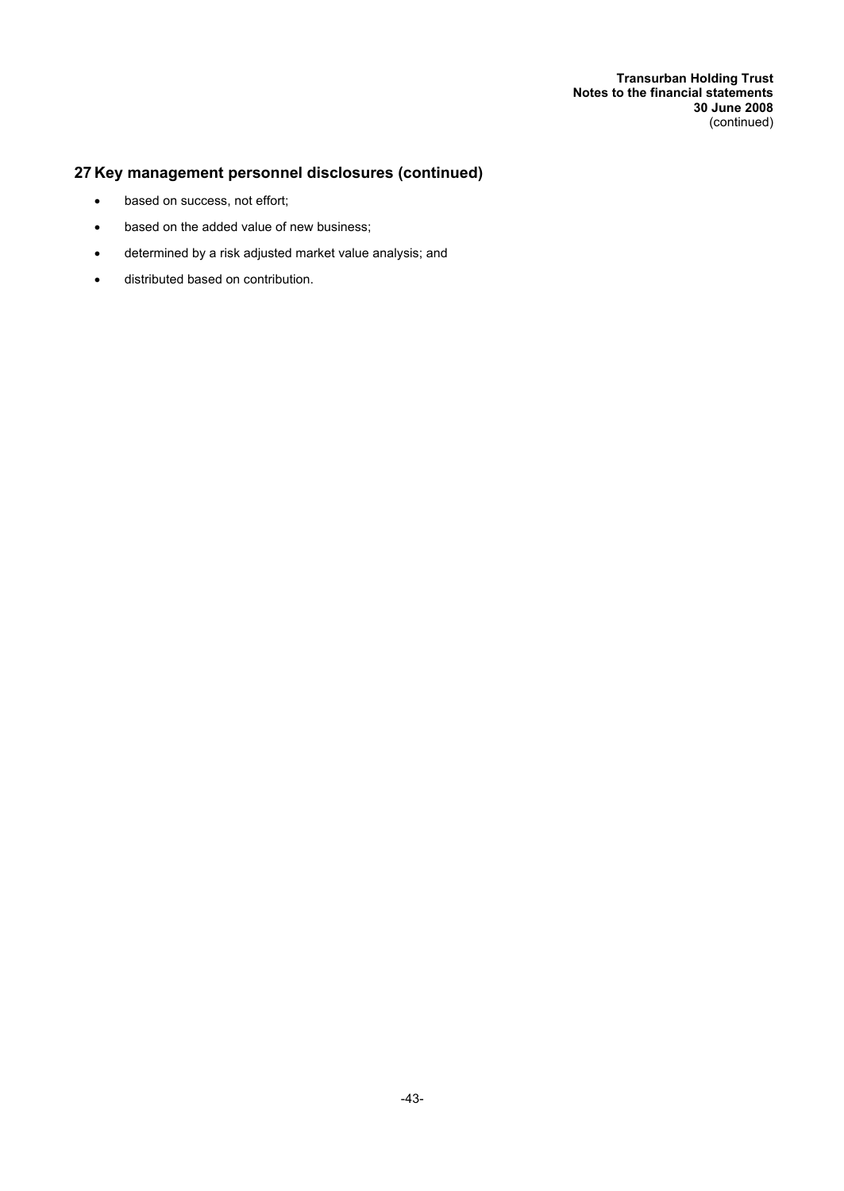## 27 Key management personnel disclosures (continued)

- based on success, not effort;
- based on the added value of new business;
- determined by a risk adjusted market value analysis; and
- distributed based on contribution.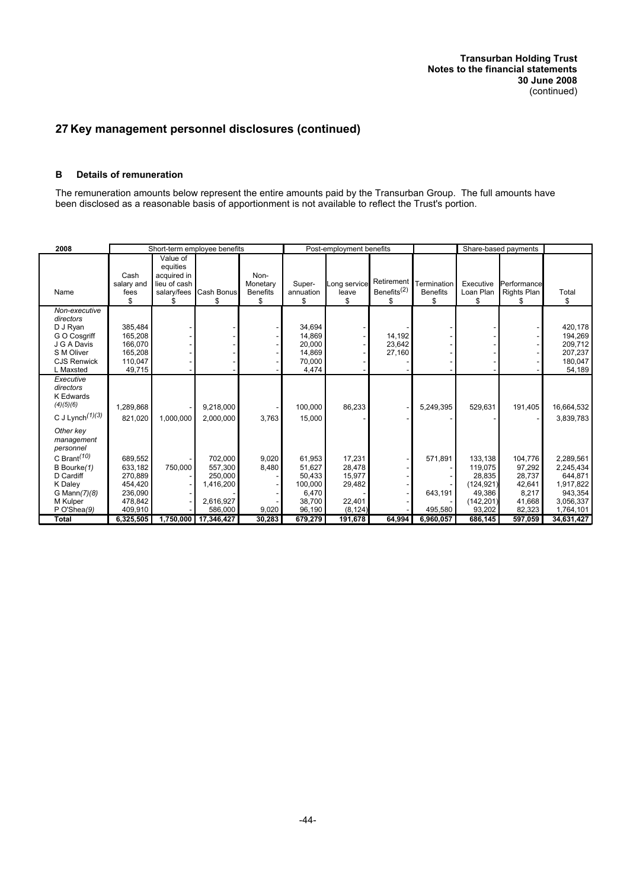## 27 Key management personnel disclosures (continued)

### B Details of remuneration

The remuneration amounts below represent the entire amounts paid by the Transurban Group. The full amounts have been disclosed as a reasonable basis of apportionment is not available to reflect the Trust's portion.

| 2008 | Short-term employee benefits | | | | Post-employment benefits | | | | Share-based payments | | |
|---|---|---|---|---|---|---|---|---|---|---|---|
| Name | Cash salary and fees $ | Value of equities acquired in lieu of cash salary/fees $ | Cash Bonus $ | Non-Monetary Benefits $ | Super-annuation $ | Long service leave $ | Retirement Benefits[(2)] $ | Termination Benefits $ | Executive Loan Plan $ | Performance Rights Plan $ | Total $ |
| *Non-executive directors* | | | | | | | | | | | |
| D J Ryan | 385,484 | - | - | - | 34,694 | - | - | - | - | - | 420,178 |
| G O Cosgriff | 165,208 | - | - | - | 14,869 | - | 14,192 | - | - | - | 194,269 |
| J G A Davis | 166,070 | - | - | - | 20,000 | - | 23,642 | - | - | - | 209,712 |
| S M Oliver | 165,208 | - | - | - | 14,869 | - | 27,160 | - | - | - | 207,237 |
| CJS Renwick | 110,047 | - | - | - | 70,000 | - | - | - | - | - | 180,047 |
| L Maxsted | 49,715 | - | - | - | 4,474 | - | - | - | - | - | 54,189 |
| *Executive directors* | | | | | | | | | | | |
| K Edwards *(4)(5)(6)* | 1,289,868 | - | 9,218,000 | - | 100,000 | 86,233 | - | 5,249,395 | 529,631 | 191,405 | 16,664,532 |
| C J Lynch*(1)(3)* | 821,020 | 1,000,000 | 2,000,000 | 3,763 | 15,000 | - | - | - | - | - | 3,839,783 |
| *Other key management personnel* | | | | | | | | | | | |
| C Brant*(10)* | 689,552 | - | 702,000 | 9,020 | 61,953 | 17,231 | - | 571,891 | 133,138 | 104,776 | 2,289,561 |
| B Bourke*(1)* | 633,182 | 750,000 | 557,300 | 8,480 | 51,627 | 28,478 | - | - | 119,075 | 97,292 | 2,245,434 |
| D Cardiff | 270,889 | - | 250,000 | - | 50,433 | 15,977 | - | - | 28,835 | 28,737 | 644,871 |
| K Daley | 454,420 | - | 1,416,200 | - | 100,000 | 29,482 | - | - | (124,921) | 42,641 | 1,917,822 |
| G Mann*(7)(8)* | 236,090 | - | - | - | 6,470 | - | - | 643,191 | 49,386 | 8,217 | 943,354 |
| M Kulper | 478,842 | - | 2,616,927 | - | 38,700 | 22,401 | - | - | (142,201) | 41,668 | 3,056,337 |
| P O'Shea*(9)* | 409,910 | - | 586,000 | 9,020 | 96,190 | (8,124) | - | 495,580 | 93,202 | 82,323 | 1,764,101 |
| **Total** | **6,325,505** | **1,750,000** | **17,346,427** | **30,283** | **679,279** | **191,678** | **64,994** | **6,960,057** | **686,145** | **597,059** | **34,631,427** |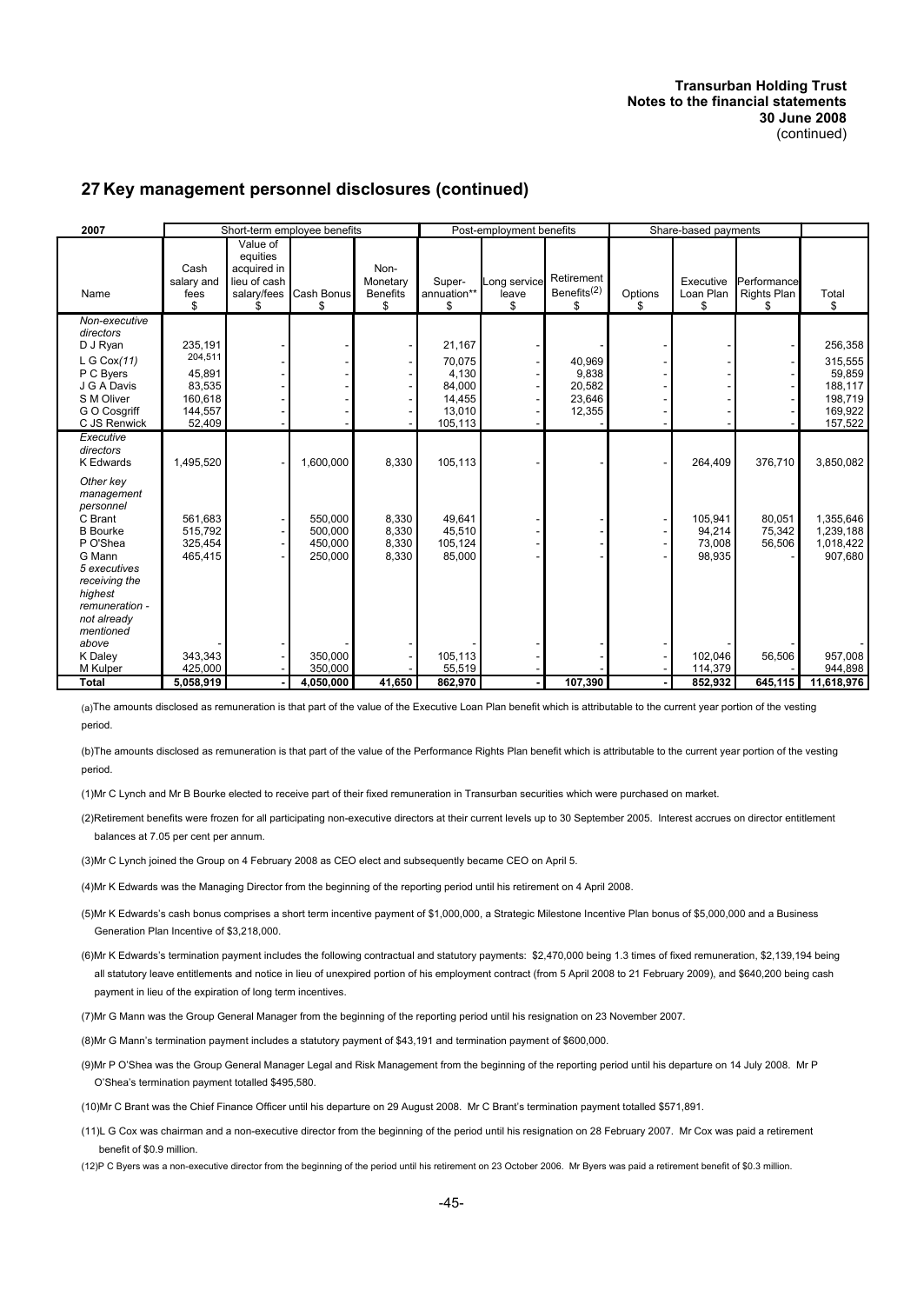## 27 Key management personnel disclosures (continued)

| 2007 | Short-term employee benefits | | | | Post-employment benefits | | | Share-based payments | | | |
|---|---|---|---|---|---|---|---|---|---|---|---|
| Name | Cash salary and fees $ | Value of equities acquired in lieu of cash salary/fees $ | Cash Bonus $ | Non-Monetary Benefits $ | Super-annuation** $ | Long service leave $ | Retirement Benefits(2) $ | Options $ | Executive Loan Plan $ | Performance Rights Plan $ | Total $ |
| *Non-executive directors* | | | | | | | | | | | |
| D J Ryan | 235,191 | - | - | - | 21,167 | - | - | - | - | - | 256,358 |
| L G Cox*(11)* | 204,511 | - | - | - | 70,075 | - | 40,969 | - | - | - | 315,555 |
| P C Byers | 45,891 | - | - | - | 4,130 | - | 9,838 | - | - | - | 59,859 |
| J G A Davis | 83,535 | - | - | - | 84,000 | - | 20,582 | - | - | - | 188,117 |
| S M Oliver | 160,618 | - | - | - | 14,455 | - | 23,646 | - | - | - | 198,719 |
| G O Cosgriff | 144,557 | - | - | - | 13,010 | - | 12,355 | - | - | - | 169,922 |
| C JS Renwick | 52,409 | - | - | - | 105,113 | - | - | - | - | - | 157,522 |
| *Executive directors* | | | | | | | | | | | |
| K Edwards | 1,495,520 | - | 1,600,000 | 8,330 | 105,113 | - | - | - | 264,409 | 376,710 | 3,850,082 |
| *Other key management personnel* | | | | | | | | | | | |
| C Brant | 561,683 | - | 550,000 | 8,330 | 49,641 | - | - | - | 105,941 | 80,051 | 1,355,646 |
| B Bourke | 515,792 | - | 500,000 | 8,330 | 45,510 | - | - | - | 94,214 | 75,342 | 1,239,188 |
| P O'Shea | 325,454 | - | 450,000 | 8,330 | 105,124 | - | - | - | 73,008 | 56,506 | 1,018,422 |
| G Mann | 465,415 | - | 250,000 | 8,330 | 85,000 | - | - | - | 98,935 | - | 907,680 |
| *5 executives receiving the highest remuneration - not already mentioned above* | - | - | - | - | - | - | - | - | - | - | - |
| K Daley | 343,343 | - | 350,000 | - | 105,113 | - | - | - | 102,046 | 56,506 | 957,008 |
| M Kulper | 425,000 | - | 350,000 | - | 55,519 | - | - | - | 114,379 | - | 944,898 |
| **Total** | **5,058,919** | **-** | **4,050,000** | **41,650** | **862,970** | **-** | **107,390** | **-** | **852,932** | **645,115** | **11,618,976** |

(a)The amounts disclosed as remuneration is that part of the value of the Executive Loan Plan benefit which is attributable to the current year portion of the vesting period.

(b)The amounts disclosed as remuneration is that part of the value of the Performance Rights Plan benefit which is attributable to the current year portion of the vesting period.

(1)Mr C Lynch and Mr B Bourke elected to receive part of their fixed remuneration in Transurban securities which were purchased on market.

(2)Retirement benefits were frozen for all participating non-executive directors at their current levels up to 30 September 2005. Interest accrues on director entitlement balances at 7.05 per cent per annum.

(3)Mr C Lynch joined the Group on 4 February 2008 as CEO elect and subsequently became CEO on April 5.

(4)Mr K Edwards was the Managing Director from the beginning of the reporting period until his retirement on 4 April 2008.

(5)Mr K Edwards's cash bonus comprises a short term incentive payment of $1,000,000, a Strategic Milestone Incentive Plan bonus of $5,000,000 and a Business Generation Plan Incentive of $3,218,000.

(6)Mr K Edwards's termination payment includes the following contractual and statutory payments: $2,470,000 being 1.3 times of fixed remuneration, $2,139,194 being all statutory leave entitlements and notice in lieu of unexpired portion of his employment contract (from 5 April 2008 to 21 February 2009), and $640,200 being cash payment in lieu of the expiration of long term incentives.

(7)Mr G Mann was the Group General Manager from the beginning of the reporting period until his resignation on 23 November 2007.

(8)Mr G Mann's termination payment includes a statutory payment of $43,191 and termination payment of $600,000.

(9)Mr P O'Shea was the Group General Manager Legal and Risk Management from the beginning of the reporting period until his departure on 14 July 2008. Mr P O'Shea's termination payment totalled $495,580.

(10)Mr C Brant was the Chief Finance Officer until his departure on 29 August 2008. Mr C Brant's termination payment totalled $571,891.

(11)L G Cox was chairman and a non-executive director from the beginning of the period until his resignation on 28 February 2007. Mr Cox was paid a retirement benefit of $0.9 million.

(12)P C Byers was a non-executive director from the beginning of the period until his retirement on 23 October 2006. Mr Byers was paid a retirement benefit of $0.3 million.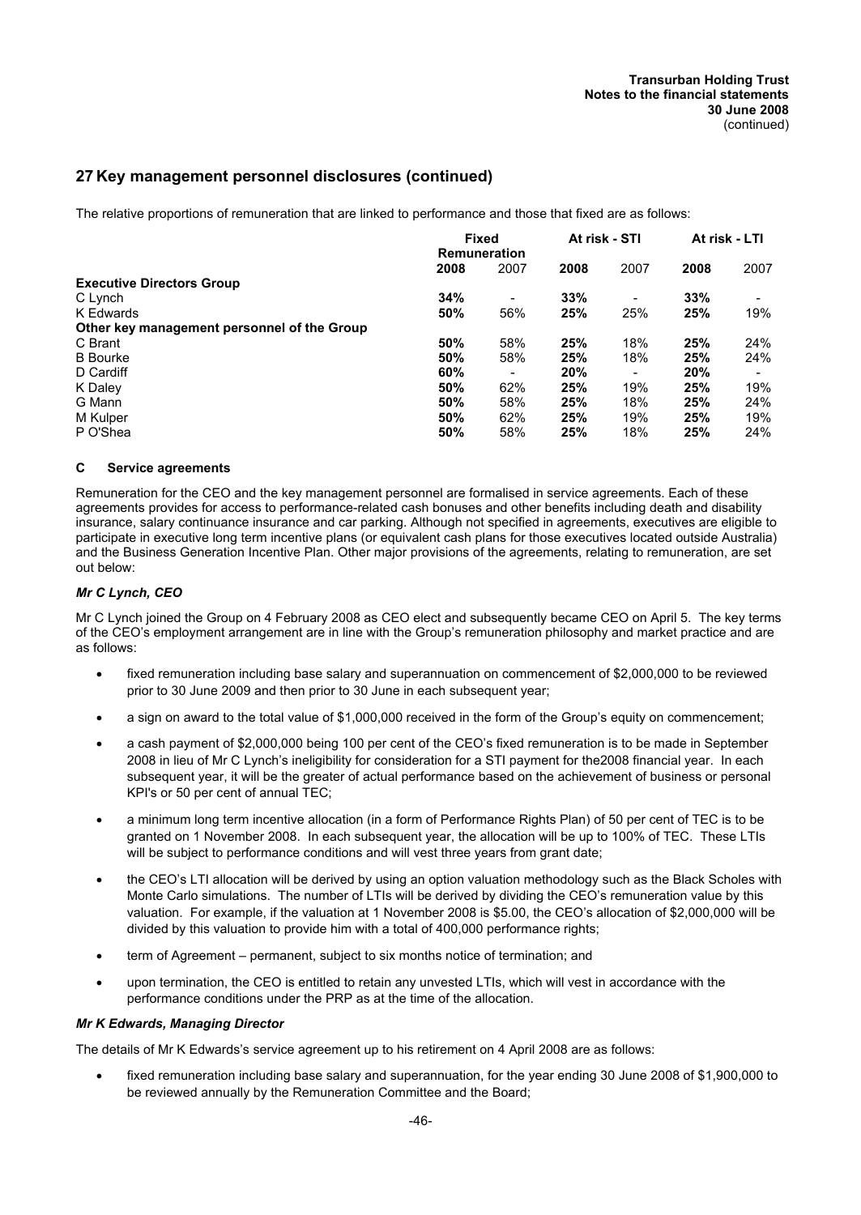## 27 Key management personnel disclosures (continued)

The relative proportions of remuneration that are linked to performance and those that fixed are as follows:

| | Fixed Remuneration | | At risk - STI | | At risk - LTI | |
|---|---|---|---|---|---|---|
| | **2008** | 2007 | **2008** | 2007 | **2008** | 2007 |
| **Executive Directors Group** | | | | | | |
| C Lynch | **34%** | - | **33%** | - | **33%** | - |
| K Edwards | **50%** | 56% | **25%** | 25% | **25%** | 19% |
| **Other key management personnel of the Group** | | | | | | |
| C Brant | **50%** | 58% | **25%** | 18% | **25%** | 24% |
| B Bourke | **50%** | 58% | **25%** | 18% | **25%** | 24% |
| D Cardiff | **60%** | - | **20%** | - | **20%** | - |
| K Daley | **50%** | 62% | **25%** | 19% | **25%** | 19% |
| G Mann | **50%** | 58% | **25%** | 18% | **25%** | 24% |
| M Kulper | **50%** | 62% | **25%** | 19% | **25%** | 19% |
| P O'Shea | **50%** | 58% | **25%** | 18% | **25%** | 24% |

### C Service agreements

Remuneration for the CEO and the key management personnel are formalised in service agreements. Each of these agreements provides for access to performance-related cash bonuses and other benefits including death and disability insurance, salary continuance insurance and car parking. Although not specified in agreements, executives are eligible to participate in executive long term incentive plans (or equivalent cash plans for those executives located outside Australia) and the Business Generation Incentive Plan. Other major provisions of the agreements, relating to remuneration, are set out below:

***Mr C Lynch, CEO***

Mr C Lynch joined the Group on 4 February 2008 as CEO elect and subsequently became CEO on April 5. The key terms of the CEO's employment arrangement are in line with the Group's remuneration philosophy and market practice and are as follows:

- fixed remuneration including base salary and superannuation on commencement of $2,000,000 to be reviewed prior to 30 June 2009 and then prior to 30 June in each subsequent year;
- a sign on award to the total value of $1,000,000 received in the form of the Group's equity on commencement;
- a cash payment of $2,000,000 being 100 per cent of the CEO's fixed remuneration is to be made in September 2008 in lieu of Mr C Lynch's ineligibility for consideration for a STI payment for the2008 financial year. In each subsequent year, it will be the greater of actual performance based on the achievement of business or personal KPI's or 50 per cent of annual TEC;
- a minimum long term incentive allocation (in a form of Performance Rights Plan) of 50 per cent of TEC is to be granted on 1 November 2008. In each subsequent year, the allocation will be up to 100% of TEC. These LTIs will be subject to performance conditions and will vest three years from grant date;
- the CEO's LTI allocation will be derived by using an option valuation methodology such as the Black Scholes with Monte Carlo simulations. The number of LTIs will be derived by dividing the CEO's remuneration value by this valuation. For example, if the valuation at 1 November 2008 is $5.00, the CEO's allocation of $2,000,000 will be divided by this valuation to provide him with a total of 400,000 performance rights;
- term of Agreement – permanent, subject to six months notice of termination; and
- upon termination, the CEO is entitled to retain any unvested LTIs, which will vest in accordance with the performance conditions under the PRP as at the time of the allocation.

***Mr K Edwards, Managing Director***

The details of Mr K Edwards's service agreement up to his retirement on 4 April 2008 are as follows:

- fixed remuneration including base salary and superannuation, for the year ending 30 June 2008 of $1,900,000 to be reviewed annually by the Remuneration Committee and the Board;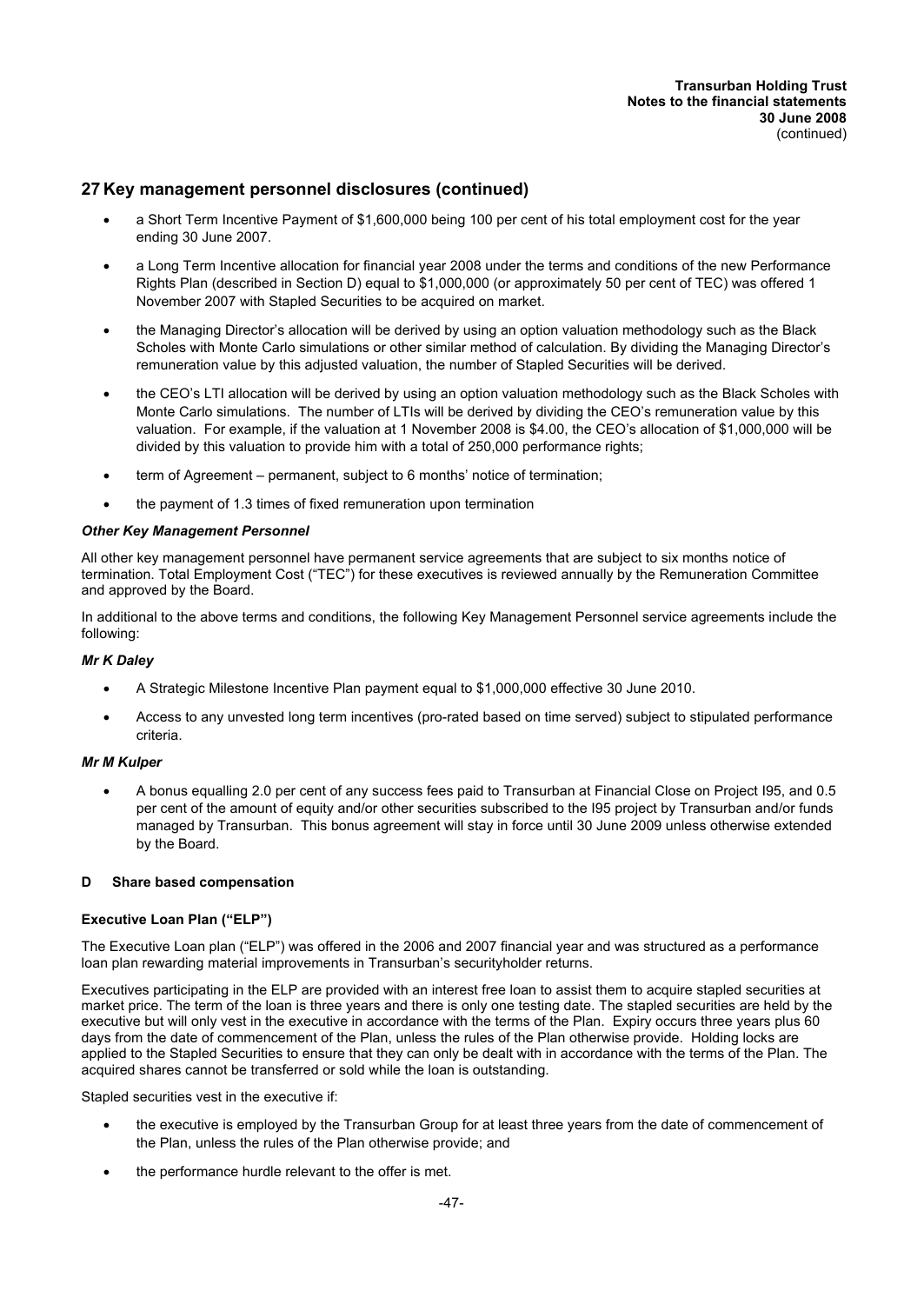## 27 Key management personnel disclosures (continued)

- a Short Term Incentive Payment of $1,600,000 being 100 per cent of his total employment cost for the year ending 30 June 2007.
- a Long Term Incentive allocation for financial year 2008 under the terms and conditions of the new Performance Rights Plan (described in Section D) equal to $1,000,000 (or approximately 50 per cent of TEC) was offered 1 November 2007 with Stapled Securities to be acquired on market.
- the Managing Director's allocation will be derived by using an option valuation methodology such as the Black Scholes with Monte Carlo simulations or other similar method of calculation. By dividing the Managing Director's remuneration value by this adjusted valuation, the number of Stapled Securities will be derived.
- the CEO's LTI allocation will be derived by using an option valuation methodology such as the Black Scholes with Monte Carlo simulations. The number of LTIs will be derived by dividing the CEO's remuneration value by this valuation. For example, if the valuation at 1 November 2008 is $4.00, the CEO's allocation of $1,000,000 will be divided by this valuation to provide him with a total of 250,000 performance rights;
- term of Agreement – permanent, subject to 6 months' notice of termination;
- the payment of 1.3 times of fixed remuneration upon termination

***Other Key Management Personnel***

All other key management personnel have permanent service agreements that are subject to six months notice of termination. Total Employment Cost ("TEC") for these executives is reviewed annually by the Remuneration Committee and approved by the Board.

In additional to the above terms and conditions, the following Key Management Personnel service agreements include the following:

***Mr K Daley***

- A Strategic Milestone Incentive Plan payment equal to $1,000,000 effective 30 June 2010.
- Access to any unvested long term incentives (pro-rated based on time served) subject to stipulated performance criteria.

***Mr M Kulper***

- A bonus equalling 2.0 per cent of any success fees paid to Transurban at Financial Close on Project I95, and 0.5 per cent of the amount of equity and/or other securities subscribed to the I95 project by Transurban and/or funds managed by Transurban. This bonus agreement will stay in force until 30 June 2009 unless otherwise extended by the Board.

### D Share based compensation

**Executive Loan Plan ("ELP")**

The Executive Loan plan ("ELP") was offered in the 2006 and 2007 financial year and was structured as a performance loan plan rewarding material improvements in Transurban's securityholder returns.

Executives participating in the ELP are provided with an interest free loan to assist them to acquire stapled securities at market price. The term of the loan is three years and there is only one testing date. The stapled securities are held by the executive but will only vest in the executive in accordance with the terms of the Plan. Expiry occurs three years plus 60 days from the date of commencement of the Plan, unless the rules of the Plan otherwise provide. Holding locks are applied to the Stapled Securities to ensure that they can only be dealt with in accordance with the terms of the Plan. The acquired shares cannot be transferred or sold while the loan is outstanding.

Stapled securities vest in the executive if:

- the executive is employed by the Transurban Group for at least three years from the date of commencement of the Plan, unless the rules of the Plan otherwise provide; and
- the performance hurdle relevant to the offer is met.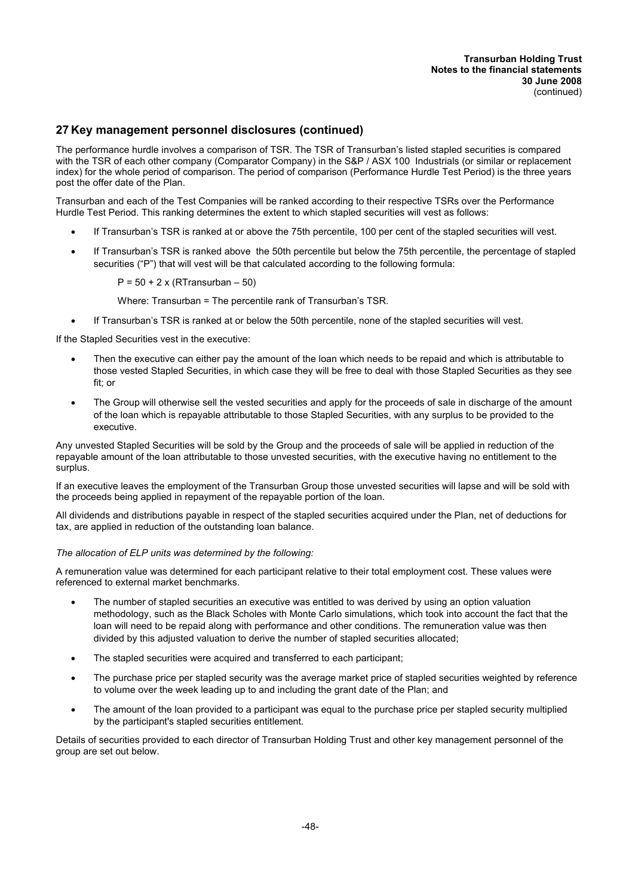## 27 Key management personnel disclosures (continued)

The performance hurdle involves a comparison of TSR. The TSR of Transurban's listed stapled securities is compared with the TSR of each other company (Comparator Company) in the S&P / ASX 100 Industrials (or similar or replacement index) for the whole period of comparison. The period of comparison (Performance Hurdle Test Period) is the three years post the offer date of the Plan.

Transurban and each of the Test Companies will be ranked according to their respective TSRs over the Performance Hurdle Test Period. This ranking determines the extent to which stapled securities will vest as follows:

- If Transurban's TSR is ranked at or above the 75th percentile, 100 per cent of the stapled securities will vest.
- If Transurban's TSR is ranked above the 50th percentile but below the 75th percentile, the percentage of stapled securities ("P") that will vest will be that calculated according to the following formula:

  $P = 50 + 2 \times (RTransurban - 50)$

  Where: Transurban = The percentile rank of Transurban's TSR.

- If Transurban's TSR is ranked at or below the 50th percentile, none of the stapled securities will vest.

If the Stapled Securities vest in the executive:

- Then the executive can either pay the amount of the loan which needs to be repaid and which is attributable to those vested Stapled Securities, in which case they will be free to deal with those Stapled Securities as they see fit; or
- The Group will otherwise sell the vested securities and apply for the proceeds of sale in discharge of the amount of the loan which is repayable attributable to those Stapled Securities, with any surplus to be provided to the executive.

Any unvested Stapled Securities will be sold by the Group and the proceeds of sale will be applied in reduction of the repayable amount of the loan attributable to those unvested securities, with the executive having no entitlement to the surplus.

If an executive leaves the employment of the Transurban Group those unvested securities will lapse and will be sold with the proceeds being applied in repayment of the repayable portion of the loan.

All dividends and distributions payable in respect of the stapled securities acquired under the Plan, net of deductions for tax, are applied in reduction of the outstanding loan balance.

*The allocation of ELP units was determined by the following:*

A remuneration value was determined for each participant relative to their total employment cost. These values were referenced to external market benchmarks.

- The number of stapled securities an executive was entitled to was derived by using an option valuation methodology, such as the Black Scholes with Monte Carlo simulations, which took into account the fact that the loan will need to be repaid along with performance and other conditions. The remuneration value was then divided by this adjusted valuation to derive the number of stapled securities allocated;
- The stapled securities were acquired and transferred to each participant;
- The purchase price per stapled security was the average market price of stapled securities weighted by reference to volume over the week leading up to and including the grant date of the Plan; and
- The amount of the loan provided to a participant was equal to the purchase price per stapled security multiplied by the participant's stapled securities entitlement.

Details of securities provided to each director of Transurban Holding Trust and other key management personnel of the group are set out below.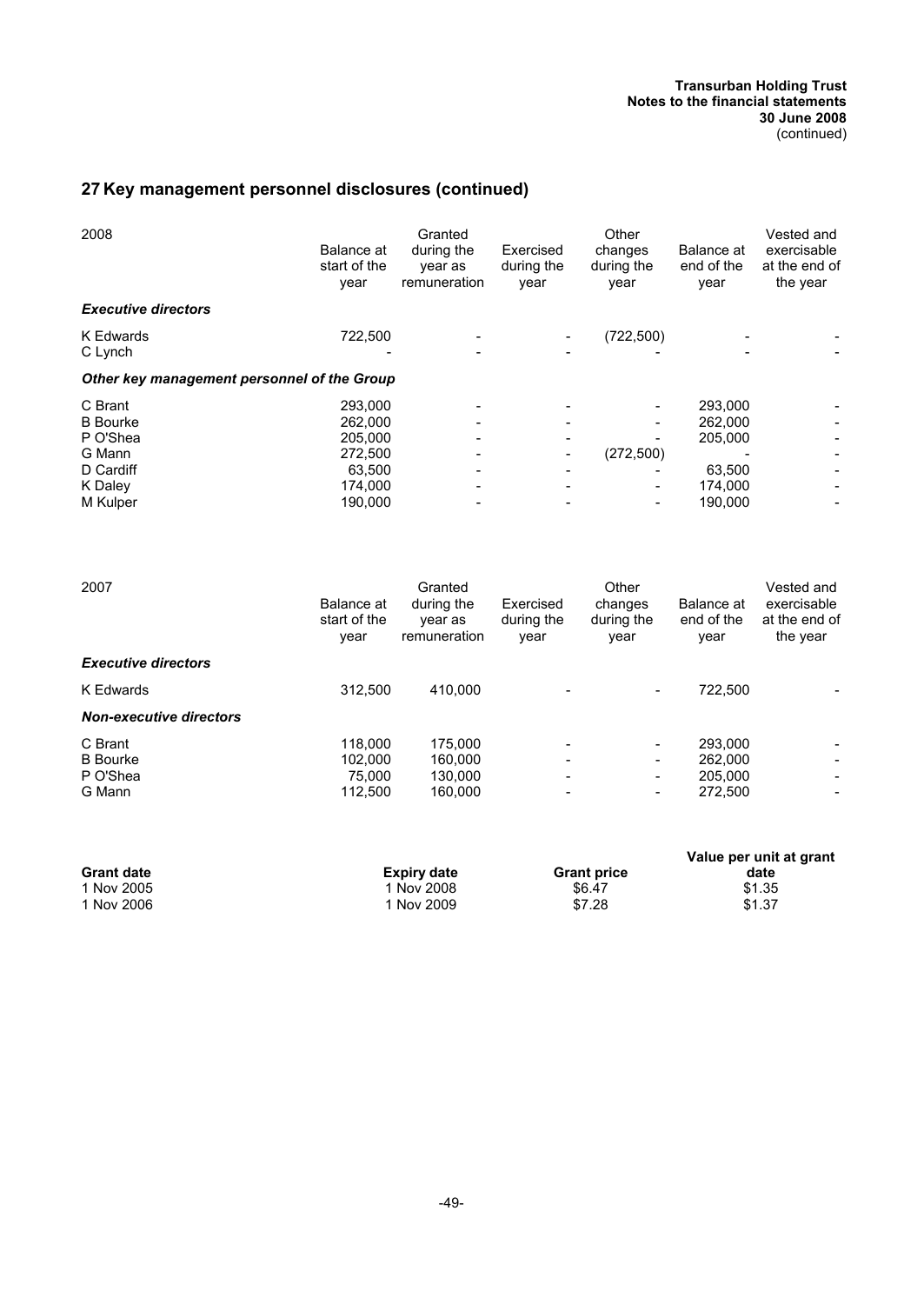## 27 Key management personnel disclosures (continued)

| 2008 | Balance at start of the year | Granted during the year as remuneration | Exercised during the year | Other changes during the year | Balance at end of the year | Vested and exercisable at the end of the year |
|---|---|---|---|---|---|---|
| ***Executive directors*** | | | | | | |
| K Edwards | 722,500 | - | - | (722,500) | - | - |
| C Lynch | - | - | - | - | - | - |
| ***Other key management personnel of the Group*** | | | | | | |
| C Brant | 293,000 | - | - | - | 293,000 | - |
| B Bourke | 262,000 | - | - | - | 262,000 | - |
| P O'Shea | 205,000 | - | - | - | 205,000 | - |
| G Mann | 272,500 | - | - | (272,500) | - | - |
| D Cardiff | 63,500 | - | - | - | 63,500 | - |
| K Daley | 174,000 | - | - | - | 174,000 | - |
| M Kulper | 190,000 | - | - | - | 190,000 | - |

| 2007 | Balance at start of the year | Granted during the year as remuneration | Exercised during the year | Other changes during the year | Balance at end of the year | Vested and exercisable at the end of the year |
|---|---|---|---|---|---|---|
| ***Executive directors*** | | | | | | |
| K Edwards | 312,500 | 410,000 | - | - | 722,500 | - |
| ***Non-executive directors*** | | | | | | |
| C Brant | 118,000 | 175,000 | - | - | 293,000 | - |
| B Bourke | 102,000 | 160,000 | - | - | 262,000 | - |
| P O'Shea | 75,000 | 130,000 | - | - | 205,000 | - |
| G Mann | 112,500 | 160,000 | - | - | 272,500 | - |

| **Grant date** | **Expiry date** | **Grant price** | **Value per unit at grant date** |
|---|---|---|---|
| 1 Nov 2005 | 1 Nov 2008 | \$6.47 | \$1.35 |
| 1 Nov 2006 | 1 Nov 2009 | \$7.28 | \$1.37 |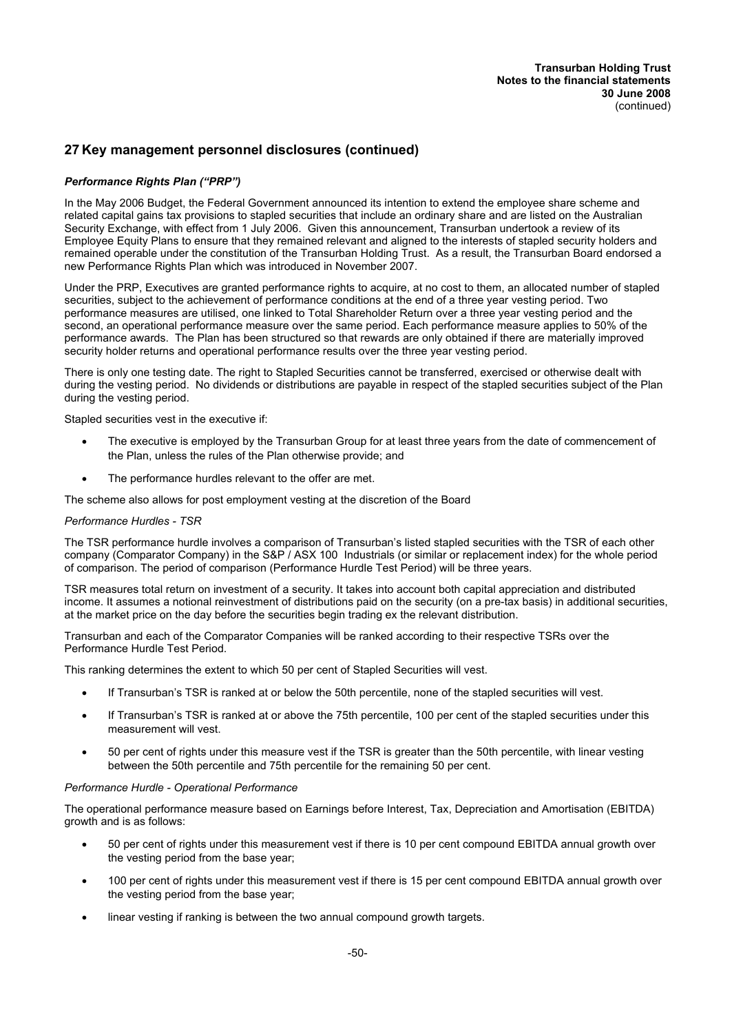## 27 Key management personnel disclosures (continued)

***Performance Rights Plan ("PRP")***

In the May 2006 Budget, the Federal Government announced its intention to extend the employee share scheme and related capital gains tax provisions to stapled securities that include an ordinary share and are listed on the Australian Security Exchange, with effect from 1 July 2006. Given this announcement, Transurban undertook a review of its Employee Equity Plans to ensure that they remained relevant and aligned to the interests of stapled security holders and remained operable under the constitution of the Transurban Holding Trust. As a result, the Transurban Board endorsed a new Performance Rights Plan which was introduced in November 2007.

Under the PRP, Executives are granted performance rights to acquire, at no cost to them, an allocated number of stapled securities, subject to the achievement of performance conditions at the end of a three year vesting period. Two performance measures are utilised, one linked to Total Shareholder Return over a three year vesting period and the second, an operational performance measure over the same period. Each performance measure applies to 50% of the performance awards. The Plan has been structured so that rewards are only obtained if there are materially improved security holder returns and operational performance results over the three year vesting period.

There is only one testing date. The right to Stapled Securities cannot be transferred, exercised or otherwise dealt with during the vesting period. No dividends or distributions are payable in respect of the stapled securities subject of the Plan during the vesting period.

Stapled securities vest in the executive if:

- The executive is employed by the Transurban Group for at least three years from the date of commencement of the Plan, unless the rules of the Plan otherwise provide; and
- The performance hurdles relevant to the offer are met.

The scheme also allows for post employment vesting at the discretion of the Board

*Performance Hurdles - TSR*

The TSR performance hurdle involves a comparison of Transurban's listed stapled securities with the TSR of each other company (Comparator Company) in the S&P / ASX 100 Industrials (or similar or replacement index) for the whole period of comparison. The period of comparison (Performance Hurdle Test Period) will be three years.

TSR measures total return on investment of a security. It takes into account both capital appreciation and distributed income. It assumes a notional reinvestment of distributions paid on the security (on a pre-tax basis) in additional securities, at the market price on the day before the securities begin trading ex the relevant distribution.

Transurban and each of the Comparator Companies will be ranked according to their respective TSRs over the Performance Hurdle Test Period.

This ranking determines the extent to which 50 per cent of Stapled Securities will vest.

- If Transurban's TSR is ranked at or below the 50th percentile, none of the stapled securities will vest.
- If Transurban's TSR is ranked at or above the 75th percentile, 100 per cent of the stapled securities under this measurement will vest.
- 50 per cent of rights under this measure vest if the TSR is greater than the 50th percentile, with linear vesting between the 50th percentile and 75th percentile for the remaining 50 per cent.

*Performance Hurdle - Operational Performance*

The operational performance measure based on Earnings before Interest, Tax, Depreciation and Amortisation (EBITDA) growth and is as follows:

- 50 per cent of rights under this measurement vest if there is 10 per cent compound EBITDA annual growth over the vesting period from the base year;
- 100 per cent of rights under this measurement vest if there is 15 per cent compound EBITDA annual growth over the vesting period from the base year;
- linear vesting if ranking is between the two annual compound growth targets.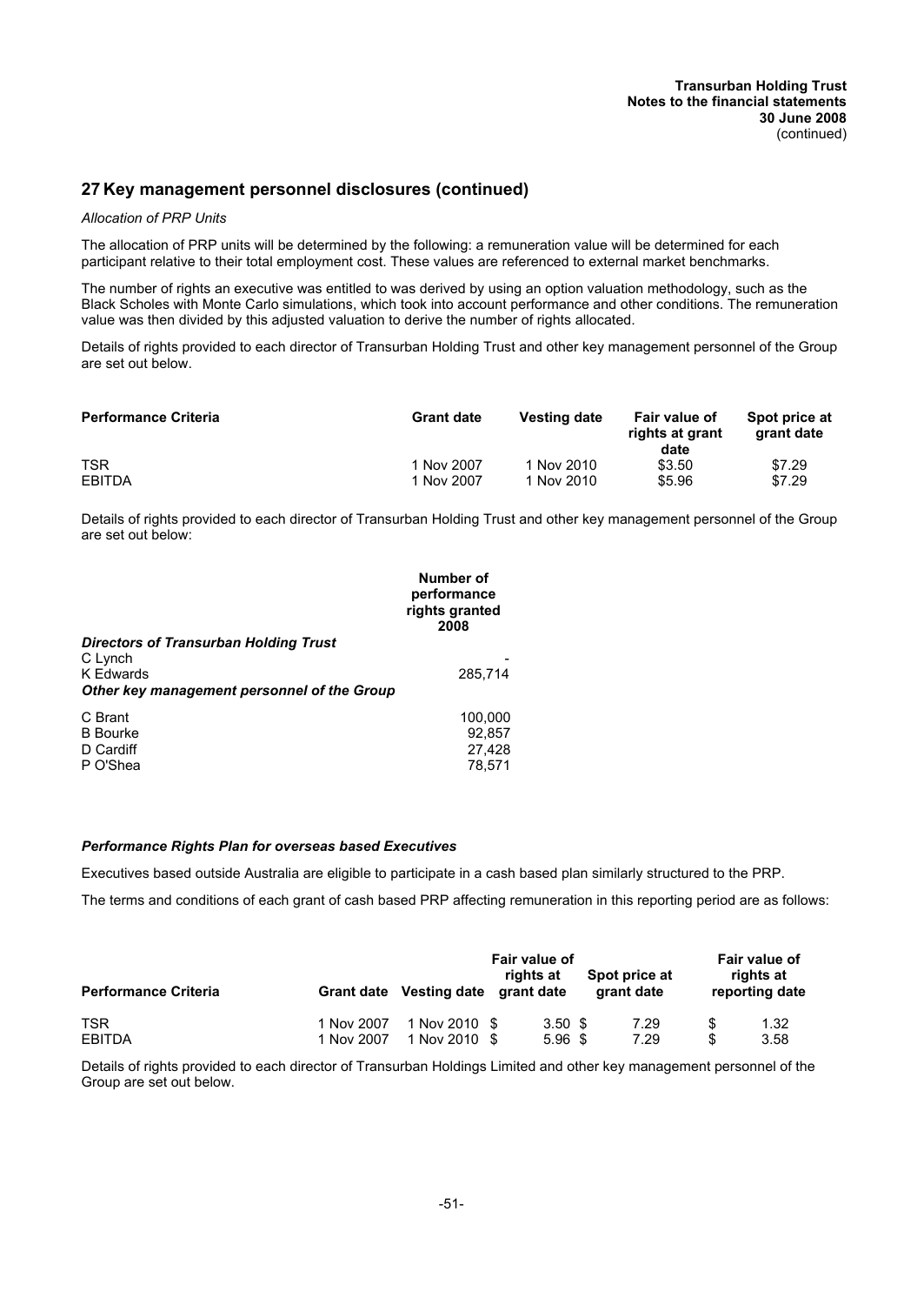## 27 Key management personnel disclosures (continued)

*Allocation of PRP Units*

The allocation of PRP units will be determined by the following: a remuneration value will be determined for each participant relative to their total employment cost. These values are referenced to external market benchmarks.

The number of rights an executive was entitled to was derived by using an option valuation methodology, such as the Black Scholes with Monte Carlo simulations, which took into account performance and other conditions. The remuneration value was then divided by this adjusted valuation to derive the number of rights allocated.

Details of rights provided to each director of Transurban Holding Trust and other key management personnel of the Group are set out below.

| Performance Criteria | Grant date | Vesting date | Fair value of rights at grant date | Spot price at grant date |
|---|---|---|---|---|
| TSR | 1 Nov 2007 | 1 Nov 2010 | $3.50 | $7.29 |
| EBITDA | 1 Nov 2007 | 1 Nov 2010 | $5.96 | $7.29 |

Details of rights provided to each director of Transurban Holding Trust and other key management personnel of the Group are set out below:

| | Number of performance rights granted 2008 |
|---|---|
| ***Directors of Transurban Holding Trust*** | |
| C Lynch | - |
| K Edwards | 285,714 |
| ***Other key management personnel of the Group*** | |
| C Brant | 100,000 |
| B Bourke | 92,857 |
| D Cardiff | 27,428 |
| P O'Shea | 78,571 |

***Performance Rights Plan for overseas based Executives***

Executives based outside Australia are eligible to participate in a cash based plan similarly structured to the PRP.

The terms and conditions of each grant of cash based PRP affecting remuneration in this reporting period are as follows:

| Performance Criteria | Grant date | Vesting date | Fair value of rights at grant date | Spot price at grant date | Fair value of rights at reporting date |
|---|---|---|---|---|---|
| TSR | 1 Nov 2007 | 1 Nov 2010 | $ 3.50 | $ 7.29 | $ 1.32 |
| EBITDA | 1 Nov 2007 | 1 Nov 2010 | $ 5.96 | $ 7.29 | $ 3.58 |

Details of rights provided to each director of Transurban Holdings Limited and other key management personnel of the Group are set out below.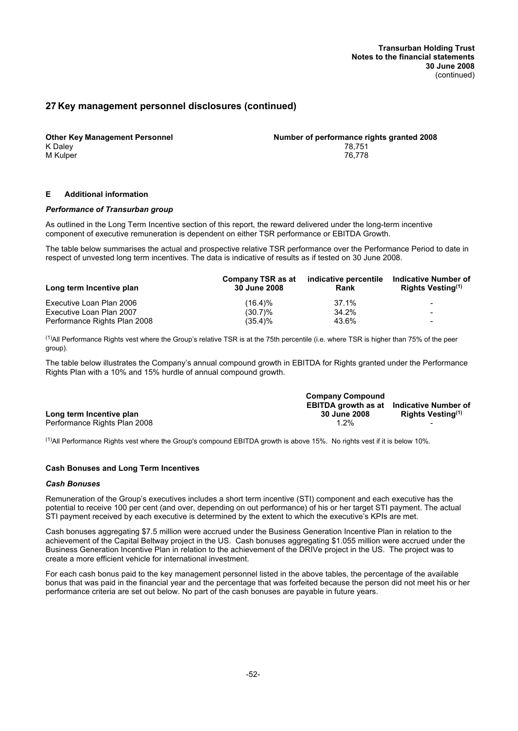## 27 Key management personnel disclosures (continued)

| Other Key Management Personnel | Number of performance rights granted 2008 |
|---|---|
| K Daley | 78,751 |
| M Kulper | 76,778 |

### E Additional information

#### *Performance of Transurban group*

As outlined in the Long Term Incentive section of this report, the reward delivered under the long-term incentive component of executive remuneration is dependent on either TSR performance or EBITDA Growth.

The table below summarises the actual and prospective relative TSR performance over the Performance Period to date in respect of unvested long term incentives. The data is indicative of results as if tested on 30 June 2008.

| Long term Incentive plan | Company TSR as at 30 June 2008 | indicative percentile Rank | Indicative Number of Rights Vesting[(1)] |
|---|---|---|---|
| Executive Loan Plan 2006 | (16.4)% | 37.1% | - |
| Executive Loan Plan 2007 | (30.7)% | 34.2% | - |
| Performance Rights Plan 2008 | (35.4)% | 43.6% | - |

[(1)]All Performance Rights vest where the Group's relative TSR is at the 75th percentile (i.e. where TSR is higher than 75% of the peer group).

The table below illustrates the Company's annual compound growth in EBITDA for Rights granted under the Performance Rights Plan with a 10% and 15% hurdle of annual compound growth.

| Long term Incentive plan | Company Compound EBITDA growth as at 30 June 2008 | Indicative Number of Rights Vesting[(1)] |
|---|---|---|
| Performance Rights Plan 2008 | 1.2% | - |

[(1)]All Performance Rights vest where the Group's compound EBITDA growth is above 15%. No rights vest if it is below 10%.

#### Cash Bonuses and Long Term Incentives

#### *Cash Bonuses*

Remuneration of the Group's executives includes a short term incentive (STI) component and each executive has the potential to receive 100 per cent (and over, depending on out performance) of his or her target STI payment. The actual STI payment received by each executive is determined by the extent to which the executive's KPIs are met.

Cash bonuses aggregating \$7.5 million were accrued under the Business Generation Incentive Plan in relation to the achievement of the Capital Beltway project in the US. Cash bonuses aggregating \$1.055 million were accrued under the Business Generation Incentive Plan in relation to the achievement of the DRIVe project in the US. The project was to create a more efficient vehicle for international investment.

For each cash bonus paid to the key management personnel listed in the above tables, the percentage of the available bonus that was paid in the financial year and the percentage that was forfeited because the person did not meet his or her performance criteria are set out below. No part of the cash bonuses are payable in future years.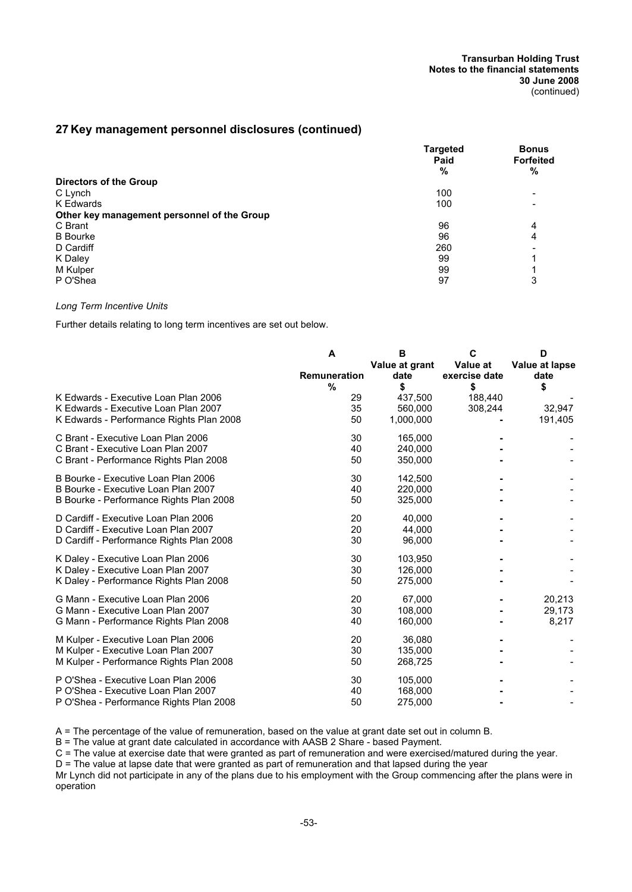## 27 Key management personnel disclosures (continued)

| | Targeted Paid % | Bonus Forfeited % |
|---|---|---|
| **Directors of the Group** | | |
| C Lynch | 100 | - |
| K Edwards | 100 | - |
| **Other key management personnel of the Group** | | |
| C Brant | 96 | 4 |
| B Bourke | 96 | 4 |
| D Cardiff | 260 | - |
| K Daley | 99 | 1 |
| M Kulper | 99 | 1 |
| P O'Shea | 97 | 3 |

*Long Term Incentive Units*

Further details relating to long term incentives are set out below.

| | A | B | C | D |
|---|---|---|---|---|
| | Remuneration % | Value at grant date $ | Value at exercise date $ | Value at lapse date $ |
| K Edwards - Executive Loan Plan 2006 | 29 | 437,500 | 188,440 | - |
| K Edwards - Executive Loan Plan 2007 | 35 | 560,000 | 308,244 | 32,947 |
| K Edwards - Performance Rights Plan 2008 | 50 | 1,000,000 | - | 191,405 |
| C Brant - Executive Loan Plan 2006 | 30 | 165,000 | - | - |
| C Brant - Executive Loan Plan 2007 | 40 | 240,000 | - | - |
| C Brant - Performance Rights Plan 2008 | 50 | 350,000 | - | - |
| B Bourke - Executive Loan Plan 2006 | 30 | 142,500 | - | - |
| B Bourke - Executive Loan Plan 2007 | 40 | 220,000 | - | - |
| B Bourke - Performance Rights Plan 2008 | 50 | 325,000 | - | - |
| D Cardiff - Executive Loan Plan 2006 | 20 | 40,000 | - | - |
| D Cardiff - Executive Loan Plan 2007 | 20 | 44,000 | - | - |
| D Cardiff - Performance Rights Plan 2008 | 30 | 96,000 | - | - |
| K Daley - Executive Loan Plan 2006 | 30 | 103,950 | - | - |
| K Daley - Executive Loan Plan 2007 | 30 | 126,000 | - | - |
| K Daley - Performance Rights Plan 2008 | 50 | 275,000 | - | - |
| G Mann - Executive Loan Plan 2006 | 20 | 67,000 | - | 20,213 |
| G Mann - Executive Loan Plan 2007 | 30 | 108,000 | - | 29,173 |
| G Mann - Performance Rights Plan 2008 | 40 | 160,000 | - | 8,217 |
| M Kulper - Executive Loan Plan 2006 | 20 | 36,080 | - | - |
| M Kulper - Executive Loan Plan 2007 | 30 | 135,000 | - | - |
| M Kulper - Performance Rights Plan 2008 | 50 | 268,725 | - | - |
| P O'Shea - Executive Loan Plan 2006 | 30 | 105,000 | - | - |
| P O'Shea - Executive Loan Plan 2007 | 40 | 168,000 | - | - |
| P O'Shea - Performance Rights Plan 2008 | 50 | 275,000 | - | - |

A = The percentage of the value of remuneration, based on the value at grant date set out in column B.
B = The value at grant date calculated in accordance with AASB 2 Share - based Payment.
C = The value at exercise date that were granted as part of remuneration and were exercised/matured during the year.
D = The value at lapse date that were granted as part of remuneration and that lapsed during the year
Mr Lynch did not participate in any of the plans due to his employment with the Group commencing after the plans were in operation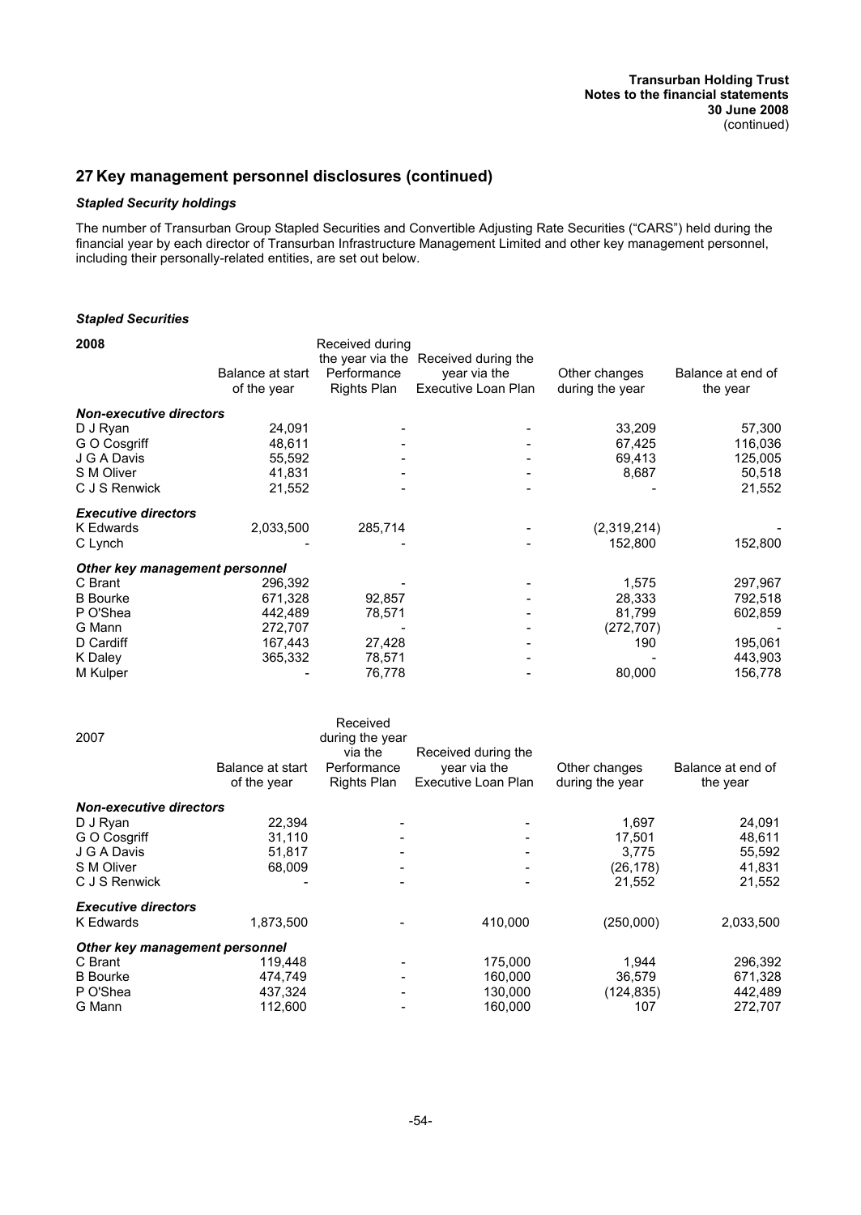## 27 Key management personnel disclosures (continued)

### *Stapled Security holdings*

The number of Transurban Group Stapled Securities and Convertible Adjusting Rate Securities ("CARS") held during the financial year by each director of Transurban Infrastructure Management Limited and other key management personnel, including their personally-related entities, are set out below.

### *Stapled Securities*

| 2008 | Balance at start of the year | Received during the year via the Performance Rights Plan | Received during the year via the Executive Loan Plan | Other changes during the year | Balance at end of the year |
|---|---|---|---|---|---|
| ***Non-executive directors*** | | | | | |
| D J Ryan | 24,091 | - | - | 33,209 | 57,300 |
| G O Cosgriff | 48,611 | - | - | 67,425 | 116,036 |
| J G A Davis | 55,592 | - | - | 69,413 | 125,005 |
| S M Oliver | 41,831 | - | - | 8,687 | 50,518 |
| C J S Renwick | 21,552 | - | - | - | 21,552 |
| ***Executive directors*** | | | | | |
| K Edwards | 2,033,500 | 285,714 | - | (2,319,214) | - |
| C Lynch | - | - | - | 152,800 | 152,800 |
| ***Other key management personnel*** | | | | | |
| C Brant | 296,392 | - | - | 1,575 | 297,967 |
| B Bourke | 671,328 | 92,857 | - | 28,333 | 792,518 |
| P O'Shea | 442,489 | 78,571 | - | 81,799 | 602,859 |
| G Mann | 272,707 | - | - | (272,707) | - |
| D Cardiff | 167,443 | 27,428 | - | 190 | 195,061 |
| K Daley | 365,332 | 78,571 | - | - | 443,903 |
| M Kulper | - | 76,778 | - | 80,000 | 156,778 |

| 2007 | Balance at start of the year | Received during the year via the Performance Rights Plan | Received during the year via the Executive Loan Plan | Other changes during the year | Balance at end of the year |
|---|---|---|---|---|---|
| ***Non-executive directors*** | | | | | |
| D J Ryan | 22,394 | - | - | 1,697 | 24,091 |
| G O Cosgriff | 31,110 | - | - | 17,501 | 48,611 |
| J G A Davis | 51,817 | - | - | 3,775 | 55,592 |
| S M Oliver | 68,009 | - | - | (26,178) | 41,831 |
| C J S Renwick | - | - | - | 21,552 | 21,552 |
| ***Executive directors*** | | | | | |
| K Edwards | 1,873,500 | - | 410,000 | (250,000) | 2,033,500 |
| ***Other key management personnel*** | | | | | |
| C Brant | 119,448 | - | 175,000 | 1,944 | 296,392 |
| B Bourke | 474,749 | - | 160,000 | 36,579 | 671,328 |
| P O'Shea | 437,324 | - | 130,000 | (124,835) | 442,489 |
| G Mann | 112,600 | - | 160,000 | 107 | 272,707 |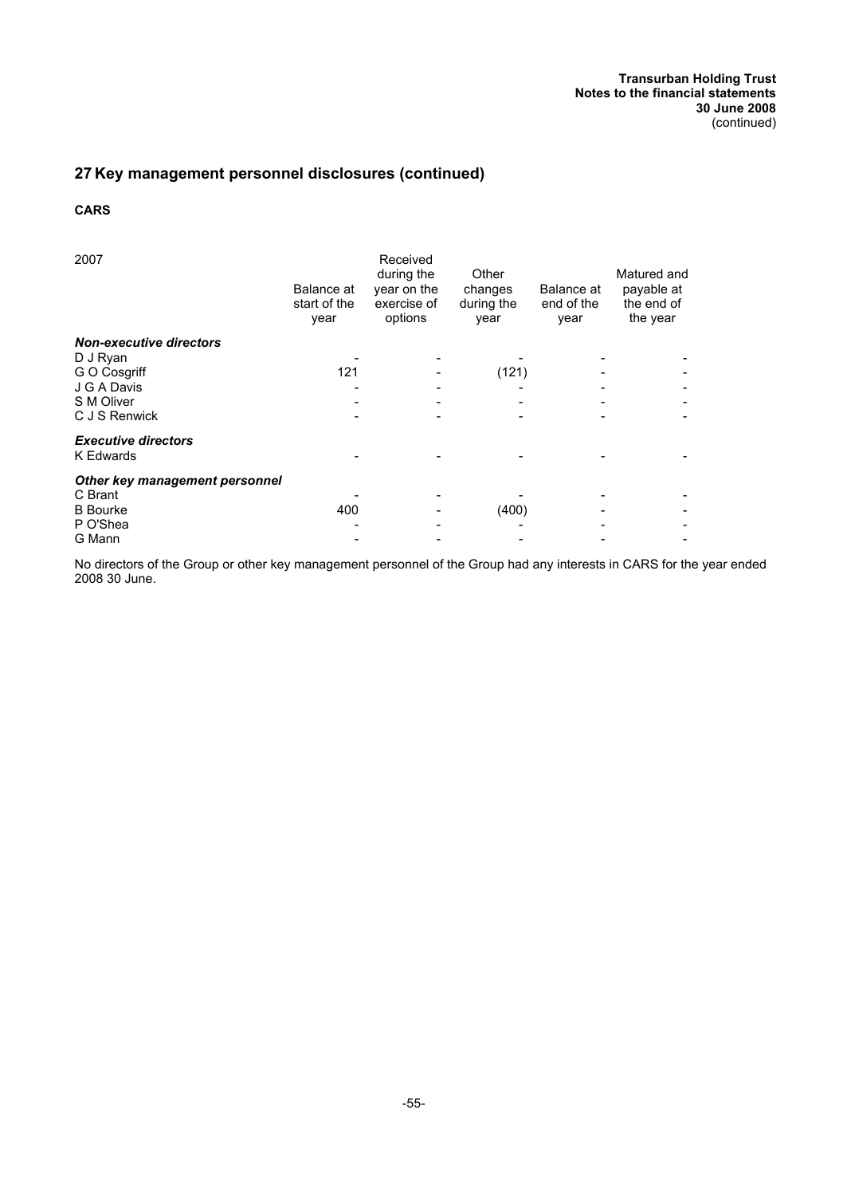## 27 Key management personnel disclosures (continued)

**CARS**

| 2007 | Balance at start of the year | Received during the year on the exercise of options | Other changes during the year | Balance at end of the year | Matured and payable at the end of the year |
|---|---|---|---|---|---|
| ***Non-executive directors*** | | | | | |
| D J Ryan | - | - | - | - | - |
| G O Cosgriff | 121 | - | (121) | - | - |
| J G A Davis | - | - | - | - | - |
| S M Oliver | - | - | - | - | - |
| C J S Renwick | - | - | - | - | - |
| ***Executive directors*** | | | | | |
| K Edwards | - | - | - | - | - |
| ***Other key management personnel*** | | | | | |
| C Brant | - | - | - | - | - |
| B Bourke | 400 | - | (400) | - | - |
| P O'Shea | - | - | - | - | - |
| G Mann | - | - | - | - | - |

No directors of the Group or other key management personnel of the Group had any interests in CARS for the year ended 2008 30 June.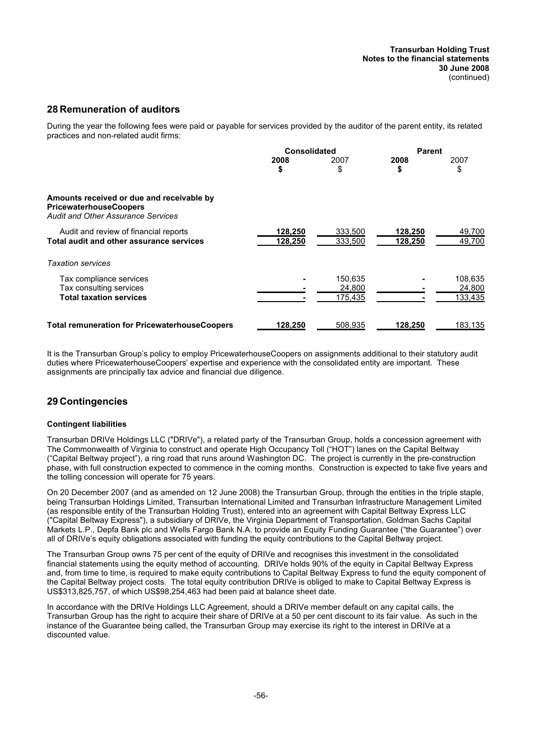## 28 Remuneration of auditors

During the year the following fees were paid or payable for services provided by the auditor of the parent entity, its related practices and non-related audit firms:

| | Consolidated | | Parent | |
|---|---|---|---|---|
| | **2008** | 2007 | **2008** | 2007 |
| | **$** | $ | **$** | $ |
| **Amounts received or due and receivable by PricewaterhouseCoopers** | | | | |
| *Audit and Other Assurance Services* | | | | |
| Audit and review of financial reports | **128,250** | 333,500 | **128,250** | 49,700 |
| **Total audit and other assurance services** | **128,250** | 333,500 | **128,250** | 49,700 |
| *Taxation services* | | | | |
| Tax compliance services | **-** | 150,635 | **-** | 108,635 |
| Tax consulting services | **-** | 24,800 | **-** | 24,800 |
| **Total taxation services** | **-** | 175,435 | **-** | 133,435 |
| **Total remuneration for PricewaterhouseCoopers** | **128,250** | 508,935 | **128,250** | 183,135 |

It is the Transurban Group's policy to employ PricewaterhouseCoopers on assignments additional to their statutory audit duties where PricewaterhouseCoopers' expertise and experience with the consolidated entity are important. These assignments are principally tax advice and financial due diligence.

## 29 Contingencies

### Contingent liabilities

Transurban DRIVe Holdings LLC ("DRIVe"), a related party of the Transurban Group, holds a concession agreement with The Commonwealth of Virginia to construct and operate High Occupancy Toll ("HOT") lanes on the Capital Beltway ("Capital Beltway project"), a ring road that runs around Washington DC. The project is currently in the pre-construction phase, with full construction expected to commence in the coming months. Construction is expected to take five years and the tolling concession will operate for 75 years.

On 20 December 2007 (and as amended on 12 June 2008) the Transurban Group, through the entities in the triple staple, being Transurban Holdings Limited, Transurban International Limited and Transurban Infrastructure Management Limited (as responsible entity of the Transurban Holding Trust), entered into an agreement with Capital Beltway Express LLC ("Capital Beltway Express"), a subsidiary of DRIVe, the Virginia Department of Transportation, Goldman Sachs Capital Markets L.P., Depfa Bank plc and Wells Fargo Bank N.A. to provide an Equity Funding Guarantee ("the Guarantee") over all of DRIVe's equity obligations associated with funding the equity contributions to the Capital Beltway project.

The Transurban Group owns 75 per cent of the equity of DRIVe and recognises this investment in the consolidated financial statements using the equity method of accounting. DRIVe holds 90% of the equity in Capital Beltway Express and, from time to time, is required to make equity contributions to Capital Beltway Express to fund the equity component of the Capital Beltway project costs. The total equity contribution DRIVe is obliged to make to Capital Beltway Express is US$313,825,757, of which US$98,254,463 had been paid at balance sheet date.

In accordance with the DRIVe Holdings LLC Agreement, should a DRIVe member default on any capital calls, the Transurban Group has the right to acquire their share of DRIVe at a 50 per cent discount to its fair value. As such in the instance of the Guarantee being called, the Transurban Group may exercise its right to the interest in DRIVe at a discounted value.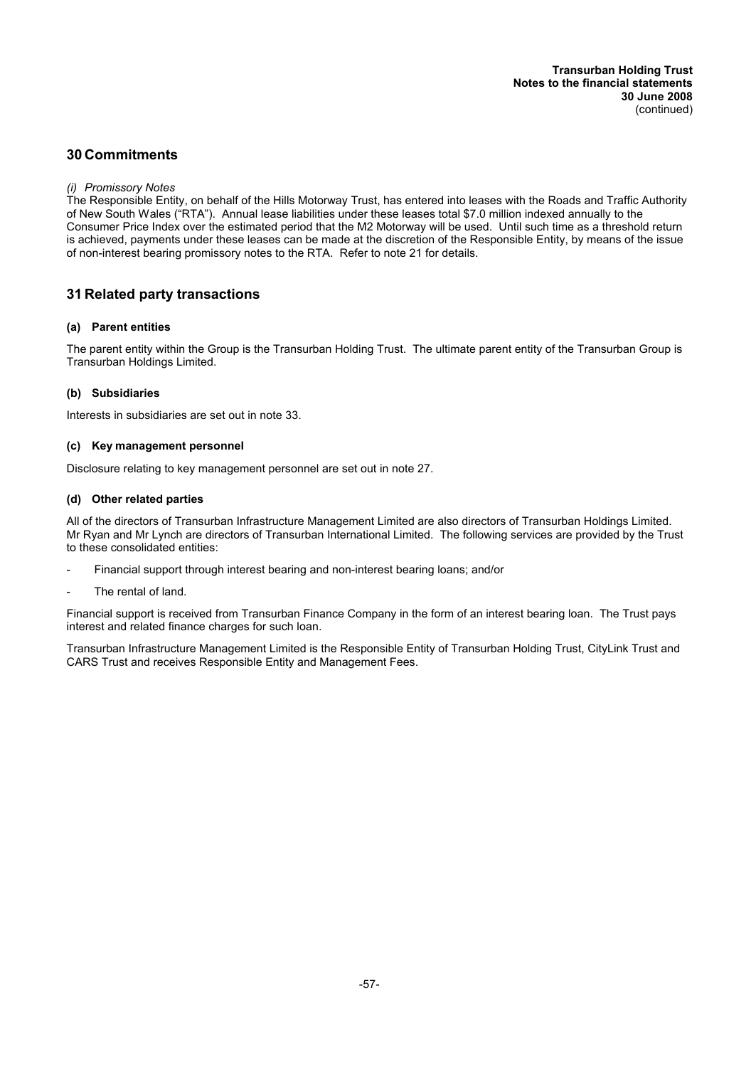## 30 Commitments

*(i) Promissory Notes*

The Responsible Entity, on behalf of the Hills Motorway Trust, has entered into leases with the Roads and Traffic Authority of New South Wales ("RTA"). Annual lease liabilities under these leases total $7.0 million indexed annually to the Consumer Price Index over the estimated period that the M2 Motorway will be used. Until such time as a threshold return is achieved, payments under these leases can be made at the discretion of the Responsible Entity, by means of the issue of non-interest bearing promissory notes to the RTA. Refer to note 21 for details.

## 31 Related party transactions

### (a) Parent entities

The parent entity within the Group is the Transurban Holding Trust. The ultimate parent entity of the Transurban Group is Transurban Holdings Limited.

### (b) Subsidiaries

Interests in subsidiaries are set out in note 33.

### (c) Key management personnel

Disclosure relating to key management personnel are set out in note 27.

### (d) Other related parties

All of the directors of Transurban Infrastructure Management Limited are also directors of Transurban Holdings Limited. Mr Ryan and Mr Lynch are directors of Transurban International Limited. The following services are provided by the Trust to these consolidated entities:

- Financial support through interest bearing and non-interest bearing loans; and/or
- The rental of land.

Financial support is received from Transurban Finance Company in the form of an interest bearing loan. The Trust pays interest and related finance charges for such loan.

Transurban Infrastructure Management Limited is the Responsible Entity of Transurban Holding Trust, CityLink Trust and CARS Trust and receives Responsible Entity and Management Fees.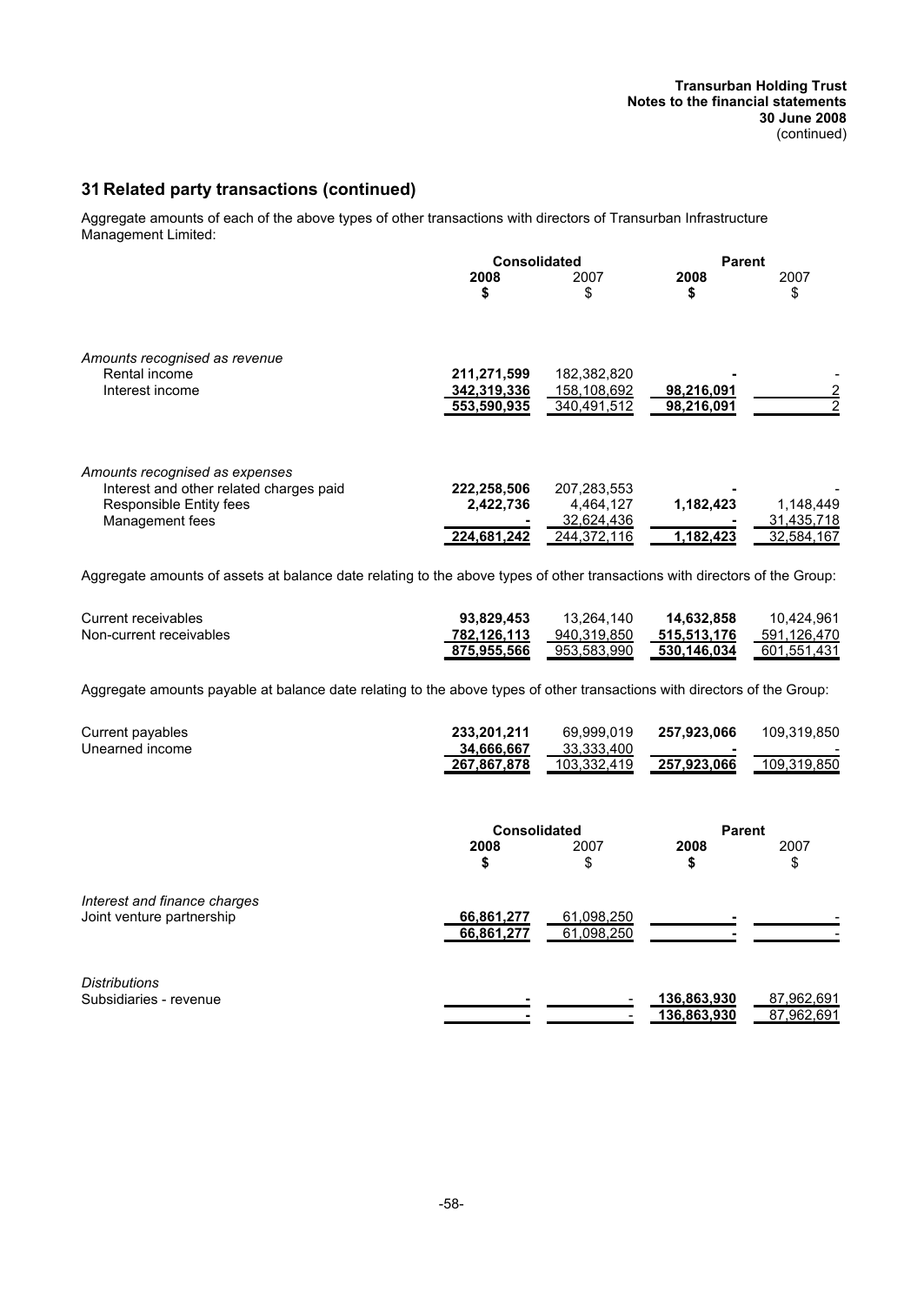## 31 Related party transactions (continued)

Aggregate amounts of each of the above types of other transactions with directors of Transurban Infrastructure Management Limited:

| | Consolidated | | Parent | |
|---|---|---|---|---|
| | **2008** | 2007 | **2008** | 2007 |
| | **$** | $ | **$** | $ |
| *Amounts recognised as revenue* | | | | |
| Rental income | **211,271,599** | 182,382,820 | **-** | - |
| Interest income | **342,319,336** | 158,108,692 | **98,216,091** | 2 |
| | **553,590,935** | 340,491,512 | **98,216,091** | 2 |
| *Amounts recognised as expenses* | | | | |
| Interest and other related charges paid | **222,258,506** | 207,283,553 | **-** | - |
| Responsible Entity fees | **2,422,736** | 4,464,127 | **1,182,423** | 1,148,449 |
| Management fees | **-** | 32,624,436 | **-** | 31,435,718 |
| | **224,681,242** | 244,372,116 | **1,182,423** | 32,584,167 |

Aggregate amounts of assets at balance date relating to the above types of other transactions with directors of the Group:

| | Consolidated 2008 | Consolidated 2007 | Parent 2008 | Parent 2007 |
|---|---|---|---|---|
| Current receivables | **93,829,453** | 13,264,140 | **14,632,858** | 10,424,961 |
| Non-current receivables | **782,126,113** | 940,319,850 | **515,513,176** | 591,126,470 |
| | **875,955,566** | 953,583,990 | **530,146,034** | 601,551,431 |

Aggregate amounts payable at balance date relating to the above types of other transactions with directors of the Group:

| | Consolidated 2008 | Consolidated 2007 | Parent 2008 | Parent 2007 |
|---|---|---|---|---|
| Current payables | **233,201,211** | 69,999,019 | **257,923,066** | 109,319,850 |
| Unearned income | **34,666,667** | 33,333,400 | **-** | - |
| | **267,867,878** | 103,332,419 | **257,923,066** | 109,319,850 |

| | Consolidated | | Parent | |
|---|---|---|---|---|
| | **2008** | 2007 | **2008** | 2007 |
| | **$** | $ | **$** | $ |
| *Interest and finance charges* | | | | |
| Joint venture partnership | **66,861,277** | 61,098,250 | **-** | - |
| | **66,861,277** | 61,098,250 | **-** | - |
| *Distributions* | | | | |
| Subsidiaries - revenue | **-** | - | **136,863,930** | 87,962,691 |
| | **-** | - | **136,863,930** | 87,962,691 |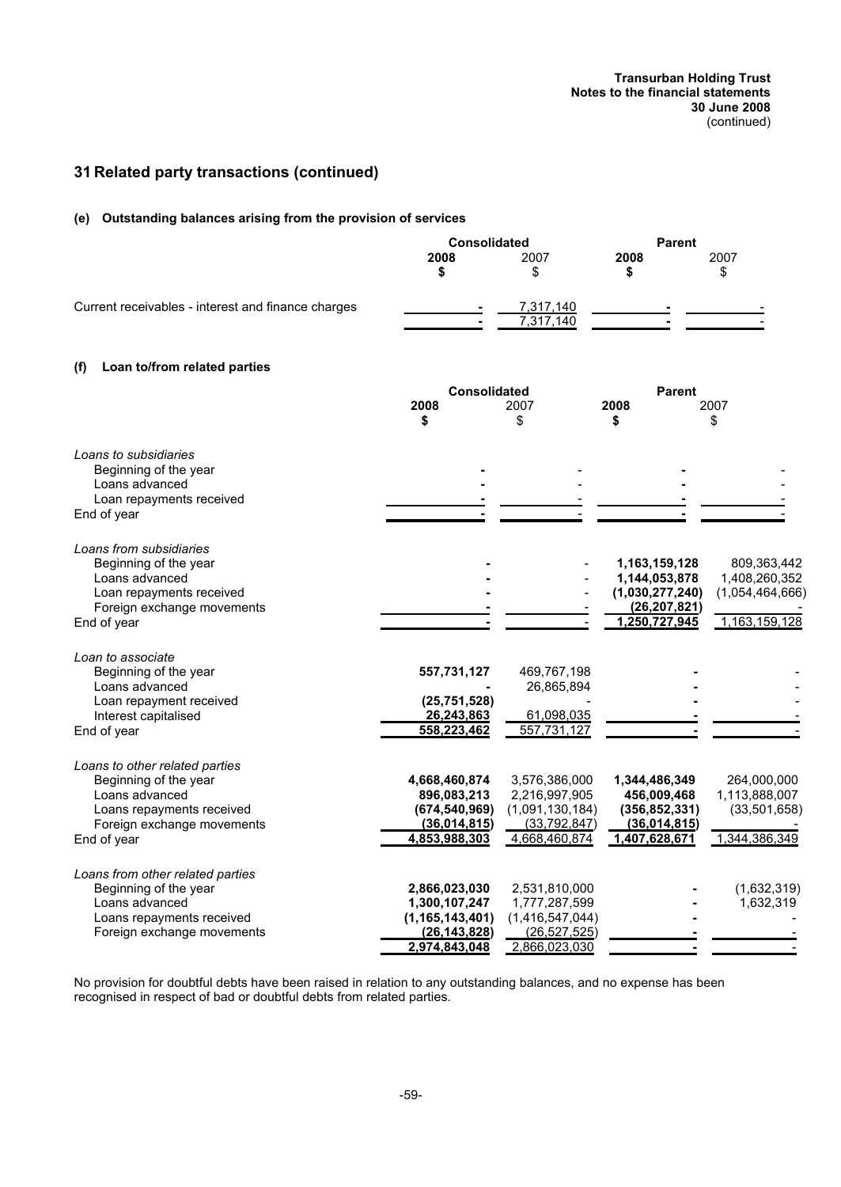## 31 Related party transactions (continued)

### (e) Outstanding balances arising from the provision of services

| | Consolidated | | Parent | |
|---|---|---|---|---|
| | **2008** | 2007 | **2008** | 2007 |
| | **$** | $ | **$** | $ |
| Current receivables - interest and finance charges | **-** | 7,317,140 | **-** | - |
| | **-** | 7,317,140 | **-** | - |

### (f) Loan to/from related parties

| | Consolidated | | Parent | |
|---|---|---|---|---|
| | **2008** | 2007 | **2008** | 2007 |
| | **$** | $ | **$** | $ |
| *Loans to subsidiaries* | | | | |
| Beginning of the year | **-** | - | **-** | - |
| Loans advanced | **-** | - | **-** | - |
| Loan repayments received | **-** | - | **-** | - |
| End of year | **-** | - | **-** | - |
| *Loans from subsidiaries* | | | | |
| Beginning of the year | **-** | - | **1,163,159,128** | 809,363,442 |
| Loans advanced | **-** | - | **1,144,053,878** | 1,408,260,352 |
| Loan repayments received | **-** | - | **(1,030,277,240)** | (1,054,464,666) |
| Foreign exchange movements | **-** | - | **(26,207,821)** | - |
| End of year | **-** | - | **1,250,727,945** | 1,163,159,128 |
| *Loan to associate* | | | | |
| Beginning of the year | **557,731,127** | 469,767,198 | **-** | - |
| Loans advanced | **-** | 26,865,894 | **-** | - |
| Loan repayment received | **(25,751,528)** | - | **-** | - |
| Interest capitalised | **26,243,863** | 61,098,035 | **-** | - |
| End of year | **558,223,462** | 557,731,127 | **-** | - |
| *Loans to other related parties* | | | | |
| Beginning of the year | **4,668,460,874** | 3,576,386,000 | **1,344,486,349** | 264,000,000 |
| Loans advanced | **896,083,213** | 2,216,997,905 | **456,009,468** | 1,113,888,007 |
| Loans repayments received | **(674,540,969)** | (1,091,130,184) | **(356,852,331)** | (33,501,658) |
| Foreign exchange movements | **(36,014,815)** | (33,792,847) | **(36,014,815)** | - |
| End of year | **4,853,988,303** | 4,668,460,874 | **1,407,628,671** | 1,344,386,349 |
| *Loans from other related parties* | | | | |
| Beginning of the year | **2,866,023,030** | 2,531,810,000 | **-** | (1,632,319) |
| Loans advanced | **1,300,107,247** | 1,777,287,599 | **-** | 1,632,319 |
| Loans repayments received | **(1,165,143,401)** | (1,416,547,044) | **-** | - |
| Foreign exchange movements | **(26,143,828)** | (26,527,525) | **-** | - |
| | **2,974,843,048** | 2,866,023,030 | **-** | - |

No provision for doubtful debts have been raised in relation to any outstanding balances, and no expense has been recognised in respect of bad or doubtful debts from related parties.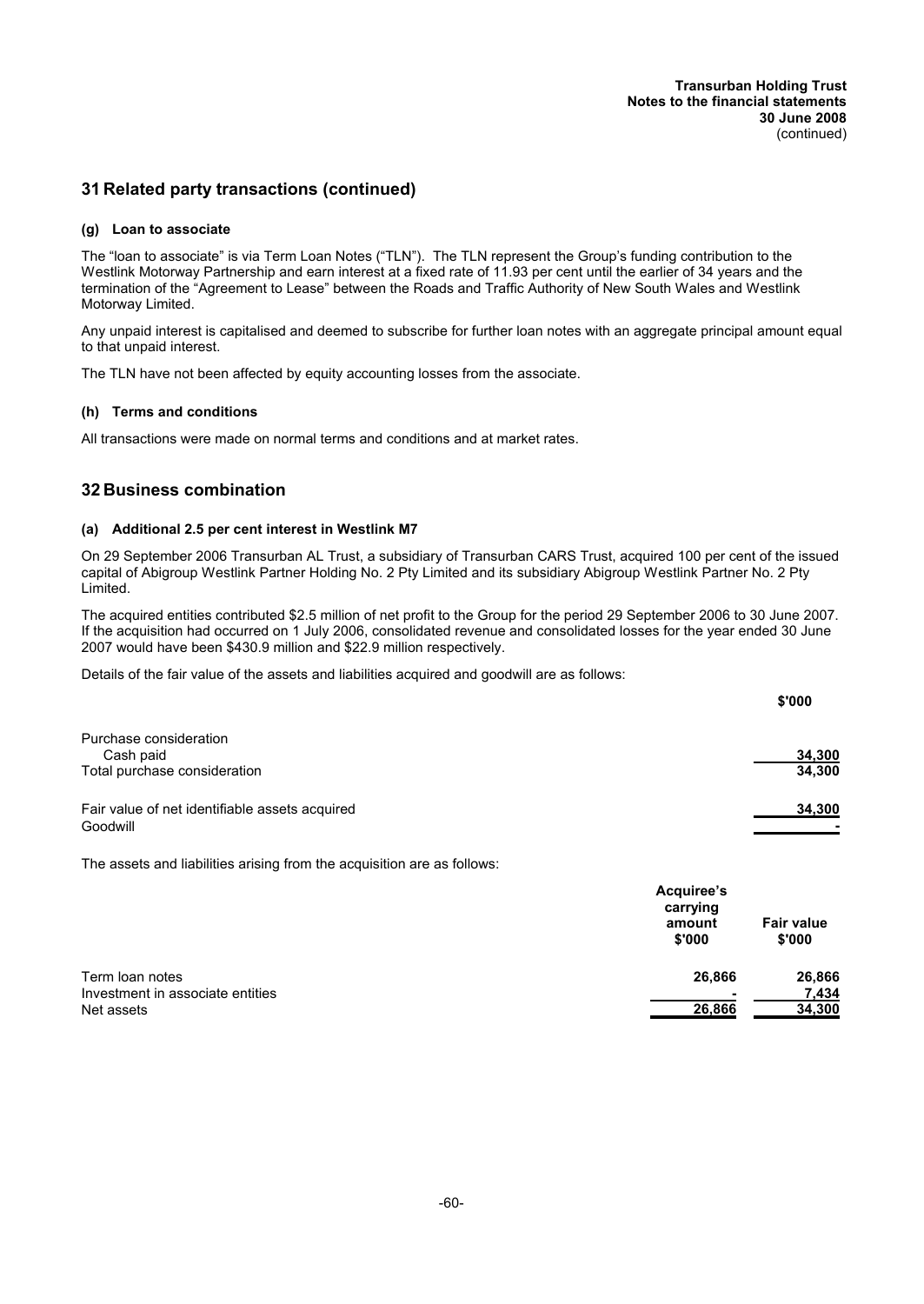## 31 Related party transactions (continued)

### (g) Loan to associate

The "loan to associate" is via Term Loan Notes ("TLN"). The TLN represent the Group's funding contribution to the Westlink Motorway Partnership and earn interest at a fixed rate of 11.93 per cent until the earlier of 34 years and the termination of the "Agreement to Lease" between the Roads and Traffic Authority of New South Wales and Westlink Motorway Limited.

Any unpaid interest is capitalised and deemed to subscribe for further loan notes with an aggregate principal amount equal to that unpaid interest.

The TLN have not been affected by equity accounting losses from the associate.

### (h) Terms and conditions

All transactions were made on normal terms and conditions and at market rates.

## 32 Business combination

### (a) Additional 2.5 per cent interest in Westlink M7

On 29 September 2006 Transurban AL Trust, a subsidiary of Transurban CARS Trust, acquired 100 per cent of the issued capital of Abigroup Westlink Partner Holding No. 2 Pty Limited and its subsidiary Abigroup Westlink Partner No. 2 Pty Limited.

The acquired entities contributed $2.5 million of net profit to the Group for the period 29 September 2006 to 30 June 2007. If the acquisition had occurred on 1 July 2006, consolidated revenue and consolidated losses for the year ended 30 June 2007 would have been $430.9 million and $22.9 million respectively.

Details of the fair value of the assets and liabilities acquired and goodwill are as follows:

| | $'000 |
|---|---|
| Purchase consideration | |
| Cash paid | 34,300 |
| Total purchase consideration | 34,300 |
| | |
| Fair value of net identifiable assets acquired | 34,300 |
| Goodwill | - |

The assets and liabilities arising from the acquisition are as follows:

| | Acquiree's carrying amount $'000 | Fair value $'000 |
|---|---|---|
| Term loan notes | 26,866 | 26,866 |
| Investment in associate entities | - | 7,434 |
| Net assets | 26,866 | 34,300 |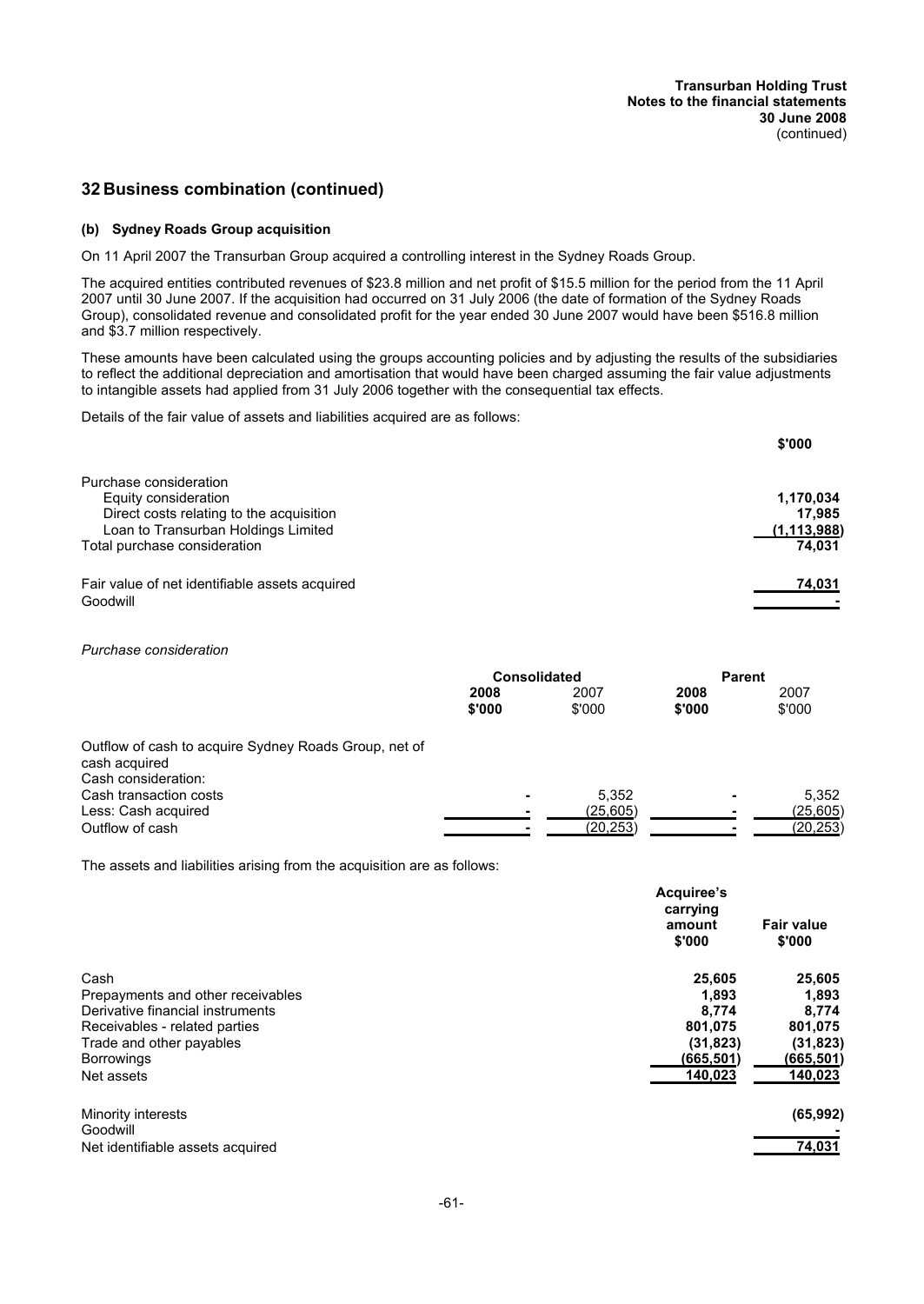## 32 Business combination (continued)

### (b) Sydney Roads Group acquisition

On 11 April 2007 the Transurban Group acquired a controlling interest in the Sydney Roads Group.

The acquired entities contributed revenues of $23.8 million and net profit of $15.5 million for the period from the 11 April 2007 until 30 June 2007. If the acquisition had occurred on 31 July 2006 (the date of formation of the Sydney Roads Group), consolidated revenue and consolidated profit for the year ended 30 June 2007 would have been $516.8 million and $3.7 million respectively.

These amounts have been calculated using the groups accounting policies and by adjusting the results of the subsidiaries to reflect the additional depreciation and amortisation that would have been charged assuming the fair value adjustments to intangible assets had applied from 31 July 2006 together with the consequential tax effects.

Details of the fair value of assets and liabilities acquired are as follows:

| | $'000 |
|---|---|
| Purchase consideration | |
| Equity consideration | **1,170,034** |
| Direct costs relating to the acquisition | **17,985** |
| Loan to Transurban Holdings Limited | **(1,113,988)** |
| Total purchase consideration | **74,031** |
| | |
| Fair value of net identifiable assets acquired | **74,031** |
| Goodwill | **-** |

*Purchase consideration*

| | Consolidated | | Parent | |
|---|---|---|---|---|
| | **2008 $'000** | 2007 $'000 | **2008 $'000** | 2007 $'000 |
| Outflow of cash to acquire Sydney Roads Group, net of cash acquired | | | | |
| Cash consideration: | | | | |
| Cash transaction costs | **-** | 5,352 | **-** | 5,352 |
| Less: Cash acquired | **-** | (25,605) | **-** | (25,605) |
| Outflow of cash | **-** | (20,253) | **-** | (20,253) |

The assets and liabilities arising from the acquisition are as follows:

| | Acquiree's carrying amount $'000 | Fair value $'000 |
|---|---|---|
| Cash | **25,605** | **25,605** |
| Prepayments and other receivables | **1,893** | **1,893** |
| Derivative financial instruments | **8,774** | **8,774** |
| Receivables - related parties | **801,075** | **801,075** |
| Trade and other payables | **(31,823)** | **(31,823)** |
| Borrowings | **(665,501)** | **(665,501)** |
| Net assets | **140,023** | **140,023** |
| | | |
| Minority interests | | **(65,992)** |
| Goodwill | | **-** |
| Net identifiable assets acquired | | **74,031** |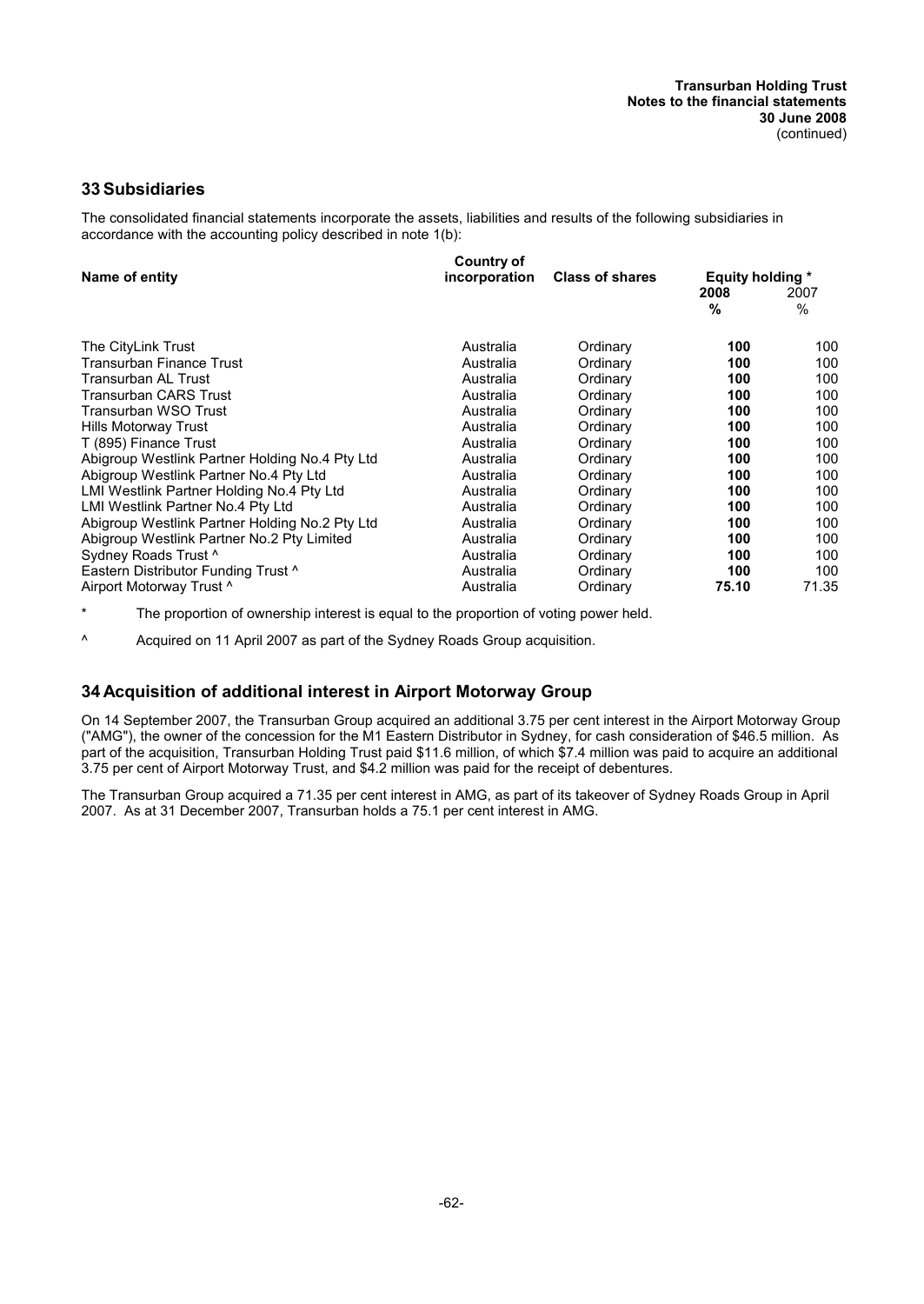## 33 Subsidiaries

The consolidated financial statements incorporate the assets, liabilities and results of the following subsidiaries in accordance with the accounting policy described in note 1(b):

| Name of entity | Country of incorporation | Class of shares | Equity holding * | |
|---|---|---|---|---|
| | | | **2008** | 2007 |
| | | | **%** | % |
| The CityLink Trust | Australia | Ordinary | **100** | 100 |
| Transurban Finance Trust | Australia | Ordinary | **100** | 100 |
| Transurban AL Trust | Australia | Ordinary | **100** | 100 |
| Transurban CARS Trust | Australia | Ordinary | **100** | 100 |
| Transurban WSO Trust | Australia | Ordinary | **100** | 100 |
| Hills Motorway Trust | Australia | Ordinary | **100** | 100 |
| T (895) Finance Trust | Australia | Ordinary | **100** | 100 |
| Abigroup Westlink Partner Holding No.4 Pty Ltd | Australia | Ordinary | **100** | 100 |
| Abigroup Westlink Partner No.4 Pty Ltd | Australia | Ordinary | **100** | 100 |
| LMI Westlink Partner Holding No.4 Pty Ltd | Australia | Ordinary | **100** | 100 |
| LMI Westlink Partner No.4 Pty Ltd | Australia | Ordinary | **100** | 100 |
| Abigroup Westlink Partner Holding No.2 Pty Ltd | Australia | Ordinary | **100** | 100 |
| Abigroup Westlink Partner No.2 Pty Limited | Australia | Ordinary | **100** | 100 |
| Sydney Roads Trust ^ | Australia | Ordinary | **100** | 100 |
| Eastern Distributor Funding Trust ^ | Australia | Ordinary | **100** | 100 |
| Airport Motorway Trust ^ | Australia | Ordinary | **75.10** | 71.35 |

\* The proportion of ownership interest is equal to the proportion of voting power held.

^ Acquired on 11 April 2007 as part of the Sydney Roads Group acquisition.

## 34 Acquisition of additional interest in Airport Motorway Group

On 14 September 2007, the Transurban Group acquired an additional 3.75 per cent interest in the Airport Motorway Group ("AMG"), the owner of the concession for the M1 Eastern Distributor in Sydney, for cash consideration of $46.5 million. As part of the acquisition, Transurban Holding Trust paid $11.6 million, of which $7.4 million was paid to acquire an additional 3.75 per cent of Airport Motorway Trust, and $4.2 million was paid for the receipt of debentures.

The Transurban Group acquired a 71.35 per cent interest in AMG, as part of its takeover of Sydney Roads Group in April 2007. As at 31 December 2007, Transurban holds a 75.1 per cent interest in AMG.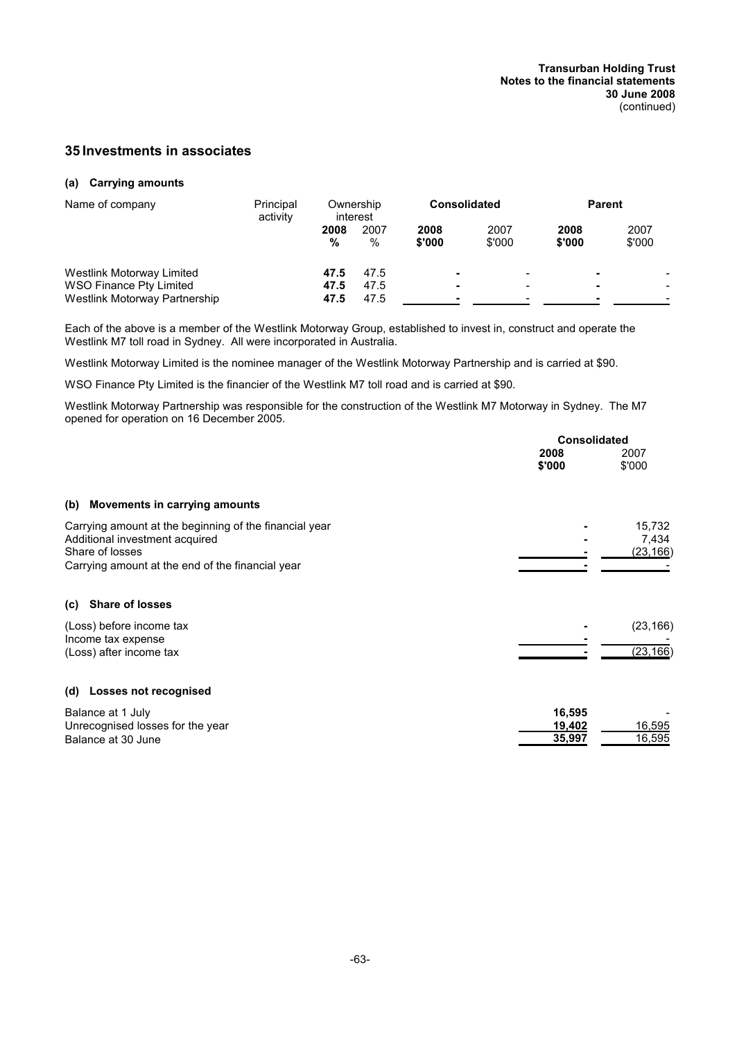## 35 Investments in associates

### (a) Carrying amounts

| Name of company | Principal activity | Ownership interest | | Consolidated | | Parent | |
|---|---|---|---|---|---|---|---|
| | | **2008 %** | 2007 % | **2008 $'000** | 2007 $'000 | **2008 $'000** | 2007 $'000 |
| Westlink Motorway Limited | | **47.5** | 47.5 | **-** | - | **-** | - |
| WSO Finance Pty Limited | | **47.5** | 47.5 | **-** | - | **-** | - |
| Westlink Motorway Partnership | | **47.5** | 47.5 | **-** | - | **-** | - |

Each of the above is a member of the Westlink Motorway Group, established to invest in, construct and operate the Westlink M7 toll road in Sydney. All were incorporated in Australia.

Westlink Motorway Limited is the nominee manager of the Westlink Motorway Partnership and is carried at $90.

WSO Finance Pty Limited is the financier of the Westlink M7 toll road and is carried at $90.

Westlink Motorway Partnership was responsible for the construction of the Westlink M7 Motorway in Sydney. The M7 opened for operation on 16 December 2005.

| | Consolidated | |
|---|---|---|
| | **2008 $'000** | 2007 $'000 |
| **(b) Movements in carrying amounts** | | |
| Carrying amount at the beginning of the financial year | **-** | 15,732 |
| Additional investment acquired | **-** | 7,434 |
| Share of losses | **-** | (23,166) |
| Carrying amount at the end of the financial year | **-** | - |
| **(c) Share of losses** | | |
| (Loss) before income tax | **-** | (23,166) |
| Income tax expense | **-** | - |
| (Loss) after income tax | **-** | (23,166) |
| **(d) Losses not recognised** | | |
| Balance at 1 July | **16,595** | - |
| Unrecognised losses for the year | **19,402** | 16,595 |
| Balance at 30 June | **35,997** | 16,595 |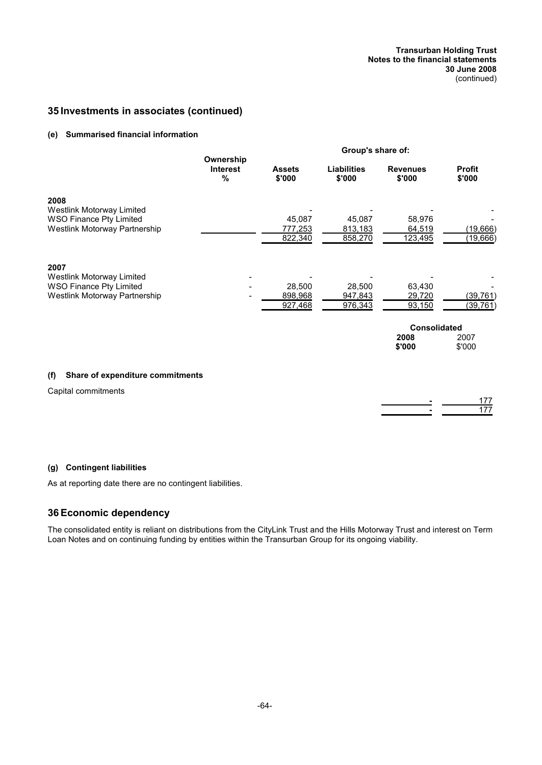# 35 Investments in associates (continued)

## (e) Summarised financial information

| | Ownership Interest % | Group's share of: Assets $'000 | Liabilities $'000 | Revenues $'000 | Profit $'000 |
|---|---|---|---|---|---|
| **2008** | | | | | |
| Westlink Motorway Limited | | - | - | - | - |
| WSO Finance Pty Limited | | 45,087 | 45,087 | 58,976 | - |
| Westlink Motorway Partnership | | 777,253 | 813,183 | 64,519 | (19,666) |
| | | 822,340 | 858,270 | 123,495 | (19,666) |
| **2007** | | | | | |
| Westlink Motorway Limited | - | - | - | - | - |
| WSO Finance Pty Limited | - | 28,500 | 28,500 | 63,430 | - |
| Westlink Motorway Partnership | - | 898,968 | 947,843 | 29,720 | (39,761) |
| | | 927,468 | 976,343 | 93,150 | (39,761) |

## (f) Share of expenditure commitments

| | Consolidated 2008 $'000 | 2007 $'000 |
|---|---|---|
| Capital commitments | - | 177 |
| | - | 177 |

## (g) Contingent liabilities

As at reporting date there are no contingent liabilities.

# 36 Economic dependency

The consolidated entity is reliant on distributions from the CityLink Trust and the Hills Motorway Trust and interest on Term Loan Notes and on continuing funding by entities within the Transurban Group for its ongoing viability.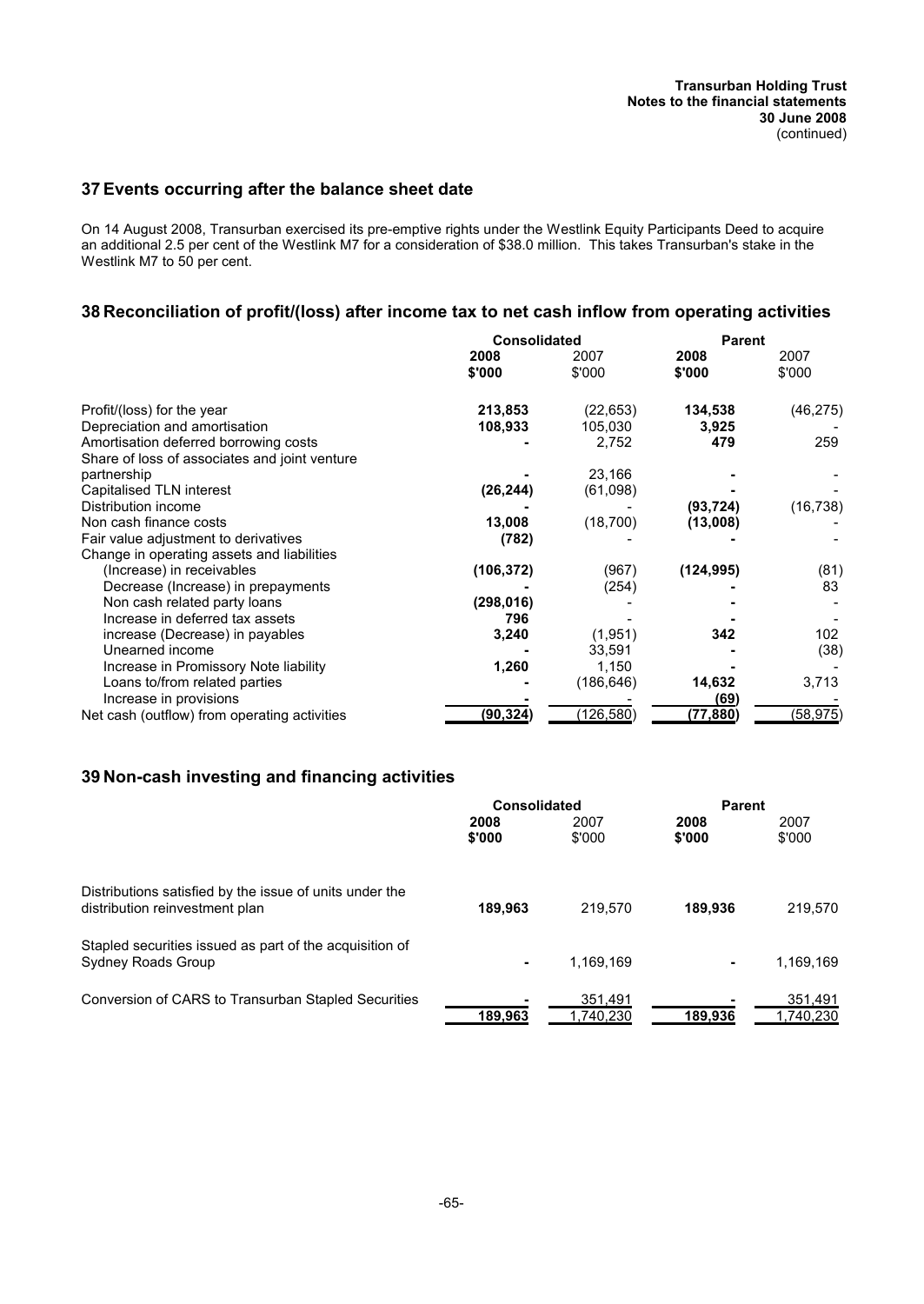## 37 Events occurring after the balance sheet date

On 14 August 2008, Transurban exercised its pre-emptive rights under the Westlink Equity Participants Deed to acquire an additional 2.5 per cent of the Westlink M7 for a consideration of $38.0 million. This takes Transurban's stake in the Westlink M7 to 50 per cent.

## 38 Reconciliation of profit/(loss) after income tax to net cash inflow from operating activities

| | Consolidated | | Parent | |
|---|---|---|---|---|
| | **2008** | 2007 | **2008** | 2007 |
| | **$'000** | $'000 | **$'000** | $'000 |
| Profit/(loss) for the year | **213,853** | (22,653) | **134,538** | (46,275) |
| Depreciation and amortisation | **108,933** | 105,030 | **3,925** | - |
| Amortisation deferred borrowing costs | **-** | 2,752 | **479** | 259 |
| Share of loss of associates and joint venture partnership | **-** | 23,166 | **-** | - |
| Capitalised TLN interest | **(26,244)** | (61,098) | **-** | - |
| Distribution income | **-** | - | **(93,724)** | (16,738) |
| Non cash finance costs | **13,008** | (18,700) | **(13,008)** | - |
| Fair value adjustment to derivatives | **(782)** | - | **-** | - |
| Change in operating assets and liabilities | | | | |
| (Increase) in receivables | **(106,372)** | (967) | **(124,995)** | (81) |
| Decrease (Increase) in prepayments | **-** | (254) | **-** | 83 |
| Non cash related party loans | **(298,016)** | - | **-** | - |
| Increase in deferred tax assets | **796** | - | **-** | - |
| increase (Decrease) in payables | **3,240** | (1,951) | **342** | 102 |
| Unearned income | **-** | 33,591 | **-** | (38) |
| Increase in Promissory Note liability | **1,260** | 1,150 | **-** | - |
| Loans to/from related parties | **-** | (186,646) | **14,632** | 3,713 |
| Increase in provisions | **-** | - | **(69)** | - |
| Net cash (outflow) from operating activities | **(90,324)** | (126,580) | **(77,880)** | (58,975) |

## 39 Non-cash investing and financing activities

| | Consolidated | | Parent | |
|---|---|---|---|---|
| | **2008** | 2007 | **2008** | 2007 |
| | **$'000** | $'000 | **$'000** | $'000 |
| Distributions satisfied by the issue of units under the distribution reinvestment plan | **189,963** | 219,570 | **189,936** | 219,570 |
| Stapled securities issued as part of the acquisition of Sydney Roads Group | **-** | 1,169,169 | **-** | 1,169,169 |
| Conversion of CARS to Transurban Stapled Securities | **-** | 351,491 | **-** | 351,491 |
| | **189,963** | 1,740,230 | **189,936** | 1,740,230 |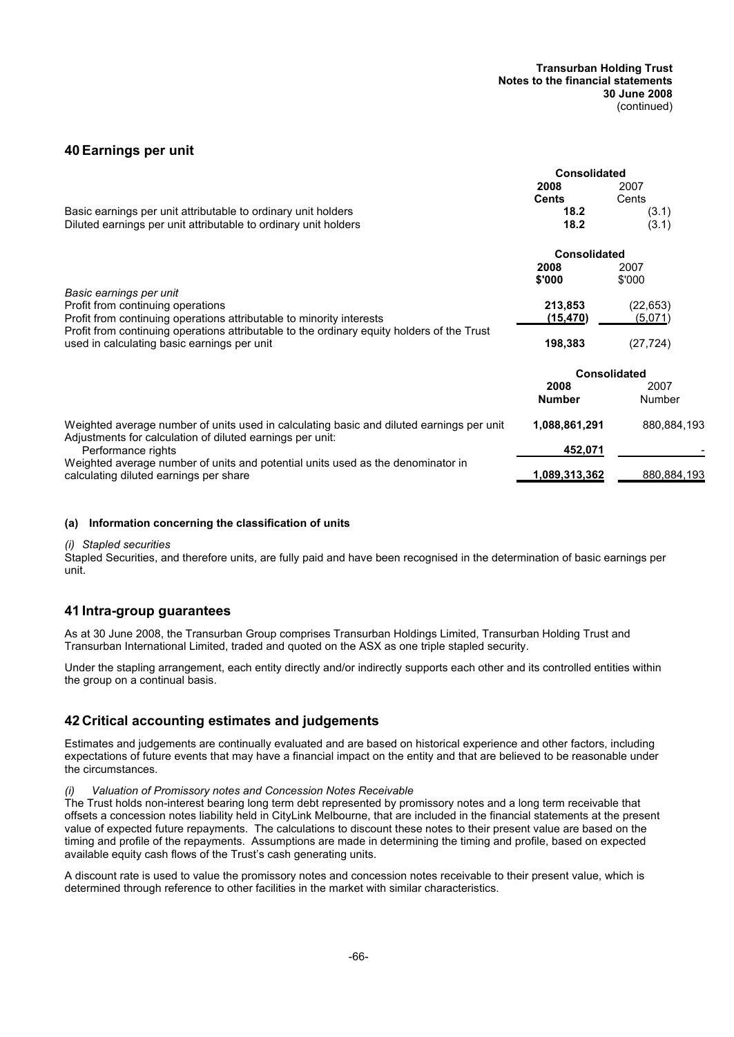## 40 Earnings per unit

| | Consolidated | |
|---|---|---|
| | **2008** | 2007 |
| | **Cents** | Cents |
| Basic earnings per unit attributable to ordinary unit holders | **18.2** | (3.1) |
| Diluted earnings per unit attributable to ordinary unit holders | **18.2** | (3.1) |

| | Consolidated | |
|---|---|---|
| | **2008** | 2007 |
| | **$'000** | $'000 |
| *Basic earnings per unit* | | |
| Profit from continuing operations | **213,853** | (22,653) |
| Profit from continuing operations attributable to minority interests | **(15,470)** | (5,071) |
| Profit from continuing operations attributable to the ordinary equity holders of the Trust used in calculating basic earnings per unit | **198,383** | (27,724) |

| | Consolidated | |
|---|---|---|
| | **2008** | 2007 |
| | **Number** | Number |
| Weighted average number of units used in calculating basic and diluted earnings per unit | **1,088,861,291** | 880,884,193 |
| Adjustments for calculation of diluted earnings per unit: | | |
| Performance rights | **452,071** | - |
| Weighted average number of units and potential units used as the denominator in calculating diluted earnings per share | **1,089,313,362** | 880,884,193 |

### (a) Information concerning the classification of units

*(i) Stapled securities*

Stapled Securities, and therefore units, are fully paid and have been recognised in the determination of basic earnings per unit.

## 41 Intra-group guarantees

As at 30 June 2008, the Transurban Group comprises Transurban Holdings Limited, Transurban Holding Trust and Transurban International Limited, traded and quoted on the ASX as one triple stapled security.

Under the stapling arrangement, each entity directly and/or indirectly supports each other and its controlled entities within the group on a continual basis.

## 42 Critical accounting estimates and judgements

Estimates and judgements are continually evaluated and are based on historical experience and other factors, including expectations of future events that may have a financial impact on the entity and that are believed to be reasonable under the circumstances.

*(i) Valuation of Promissory notes and Concession Notes Receivable*

The Trust holds non-interest bearing long term debt represented by promissory notes and a long term receivable that offsets a concession notes liability held in CityLink Melbourne, that are included in the financial statements at the present value of expected future repayments. The calculations to discount these notes to their present value are based on the timing and profile of the repayments. Assumptions are made in determining the timing and profile, based on expected available equity cash flows of the Trust's cash generating units.

A discount rate is used to value the promissory notes and concession notes receivable to their present value, which is determined through reference to other facilities in the market with similar characteristics.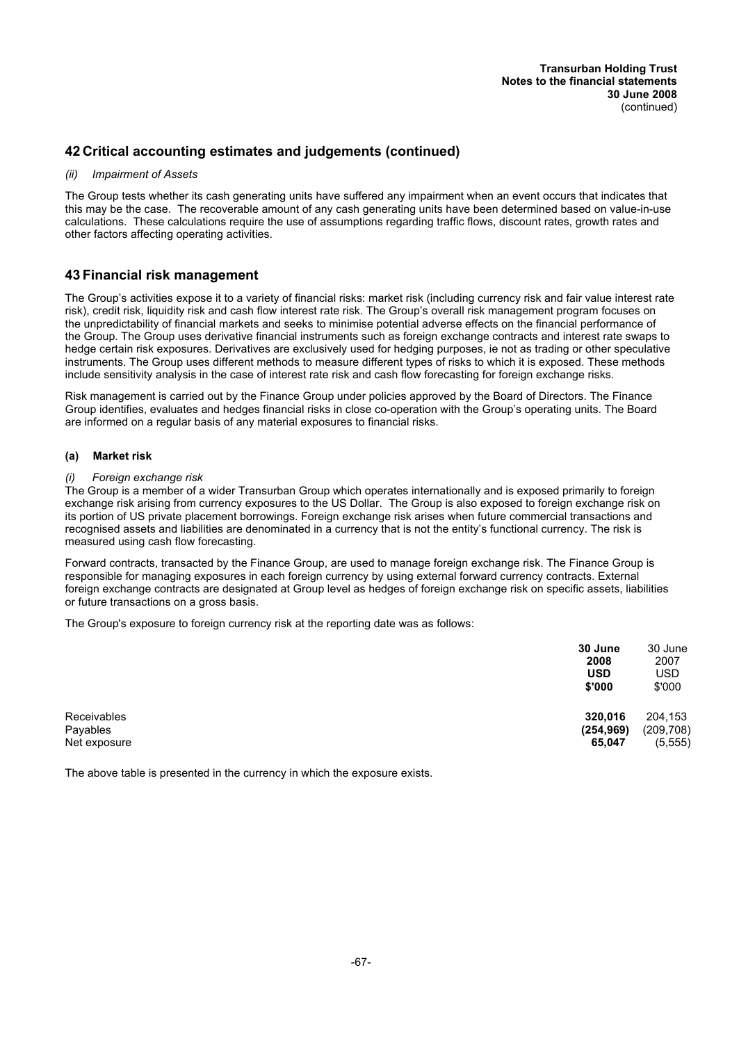## 42 Critical accounting estimates and judgements (continued)

*(ii) Impairment of Assets*

The Group tests whether its cash generating units have suffered any impairment when an event occurs that indicates that this may be the case. The recoverable amount of any cash generating units have been determined based on value-in-use calculations. These calculations require the use of assumptions regarding traffic flows, discount rates, growth rates and other factors affecting operating activities.

## 43 Financial risk management

The Group's activities expose it to a variety of financial risks: market risk (including currency risk and fair value interest rate risk), credit risk, liquidity risk and cash flow interest rate risk. The Group's overall risk management program focuses on the unpredictability of financial markets and seeks to minimise potential adverse effects on the financial performance of the Group. The Group uses derivative financial instruments such as foreign exchange contracts and interest rate swaps to hedge certain risk exposures. Derivatives are exclusively used for hedging purposes, ie not as trading or other speculative instruments. The Group uses different methods to measure different types of risks to which it is exposed. These methods include sensitivity analysis in the case of interest rate risk and cash flow forecasting for foreign exchange risks.

Risk management is carried out by the Finance Group under policies approved by the Board of Directors. The Finance Group identifies, evaluates and hedges financial risks in close co-operation with the Group's operating units. The Board are informed on a regular basis of any material exposures to financial risks.

### (a) Market risk

*(i) Foreign exchange risk*

The Group is a member of a wider Transurban Group which operates internationally and is exposed primarily to foreign exchange risk arising from currency exposures to the US Dollar. The Group is also exposed to foreign exchange risk on its portion of US private placement borrowings. Foreign exchange risk arises when future commercial transactions and recognised assets and liabilities are denominated in a currency that is not the entity's functional currency. The risk is measured using cash flow forecasting.

Forward contracts, transacted by the Finance Group, are used to manage foreign exchange risk. The Finance Group is responsible for managing exposures in each foreign currency by using external forward currency contracts. External foreign exchange contracts are designated at Group level as hedges of foreign exchange risk on specific assets, liabilities or future transactions on a gross basis.

The Group's exposure to foreign currency risk at the reporting date was as follows:

| | **30 June 2008 USD $'000** | 30 June 2007 USD $'000 |
|---|---|---|
| Receivables | **320,016** | 204,153 |
| Payables | **(254,969)** | (209,708) |
| Net exposure | **65,047** | (5,555) |

The above table is presented in the currency in which the exposure exists.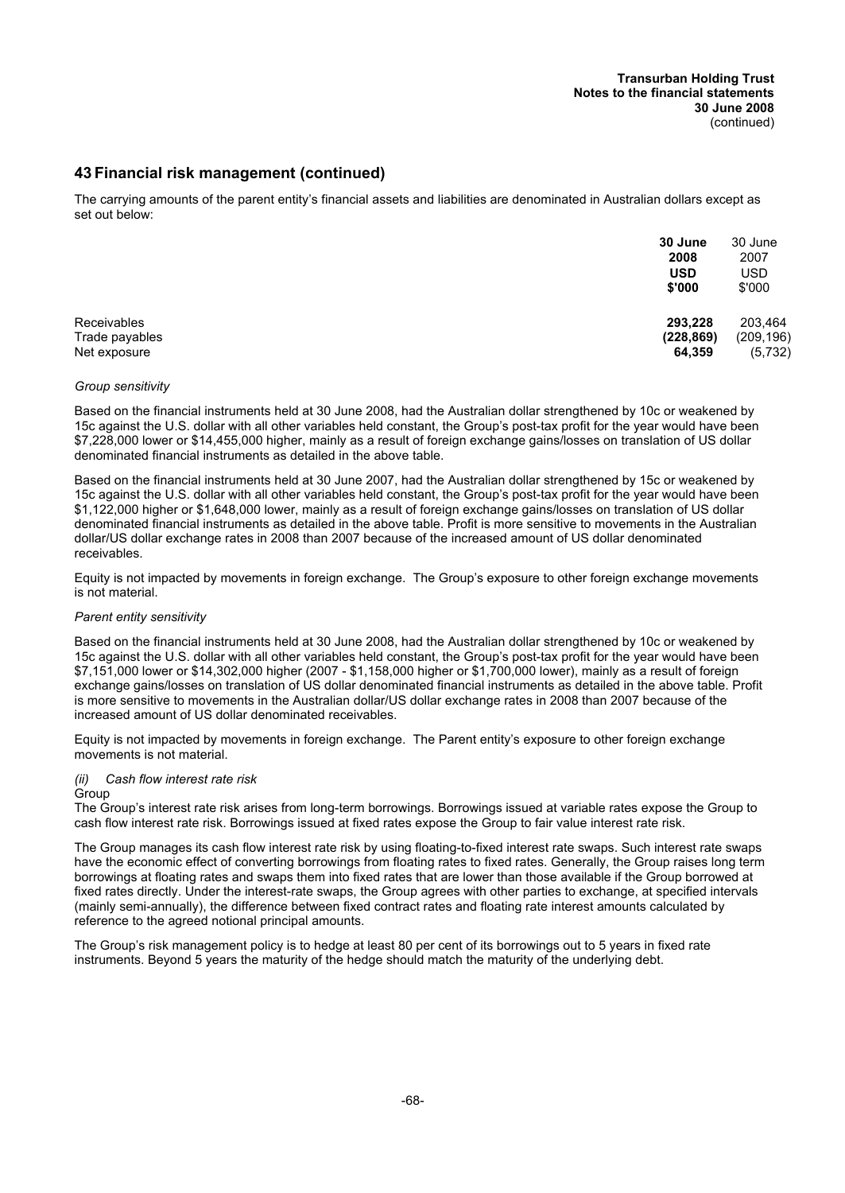## 43 Financial risk management (continued)

The carrying amounts of the parent entity's financial assets and liabilities are denominated in Australian dollars except as set out below:

| | **30 June 2008 USD $'000** | 30 June 2007 USD $'000 |
|---|---|---|
| Receivables | **293,228** | 203,464 |
| Trade payables | **(228,869)** | (209,196) |
| Net exposure | **64,359** | (5,732) |

*Group sensitivity*

Based on the financial instruments held at 30 June 2008, had the Australian dollar strengthened by 10c or weakened by 15c against the U.S. dollar with all other variables held constant, the Group's post-tax profit for the year would have been $7,228,000 lower or $14,455,000 higher, mainly as a result of foreign exchange gains/losses on translation of US dollar denominated financial instruments as detailed in the above table.

Based on the financial instruments held at 30 June 2007, had the Australian dollar strengthened by 15c or weakened by 15c against the U.S. dollar with all other variables held constant, the Group's post-tax profit for the year would have been $1,122,000 higher or $1,648,000 lower, mainly as a result of foreign exchange gains/losses on translation of US dollar denominated financial instruments as detailed in the above table. Profit is more sensitive to movements in the Australian dollar/US dollar exchange rates in 2008 than 2007 because of the increased amount of US dollar denominated receivables.

Equity is not impacted by movements in foreign exchange. The Group's exposure to other foreign exchange movements is not material.

*Parent entity sensitivity*

Based on the financial instruments held at 30 June 2008, had the Australian dollar strengthened by 10c or weakened by 15c against the U.S. dollar with all other variables held constant, the Group's post-tax profit for the year would have been $7,151,000 lower or $14,302,000 higher (2007 - $1,158,000 higher or $1,700,000 lower), mainly as a result of foreign exchange gains/losses on translation of US dollar denominated financial instruments as detailed in the above table. Profit is more sensitive to movements in the Australian dollar/US dollar exchange rates in 2008 than 2007 because of the increased amount of US dollar denominated receivables.

Equity is not impacted by movements in foreign exchange. The Parent entity's exposure to other foreign exchange movements is not material.

*(ii) Cash flow interest rate risk*

Group

The Group's interest rate risk arises from long-term borrowings. Borrowings issued at variable rates expose the Group to cash flow interest rate risk. Borrowings issued at fixed rates expose the Group to fair value interest rate risk.

The Group manages its cash flow interest rate risk by using floating-to-fixed interest rate swaps. Such interest rate swaps have the economic effect of converting borrowings from floating rates to fixed rates. Generally, the Group raises long term borrowings at floating rates and swaps them into fixed rates that are lower than those available if the Group borrowed at fixed rates directly. Under the interest-rate swaps, the Group agrees with other parties to exchange, at specified intervals (mainly semi-annually), the difference between fixed contract rates and floating rate interest amounts calculated by reference to the agreed notional principal amounts.

The Group's risk management policy is to hedge at least 80 per cent of its borrowings out to 5 years in fixed rate instruments. Beyond 5 years the maturity of the hedge should match the maturity of the underlying debt.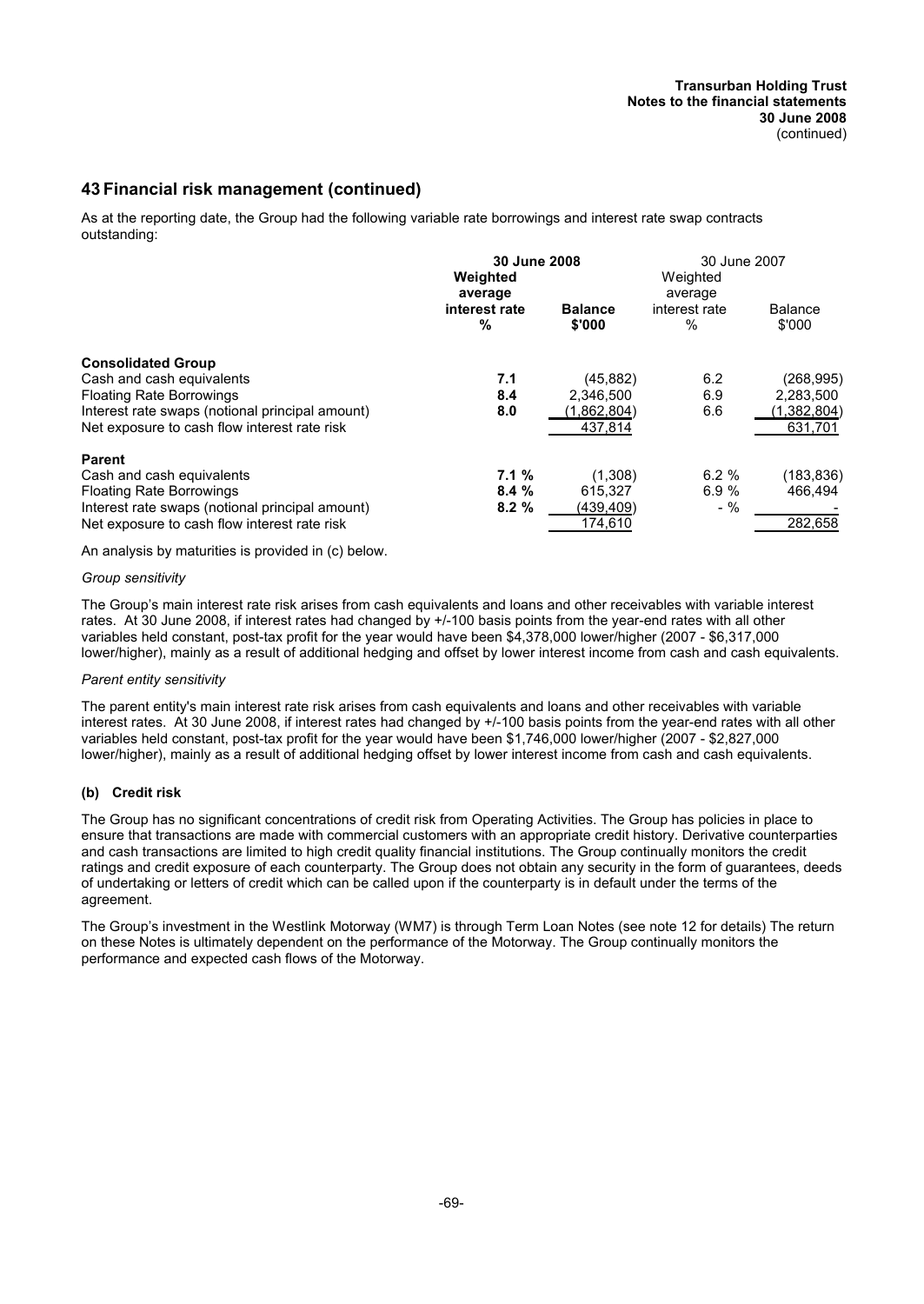## 43 Financial risk management (continued)

As at the reporting date, the Group had the following variable rate borrowings and interest rate swap contracts outstanding:

| | **30 June 2008** | | 30 June 2007 | |
|---|---|---|---|---|
| | **Weighted average interest rate %** | **Balance $'000** | Weighted average interest rate % | Balance $'000 |
| **Consolidated Group** | | | | |
| Cash and cash equivalents | **7.1** | (45,882) | 6.2 | (268,995) |
| Floating Rate Borrowings | **8.4** | 2,346,500 | 6.9 | 2,283,500 |
| Interest rate swaps (notional principal amount) | **8.0** | (1,862,804) | 6.6 | (1,382,804) |
| Net exposure to cash flow interest rate risk | | 437,814 | | 631,701 |
| **Parent** | | | | |
| Cash and cash equivalents | **7.1 %** | (1,308) | 6.2 % | (183,836) |
| Floating Rate Borrowings | **8.4 %** | 615,327 | 6.9 % | 466,494 |
| Interest rate swaps (notional principal amount) | **8.2 %** | (439,409) | - % | - |
| Net exposure to cash flow interest rate risk | | 174,610 | | 282,658 |

An analysis by maturities is provided in (c) below.

*Group sensitivity*

The Group's main interest rate risk arises from cash equivalents and loans and other receivables with variable interest rates. At 30 June 2008, if interest rates had changed by +/-100 basis points from the year-end rates with all other variables held constant, post-tax profit for the year would have been $4,378,000 lower/higher (2007 - $6,317,000 lower/higher), mainly as a result of additional hedging and offset by lower interest income from cash and cash equivalents.

*Parent entity sensitivity*

The parent entity's main interest rate risk arises from cash equivalents and loans and other receivables with variable interest rates. At 30 June 2008, if interest rates had changed by +/-100 basis points from the year-end rates with all other variables held constant, post-tax profit for the year would have been $1,746,000 lower/higher (2007 - $2,827,000 lower/higher), mainly as a result of additional hedging offset by lower interest income from cash and cash equivalents.

### (b) Credit risk

The Group has no significant concentrations of credit risk from Operating Activities. The Group has policies in place to ensure that transactions are made with commercial customers with an appropriate credit history. Derivative counterparties and cash transactions are limited to high credit quality financial institutions. The Group continually monitors the credit ratings and credit exposure of each counterparty. The Group does not obtain any security in the form of guarantees, deeds of undertaking or letters of credit which can be called upon if the counterparty is in default under the terms of the agreement.

The Group's investment in the Westlink Motorway (WM7) is through Term Loan Notes (see note 12 for details) The return on these Notes is ultimately dependent on the performance of the Motorway. The Group continually monitors the performance and expected cash flows of the Motorway.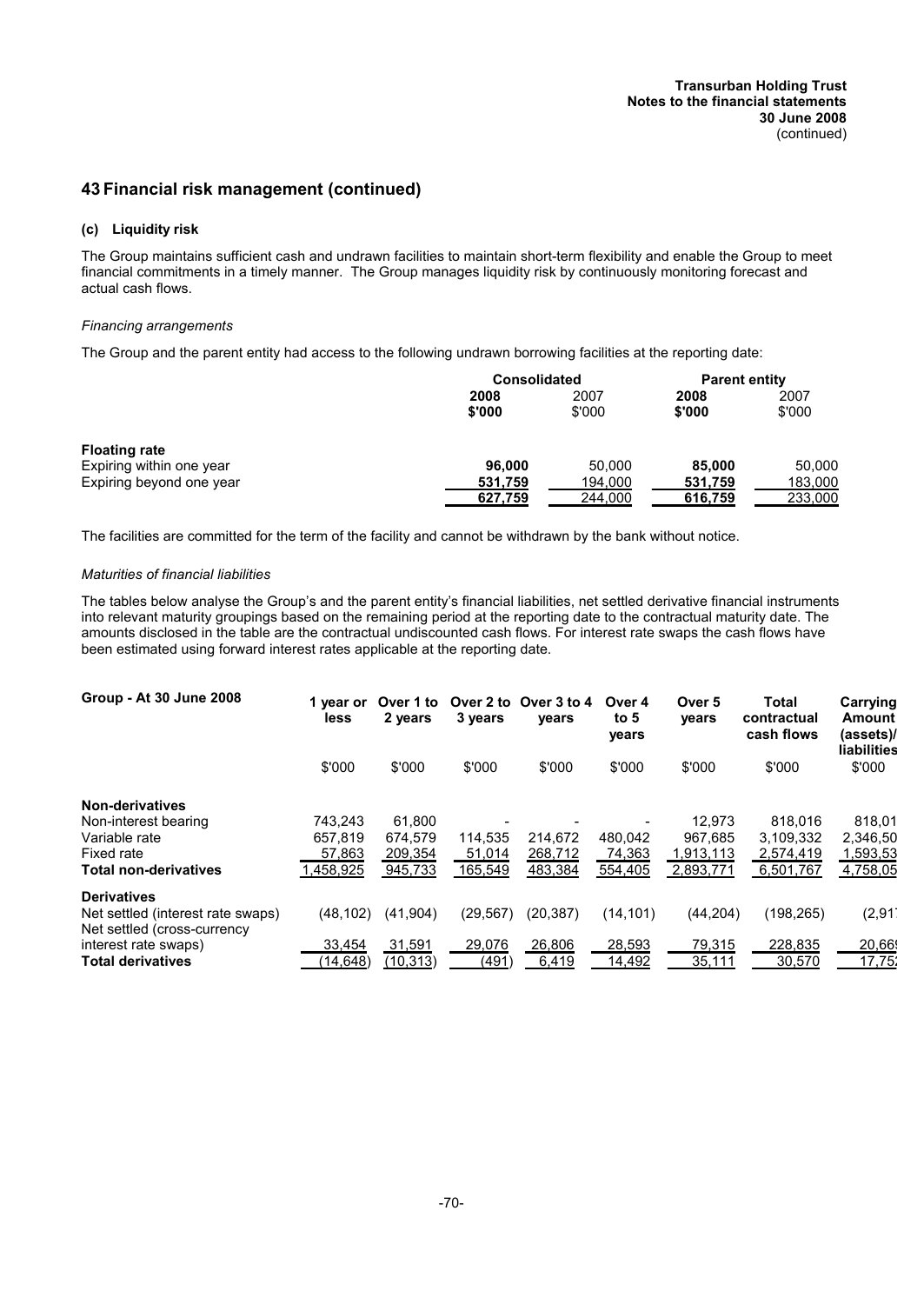## 43 Financial risk management (continued)

### (c) Liquidity risk

The Group maintains sufficient cash and undrawn facilities to maintain short-term flexibility and enable the Group to meet financial commitments in a timely manner. The Group manages liquidity risk by continuously monitoring forecast and actual cash flows.

*Financing arrangements*

The Group and the parent entity had access to the following undrawn borrowing facilities at the reporting date:

| | Consolidated | | Parent entity | |
|---|---|---|---|---|
| | **2008** | 2007 | **2008** | 2007 |
| | **$'000** | $'000 | **$'000** | $'000 |
| **Floating rate** | | | | |
| Expiring within one year | **96,000** | 50,000 | **85,000** | 50,000 |
| Expiring beyond one year | **531,759** | 194,000 | **531,759** | 183,000 |
| | **627,759** | 244,000 | **616,759** | 233,000 |

The facilities are committed for the term of the facility and cannot be withdrawn by the bank without notice.

*Maturities of financial liabilities*

The tables below analyse the Group's and the parent entity's financial liabilities, net settled derivative financial instruments into relevant maturity groupings based on the remaining period at the reporting date to the contractual maturity date. The amounts disclosed in the table are the contractual undiscounted cash flows. For interest rate swaps the cash flows have been estimated using forward interest rates applicable at the reporting date.

| Group - At 30 June 2008 | 1 year or less | Over 1 to 2 years | Over 2 to 3 years | Over 3 to 4 years | Over 4 to 5 years | Over 5 years | Total contractual cash flows | Carrying Amount (assets)/ liabilities |
|---|---|---|---|---|---|---|---|---|
| | $'000 | $'000 | $'000 | $'000 | $'000 | $'000 | $'000 | $'000 |
| **Non-derivatives** | | | | | | | | |
| Non-interest bearing | 743,243 | 61,800 | - | - | - | 12,973 | 818,016 | 818,01 |
| Variable rate | 657,819 | 674,579 | 114,535 | 214,672 | 480,042 | 967,685 | 3,109,332 | 2,346,50 |
| Fixed rate | 57,863 | 209,354 | 51,014 | 268,712 | 74,363 | 1,913,113 | 2,574,419 | 1,593,53 |
| **Total non-derivatives** | 1,458,925 | 945,733 | 165,549 | 483,384 | 554,405 | 2,893,771 | 6,501,767 | 4,758,05 |
| **Derivatives** | | | | | | | | |
| Net settled (interest rate swaps) | (48,102) | (41,904) | (29,567) | (20,387) | (14,101) | (44,204) | (198,265) | (2,91 |
| Net settled (cross-currency interest rate swaps) | 33,454 | 31,591 | 29,076 | 26,806 | 28,593 | 79,315 | 228,835 | 20,66 |
| **Total derivatives** | (14,648) | (10,313) | (491) | 6,419 | 14,492 | 35,111 | 30,570 | 17,75 |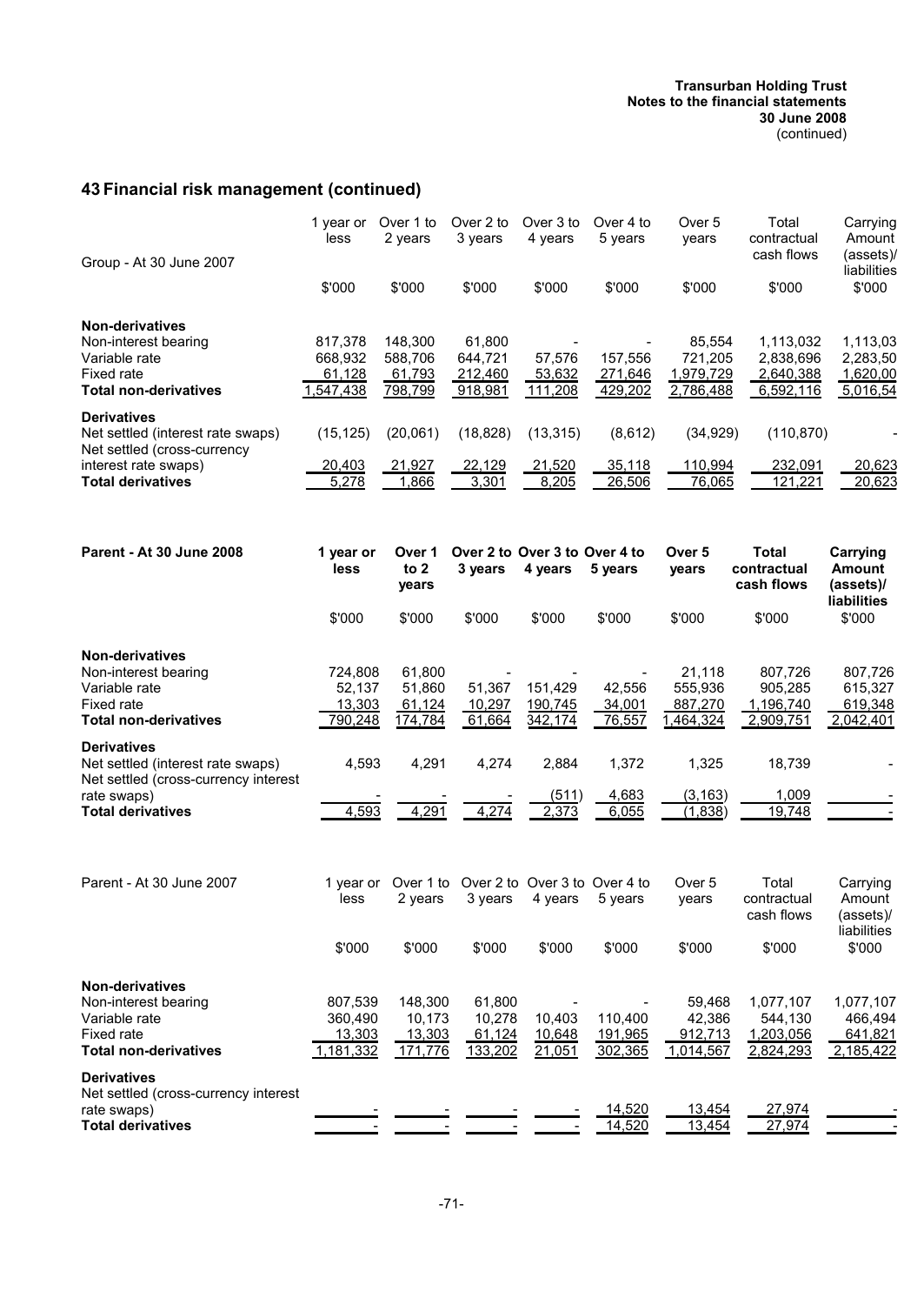# 43 Financial risk management (continued)

| Group - At 30 June 2007 | 1 year or less | Over 1 to 2 years | Over 2 to 3 years | Over 3 to 4 years | Over 4 to 5 years | Over 5 years | Total contractual cash flows | Carrying Amount (assets)/ liabilities |
|---|---|---|---|---|---|---|---|---|
| | $'000 | $'000 | $'000 | $'000 | $'000 | $'000 | $'000 | $'000 |
| **Non-derivatives** | | | | | | | | |
| Non-interest bearing | 817,378 | 148,300 | 61,800 | - | - | 85,554 | 1,113,032 | 1,113,03 |
| Variable rate | 668,932 | 588,706 | 644,721 | 57,576 | 157,556 | 721,205 | 2,838,696 | 2,283,50 |
| Fixed rate | 61,128 | 61,793 | 212,460 | 53,632 | 271,646 | 1,979,729 | 2,640,388 | 1,620,00 |
| **Total non-derivatives** | 1,547,438 | 798,799 | 918,981 | 111,208 | 429,202 | 2,786,488 | 6,592,116 | 5,016,54 |
| **Derivatives** | | | | | | | | |
| Net settled (interest rate swaps) | (15,125) | (20,061) | (18,828) | (13,315) | (8,612) | (34,929) | (110,870) | - |
| Net settled (cross-currency interest rate swaps) | 20,403 | 21,927 | 22,129 | 21,520 | 35,118 | 110,994 | 232,091 | 20,623 |
| **Total derivatives** | 5,278 | 1,866 | 3,301 | 8,205 | 26,506 | 76,065 | 121,221 | 20,623 |

| **Parent - At 30 June 2008** | **1 year or less** | **Over 1 to 2 years** | **Over 2 to 3 years** | **Over 3 to 4 years** | **Over 4 to 5 years** | **Over 5 years** | **Total contractual cash flows** | **Carrying Amount (assets)/ liabilities** |
|---|---|---|---|---|---|---|---|---|
| | $'000 | $'000 | $'000 | $'000 | $'000 | $'000 | $'000 | $'000 |
| **Non-derivatives** | | | | | | | | |
| Non-interest bearing | 724,808 | 61,800 | - | - | - | 21,118 | 807,726 | 807,726 |
| Variable rate | 52,137 | 51,860 | 51,367 | 151,429 | 42,556 | 555,936 | 905,285 | 615,327 |
| Fixed rate | 13,303 | 61,124 | 10,297 | 190,745 | 34,001 | 887,270 | 1,196,740 | 619,348 |
| **Total non-derivatives** | 790,248 | 174,784 | 61,664 | 342,174 | 76,557 | 1,464,324 | 2,909,751 | 2,042,401 |
| **Derivatives** | | | | | | | | |
| Net settled (interest rate swaps) | 4,593 | 4,291 | 4,274 | 2,884 | 1,372 | 1,325 | 18,739 | - |
| Net settled (cross-currency interest rate swaps) | - | - | - | (511) | 4,683 | (3,163) | 1,009 | - |
| **Total derivatives** | 4,593 | 4,291 | 4,274 | 2,373 | 6,055 | (1,838) | 19,748 | - |

| Parent - At 30 June 2007 | 1 year or less | Over 1 to 2 years | Over 2 to 3 years | Over 3 to 4 years | Over 4 to 5 years | Over 5 years | Total contractual cash flows | Carrying Amount (assets)/ liabilities |
|---|---|---|---|---|---|---|---|---|
| | $'000 | $'000 | $'000 | $'000 | $'000 | $'000 | $'000 | $'000 |
| **Non-derivatives** | | | | | | | | |
| Non-interest bearing | 807,539 | 148,300 | 61,800 | - | - | 59,468 | 1,077,107 | 1,077,107 |
| Variable rate | 360,490 | 10,173 | 10,278 | 10,403 | 110,400 | 42,386 | 544,130 | 466,494 |
| Fixed rate | 13,303 | 13,303 | 61,124 | 10,648 | 191,965 | 912,713 | 1,203,056 | 641,821 |
| **Total non-derivatives** | 1,181,332 | 171,776 | 133,202 | 21,051 | 302,365 | 1,014,567 | 2,824,293 | 2,185,422 |
| **Derivatives** | | | | | | | | |
| Net settled (cross-currency interest rate swaps) | - | - | - | - | 14,520 | 13,454 | 27,974 | - |
| **Total derivatives** | - | - | - | - | 14,520 | 13,454 | 27,974 | - |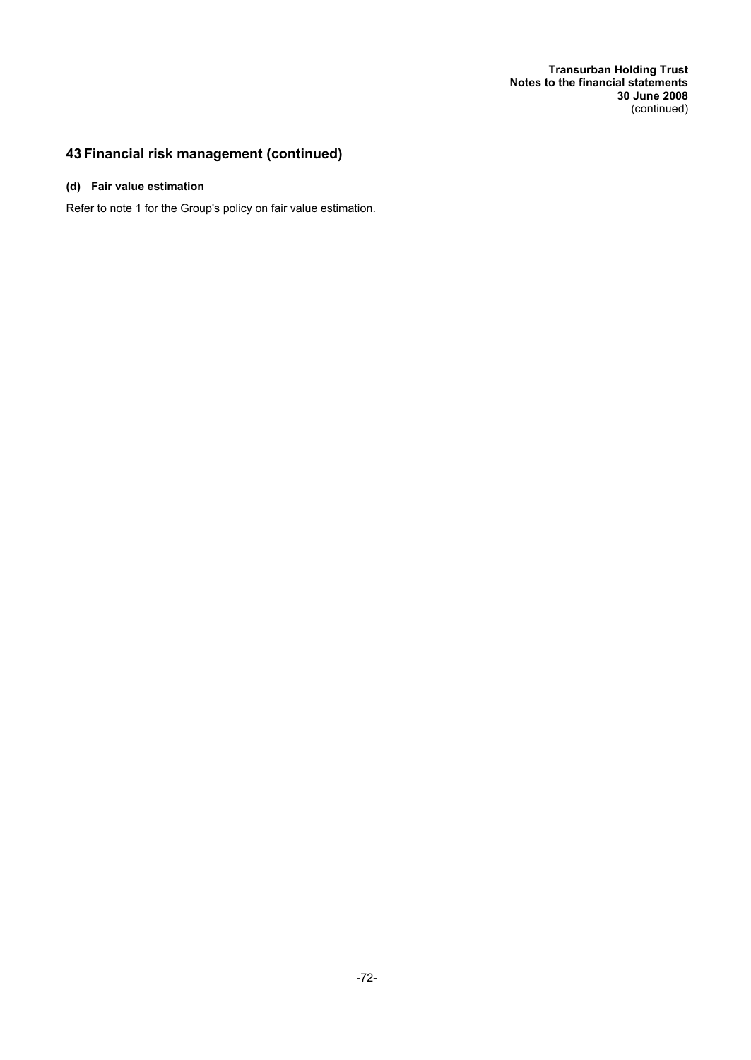# 43 Financial risk management (continued)

### (d) Fair value estimation

Refer to note 1 for the Group's policy on fair value estimation.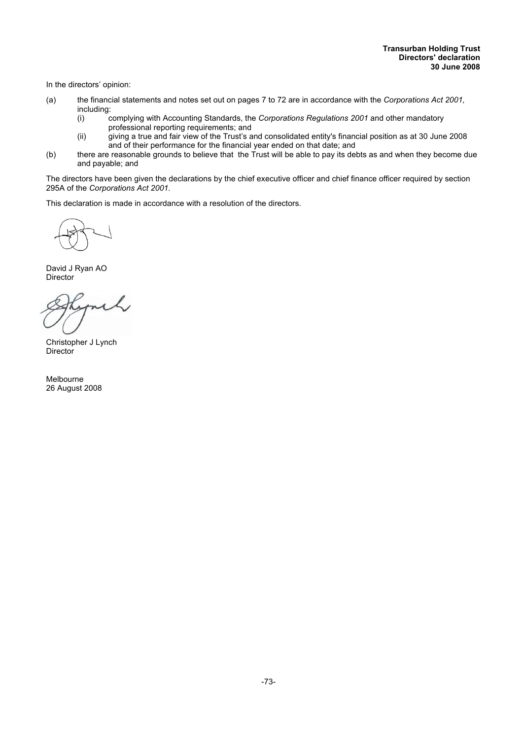**Transurban Holding Trust**
**Directors' declaration**
**30 June 2008**

In the directors' opinion:

(a) the financial statements and notes set out on pages 7 to 72 are in accordance with the *Corporations Act 2001*, including:
   (i) complying with Accounting Standards, the *Corporations Regulations 2001* and other mandatory professional reporting requirements; and
   (ii) giving a true and fair view of the Trust's and consolidated entity's financial position as at 30 June 2008 and of their performance for the financial year ended on that date; and

(b) there are reasonable grounds to believe that the Trust will be able to pay its debts as and when they become due and payable; and

The directors have been given the declarations by the chief executive officer and chief finance officer required by section 295A of the *Corporations Act 2001*.

This declaration is made in accordance with a resolution of the directors.

David J Ryan AO
Director

Christopher J Lynch
Director

Melbourne
26 August 2008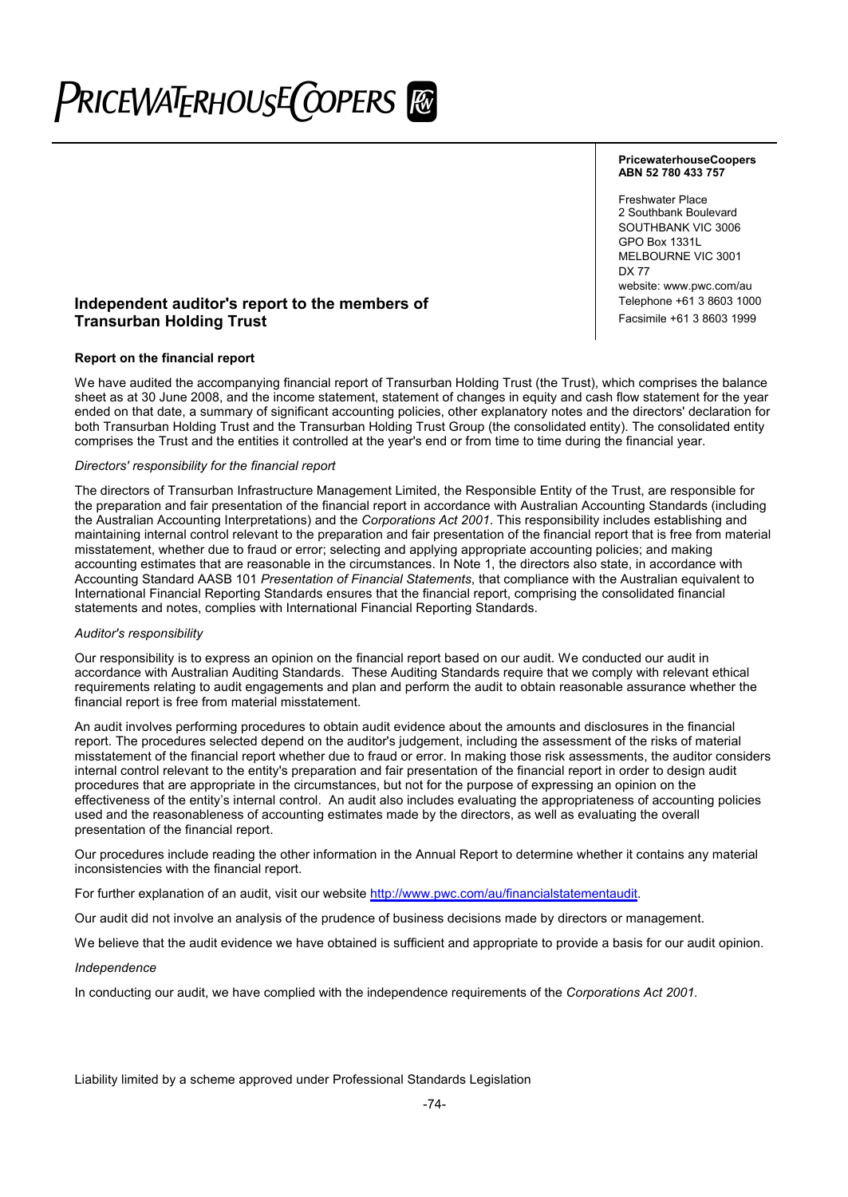PRICEWATERHOUSECOOPERS

**PricewaterhouseCoopers**
**ABN 52 780 433 757**

Freshwater Place
2 Southbank Boulevard
SOUTHBANK VIC 3006
GPO Box 1331L
MELBOURNE VIC 3001
DX 77
website: www.pwc.com/au
Telephone +61 3 8603 1000
Facsimile +61 3 8603 1999

## Independent auditor's report to the members of Transurban Holding Trust

### Report on the financial report

We have audited the accompanying financial report of Transurban Holding Trust (the Trust), which comprises the balance sheet as at 30 June 2008, and the income statement, statement of changes in equity and cash flow statement for the year ended on that date, a summary of significant accounting policies, other explanatory notes and the directors' declaration for both Transurban Holding Trust and the Transurban Holding Trust Group (the consolidated entity). The consolidated entity comprises the Trust and the entities it controlled at the year's end or from time to time during the financial year.

*Directors' responsibility for the financial report*

The directors of Transurban Infrastructure Management Limited, the Responsible Entity of the Trust, are responsible for the preparation and fair presentation of the financial report in accordance with Australian Accounting Standards (including the Australian Accounting Interpretations) and the *Corporations Act 2001*. This responsibility includes establishing and maintaining internal control relevant to the preparation and fair presentation of the financial report that is free from material misstatement, whether due to fraud or error; selecting and applying appropriate accounting policies; and making accounting estimates that are reasonable in the circumstances. In Note 1, the directors also state, in accordance with Accounting Standard AASB 101 *Presentation of Financial Statements*, that compliance with the Australian equivalent to International Financial Reporting Standards ensures that the financial report, comprising the consolidated financial statements and notes, complies with International Financial Reporting Standards.

*Auditor's responsibility*

Our responsibility is to express an opinion on the financial report based on our audit. We conducted our audit in accordance with Australian Auditing Standards. These Auditing Standards require that we comply with relevant ethical requirements relating to audit engagements and plan and perform the audit to obtain reasonable assurance whether the financial report is free from material misstatement.

An audit involves performing procedures to obtain audit evidence about the amounts and disclosures in the financial report. The procedures selected depend on the auditor's judgement, including the assessment of the risks of material misstatement of the financial report whether due to fraud or error. In making those risk assessments, the auditor considers internal control relevant to the entity's preparation and fair presentation of the financial report in order to design audit procedures that are appropriate in the circumstances, but not for the purpose of expressing an opinion on the effectiveness of the entity's internal control. An audit also includes evaluating the appropriateness of accounting policies used and the reasonableness of accounting estimates made by the directors, as well as evaluating the overall presentation of the financial report.

Our procedures include reading the other information in the Annual Report to determine whether it contains any material inconsistencies with the financial report.

For further explanation of an audit, visit our website http://www.pwc.com/au/financialstatementaudit.

Our audit did not involve an analysis of the prudence of business decisions made by directors or management.

We believe that the audit evidence we have obtained is sufficient and appropriate to provide a basis for our audit opinion.

*Independence*

In conducting our audit, we have complied with the independence requirements of the *Corporations Act 2001.*

Liability limited by a scheme approved under Professional Standards Legislation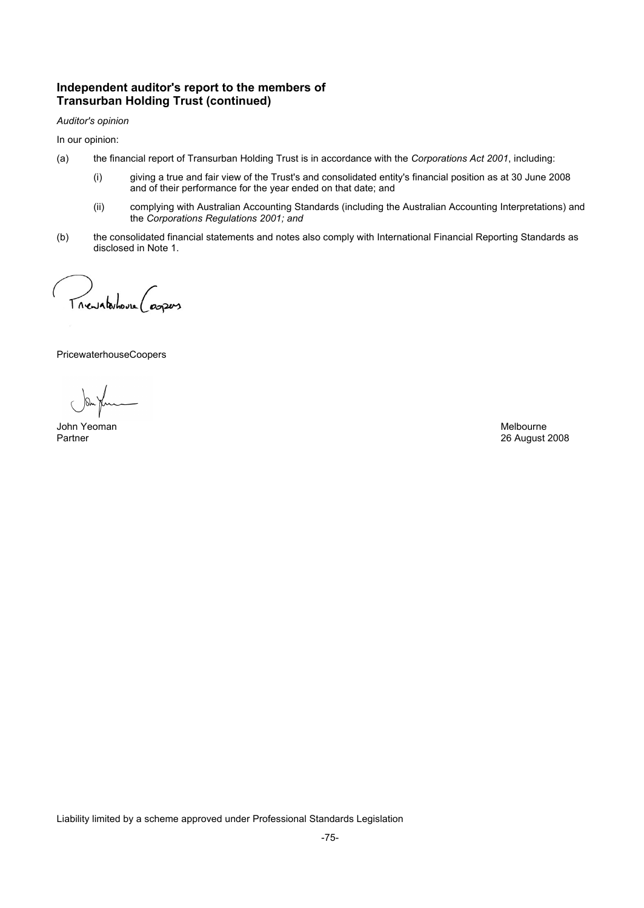## Independent auditor's report to the members of Transurban Holding Trust (continued)

*Auditor's opinion*

In our opinion:

(a) the financial report of Transurban Holding Trust is in accordance with the *Corporations Act 2001*, including:

    (i) giving a true and fair view of the Trust's and consolidated entity's financial position as at 30 June 2008 and of their performance for the year ended on that date; and

    (ii) complying with Australian Accounting Standards (including the Australian Accounting Interpretations) and the *Corporations Regulations 2001; and*

(b) the consolidated financial statements and notes also comply with International Financial Reporting Standards as disclosed in Note 1.

PricewaterhouseCoopers

John Yeoman
Partner

Melbourne
26 August 2008

Liability limited by a scheme approved under Professional Standards Legislation